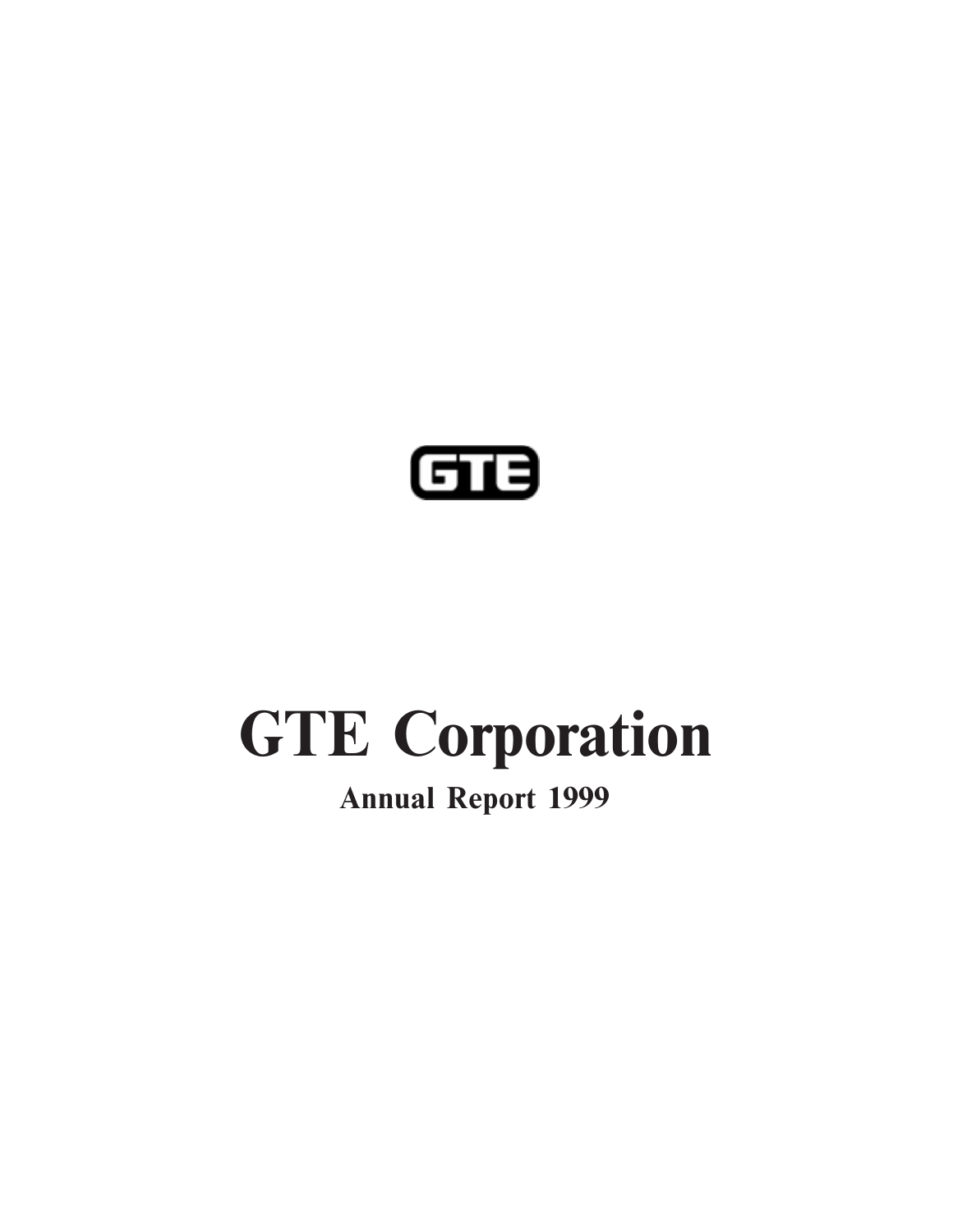GTE

# GTE Corporation

## Annual Report 1999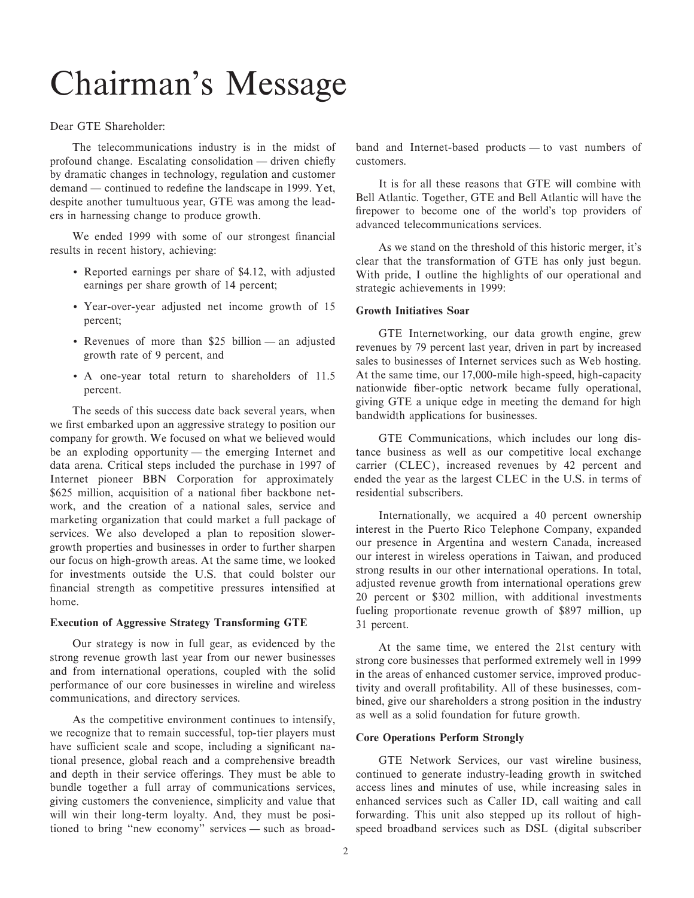# Chairman's Message

Dear GTE Shareholder:

The telecommunications industry is in the midst of profound change. Escalating consolidation — driven chiefly by dramatic changes in technology, regulation and customer demand — continued to redefine the landscape in 1999. Yet, despite another tumultuous year, GTE was among the leaders in harnessing change to produce growth.

We ended 1999 with some of our strongest financial results in recent history, achieving:

- Reported earnings per share of $4.12, with adjusted earnings per share growth of 14 percent;
- Year-over-year adjusted net income growth of 15 percent;
- Revenues of more than $25 billion — an adjusted growth rate of 9 percent, and
- A one-year total return to shareholders of 11.5 percent.

The seeds of this success date back several years, when we first embarked upon an aggressive strategy to position our company for growth. We focused on what we believed would be an exploding opportunity — the emerging Internet and data arena. Critical steps included the purchase in 1997 of Internet pioneer BBN Corporation for approximately $625 million, acquisition of a national fiber backbone network, and the creation of a national sales, service and marketing organization that could market a full package of services. We also developed a plan to reposition slower-growth properties and businesses in order to further sharpen our focus on high-growth areas. At the same time, we looked for investments outside the U.S. that could bolster our financial strength as competitive pressures intensified at home.

**Execution of Aggressive Strategy Transforming GTE**

Our strategy is now in full gear, as evidenced by the strong revenue growth last year from our newer businesses and from international operations, coupled with the solid performance of our core businesses in wireline and wireless communications, and directory services.

As the competitive environment continues to intensify, we recognize that to remain successful, top-tier players must have sufficient scale and scope, including a significant national presence, global reach and a comprehensive breadth and depth in their service offerings. They must be able to bundle together a full array of communications services, giving customers the convenience, simplicity and value that will win their long-term loyalty. And, they must be positioned to bring "new economy" services — such as broadband and Internet-based products — to vast numbers of customers.

It is for all these reasons that GTE will combine with Bell Atlantic. Together, GTE and Bell Atlantic will have the firepower to become one of the world's top providers of advanced telecommunications services.

As we stand on the threshold of this historic merger, it's clear that the transformation of GTE has only just begun. With pride, I outline the highlights of our operational and strategic achievements in 1999:

**Growth Initiatives Soar**

GTE Internetworking, our data growth engine, grew revenues by 79 percent last year, driven in part by increased sales to businesses of Internet services such as Web hosting. At the same time, our 17,000-mile high-speed, high-capacity nationwide fiber-optic network became fully operational, giving GTE a unique edge in meeting the demand for high bandwidth applications for businesses.

GTE Communications, which includes our long distance business as well as our competitive local exchange carrier (CLEC), increased revenues by 42 percent and ended the year as the largest CLEC in the U.S. in terms of residential subscribers.

Internationally, we acquired a 40 percent ownership interest in the Puerto Rico Telephone Company, expanded our presence in Argentina and western Canada, increased our interest in wireless operations in Taiwan, and produced strong results in our other international operations. In total, adjusted revenue growth from international operations grew 20 percent or $302 million, with additional investments fueling proportionate revenue growth of $897 million, up 31 percent.

At the same time, we entered the 21st century with strong core businesses that performed extremely well in 1999 in the areas of enhanced customer service, improved productivity and overall profitability. All of these businesses, combined, give our shareholders a strong position in the industry as well as a solid foundation for future growth.

**Core Operations Perform Strongly**

GTE Network Services, our vast wireline business, continued to generate industry-leading growth in switched access lines and minutes of use, while increasing sales in enhanced services such as Caller ID, call waiting and call forwarding. This unit also stepped up its rollout of high-speed broadband services such as DSL (digital subscriber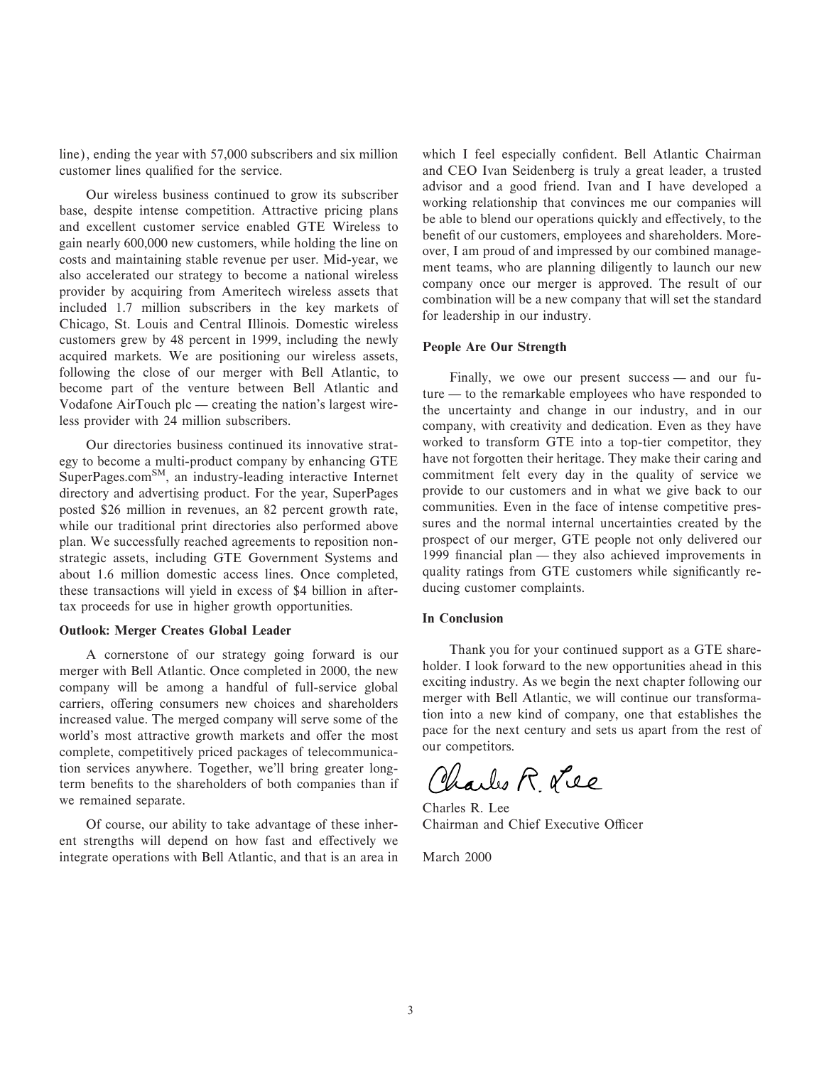line), ending the year with 57,000 subscribers and six million customer lines qualified for the service.

Our wireless business continued to grow its subscriber base, despite intense competition. Attractive pricing plans and excellent customer service enabled GTE Wireless to gain nearly 600,000 new customers, while holding the line on costs and maintaining stable revenue per user. Mid-year, we also accelerated our strategy to become a national wireless provider by acquiring from Ameritech wireless assets that included 1.7 million subscribers in the key markets of Chicago, St. Louis and Central Illinois. Domestic wireless customers grew by 48 percent in 1999, including the newly acquired markets. We are positioning our wireless assets, following the close of our merger with Bell Atlantic, to become part of the venture between Bell Atlantic and Vodafone AirTouch plc — creating the nation's largest wireless provider with 24 million subscribers.

Our directories business continued its innovative strategy to become a multi-product company by enhancing GTE SuperPages.com[SM], an industry-leading interactive Internet directory and advertising product. For the year, SuperPages posted $26 million in revenues, an 82 percent growth rate, while our traditional print directories also performed above plan. We successfully reached agreements to reposition non-strategic assets, including GTE Government Systems and about 1.6 million domestic access lines. Once completed, these transactions will yield in excess of $4 billion in after-tax proceeds for use in higher growth opportunities.

**Outlook: Merger Creates Global Leader**

A cornerstone of our strategy going forward is our merger with Bell Atlantic. Once completed in 2000, the new company will be among a handful of full-service global carriers, offering consumers new choices and shareholders increased value. The merged company will serve some of the world's most attractive growth markets and offer the most complete, competitively priced packages of telecommunication services anywhere. Together, we'll bring greater long-term benefits to the shareholders of both companies than if we remained separate.

Of course, our ability to take advantage of these inherent strengths will depend on how fast and effectively we integrate operations with Bell Atlantic, and that is an area in which I feel especially confident. Bell Atlantic Chairman and CEO Ivan Seidenberg is truly a great leader, a trusted advisor and a good friend. Ivan and I have developed a working relationship that convinces me our companies will be able to blend our operations quickly and effectively, to the benefit of our customers, employees and shareholders. Moreover, I am proud of and impressed by our combined management teams, who are planning diligently to launch our new company once our merger is approved. The result of our combination will be a new company that will set the standard for leadership in our industry.

**People Are Our Strength**

Finally, we owe our present success — and our future — to the remarkable employees who have responded to the uncertainty and change in our industry, and in our company, with creativity and dedication. Even as they have worked to transform GTE into a top-tier competitor, they have not forgotten their heritage. They make their caring and commitment felt every day in the quality of service we provide to our customers and in what we give back to our communities. Even in the face of intense competitive pressures and the normal internal uncertainties created by the prospect of our merger, GTE people not only delivered our 1999 financial plan — they also achieved improvements in quality ratings from GTE customers while significantly reducing customer complaints.

**In Conclusion**

Thank you for your continued support as a GTE shareholder. I look forward to the new opportunities ahead in this exciting industry. As we begin the next chapter following our merger with Bell Atlantic, we will continue our transformation into a new kind of company, one that establishes the pace for the next century and sets us apart from the rest of our competitors.

Charles R. Lee
Chairman and Chief Executive Officer

March 2000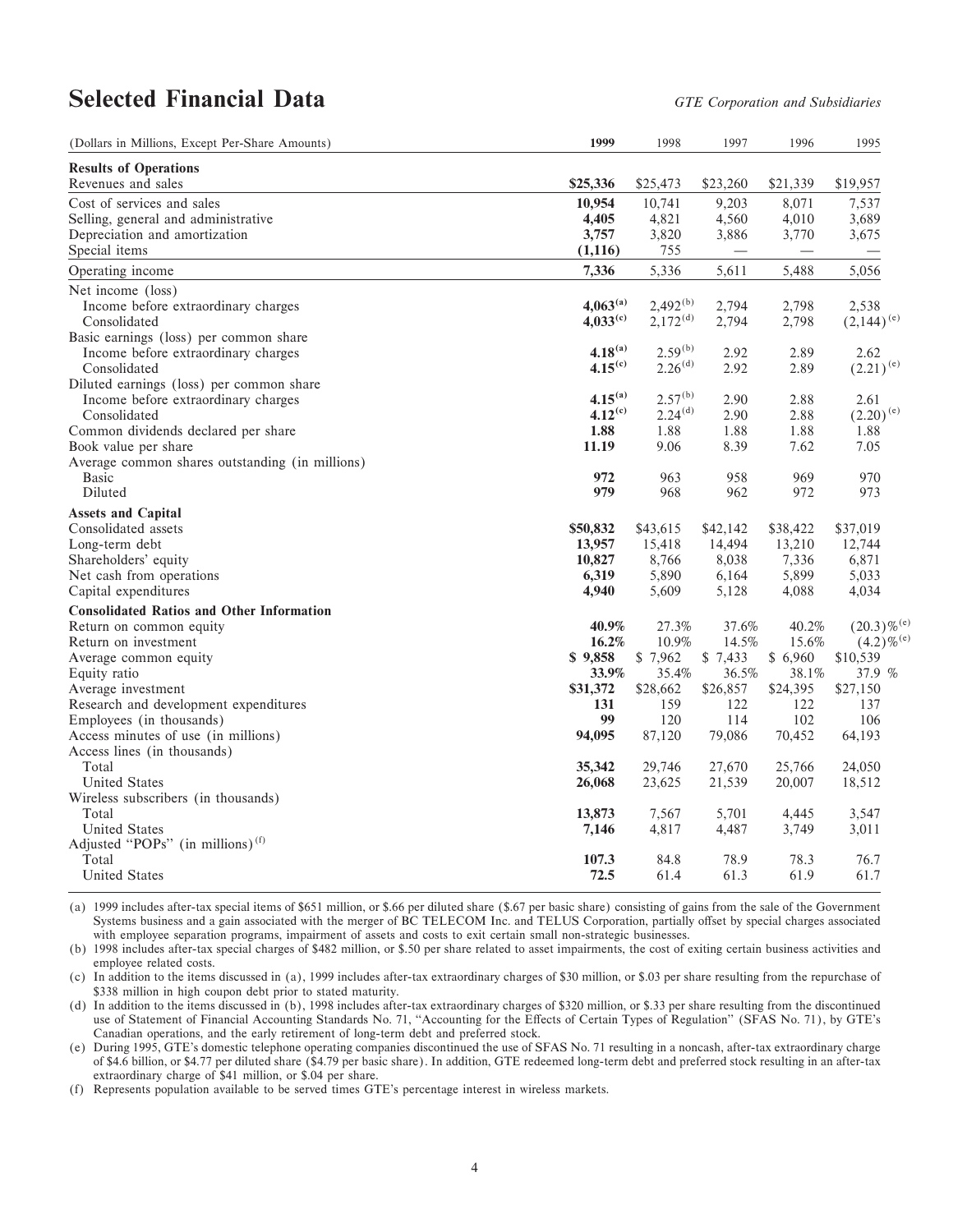# Selected Financial Data

*GTE Corporation and Subsidiaries*

| (Dollars in Millions, Except Per-Share Amounts) | **1999** | 1998 | 1997 | 1996 | 1995 |
|---|---|---|---|---|---|
| **Results of Operations** | | | | | |
| Revenues and sales | **$25,336** | $25,473 | $23,260 | $21,339 | $19,957 |
| Cost of services and sales | **10,954** | 10,741 | 9,203 | 8,071 | 7,537 |
| Selling, general and administrative | **4,405** | 4,821 | 4,560 | 4,010 | 3,689 |
| Depreciation and amortization | **3,757** | 3,820 | 3,886 | 3,770 | 3,675 |
| Special items | **(1,116)** | 755 | — | — | — |
| Operating income | **7,336** | 5,336 | 5,611 | 5,488 | 5,056 |
| Net income (loss) | | | | | |
| Income before extraordinary charges | **4,063**[(a)] | 2,492[(b)] | 2,794 | 2,798 | 2,538 |
| Consolidated | **4,033**[(c)] | 2,172[(d)] | 2,794 | 2,798 | (2,144)[(e)] |
| Basic earnings (loss) per common share | | | | | |
| Income before extraordinary charges | **4.18**[(a)] | 2.59[(b)] | 2.92 | 2.89 | 2.62 |
| Consolidated | **4.15**[(c)] | 2.26[(d)] | 2.92 | 2.89 | (2.21)[(e)] |
| Diluted earnings (loss) per common share | | | | | |
| Income before extraordinary charges | **4.15**[(a)] | 2.57[(b)] | 2.90 | 2.88 | 2.61 |
| Consolidated | **4.12**[(c)] | 2.24[(d)] | 2.90 | 2.88 | (2.20)[(e)] |
| Common dividends declared per share | **1.88** | 1.88 | 1.88 | 1.88 | 1.88 |
| Book value per share | **11.19** | 9.06 | 8.39 | 7.62 | 7.05 |
| Average common shares outstanding (in millions) | | | | | |
| Basic | **972** | 963 | 958 | 969 | 970 |
| Diluted | **979** | 968 | 962 | 972 | 973 |
| **Assets and Capital** | | | | | |
| Consolidated assets | **$50,832** | $43,615 | $42,142 | $38,422 | $37,019 |
| Long-term debt | **13,957** | 15,418 | 14,494 | 13,210 | 12,744 |
| Shareholders' equity | **10,827** | 8,766 | 8,038 | 7,336 | 6,871 |
| Net cash from operations | **6,319** | 5,890 | 6,164 | 5,899 | 5,033 |
| Capital expenditures | **4,940** | 5,609 | 5,128 | 4,088 | 4,034 |
| **Consolidated Ratios and Other Information** | | | | | |
| Return on common equity | **40.9%** | 27.3% | 37.6% | 40.2% | (20.3)%[(e)] |
| Return on investment | **16.2%** | 10.9% | 14.5% | 15.6% | (4.2)%[(e)] |
| Average common equity | **$ 9,858** | $ 7,962 | $ 7,433 | $ 6,960 | $10,539 |
| Equity ratio | **33.9%** | 35.4% | 36.5% | 38.1% | 37.9 % |
| Average investment | **$31,372** | $28,662 | $26,857 | $24,395 | $27,150 |
| Research and development expenditures | **131** | 159 | 122 | 122 | 137 |
| Employees (in thousands) | **99** | 120 | 114 | 102 | 106 |
| Access minutes of use (in millions) | **94,095** | 87,120 | 79,086 | 70,452 | 64,193 |
| Access lines (in thousands) | | | | | |
| Total | **35,342** | 29,746 | 27,670 | 25,766 | 24,050 |
| United States | **26,068** | 23,625 | 21,539 | 20,007 | 18,512 |
| Wireless subscribers (in thousands) | | | | | |
| Total | **13,873** | 7,567 | 5,701 | 4,445 | 3,547 |
| United States | **7,146** | 4,817 | 4,487 | 3,749 | 3,011 |
| Adjusted "POPs" (in millions)[(f)] | | | | | |
| Total | **107.3** | 84.8 | 78.9 | 78.3 | 76.7 |
| United States | **72.5** | 61.4 | 61.3 | 61.9 | 61.7 |

(a) 1999 includes after-tax special items of $651 million, or $.66 per diluted share ($.67 per basic share) consisting of gains from the sale of the Government Systems business and a gain associated with the merger of BC TELECOM Inc. and TELUS Corporation, partially offset by special charges associated with employee separation programs, impairment of assets and costs to exit certain small non-strategic businesses.

(b) 1998 includes after-tax special charges of $482 million, or $.50 per share related to asset impairments, the cost of exiting certain business activities and employee related costs.

(c) In addition to the items discussed in (a), 1999 includes after-tax extraordinary charges of $30 million, or $.03 per share resulting from the repurchase of $338 million in high coupon debt prior to stated maturity.

(d) In addition to the items discussed in (b), 1998 includes after-tax extraordinary charges of $320 million, or $.33 per share resulting from the discontinued use of Statement of Financial Accounting Standards No. 71, "Accounting for the Effects of Certain Types of Regulation" (SFAS No. 71), by GTE's Canadian operations, and the early retirement of long-term debt and preferred stock.

(e) During 1995, GTE's domestic telephone operating companies discontinued the use of SFAS No. 71 resulting in a noncash, after-tax extraordinary charge of $4.6 billion, or $4.77 per diluted share ($4.79 per basic share). In addition, GTE redeemed long-term debt and preferred stock resulting in an after-tax extraordinary charge of $41 million, or $.04 per share.

(f) Represents population available to be served times GTE's percentage interest in wireless markets.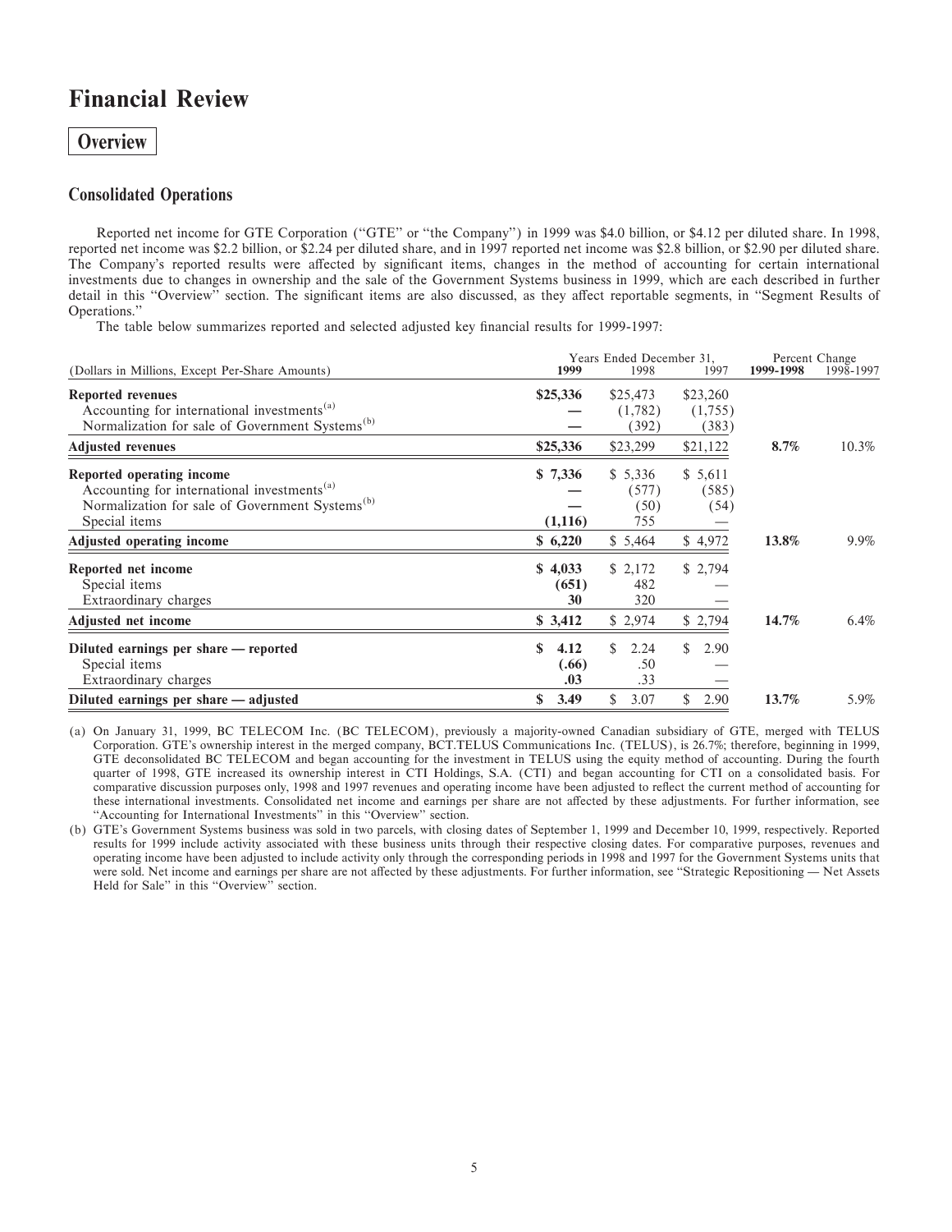# Financial Review

## Overview

### Consolidated Operations

Reported net income for GTE Corporation ("GTE" or "the Company") in 1999 was $4.0 billion, or $4.12 per diluted share. In 1998, reported net income was $2.2 billion, or $2.24 per diluted share, and in 1997 reported net income was $2.8 billion, or $2.90 per diluted share. The Company's reported results were affected by significant items, changes in the method of accounting for certain international investments due to changes in ownership and the sale of the Government Systems business in 1999, which are each described in further detail in this "Overview" section. The significant items are also discussed, as they affect reportable segments, in "Segment Results of Operations."

The table below summarizes reported and selected adjusted key financial results for 1999-1997:

| (Dollars in Millions, Except Per-Share Amounts) | Years Ended December 31, 1999 | 1998 | 1997 | Percent Change 1999-1998 | 1998-1997 |
|---|---|---|---|---|---|
| **Reported revenues** | **$25,336** | $25,473 | $23,260 | | |
| Accounting for international investments[(a)] | **—** | (1,782) | (1,755) | | |
| Normalization for sale of Government Systems[(b)] | **—** | (392) | (383) | | |
| **Adjusted revenues** | **$25,336** | $23,299 | $21,122 | **8.7%** | 10.3% |
| **Reported operating income** | **$ 7,336** | $ 5,336 | $ 5,611 | | |
| Accounting for international investments[(a)] | **—** | (577) | (585) | | |
| Normalization for sale of Government Systems[(b)] | **—** | (50) | (54) | | |
| Special items | **(1,116)** | 755 | — | | |
| **Adjusted operating income** | **$ 6,220** | $ 5,464 | $ 4,972 | **13.8%** | 9.9% |
| **Reported net income** | **$ 4,033** | $ 2,172 | $ 2,794 | | |
| Special items | **(651)** | 482 | — | | |
| Extraordinary charges | **30** | 320 | — | | |
| **Adjusted net income** | **$ 3,412** | $ 2,974 | $ 2,794 | **14.7%** | 6.4% |
| **Diluted earnings per share — reported** | **$ 4.12** | $ 2.24 | $ 2.90 | | |
| Special items | **(.66)** | .50 | — | | |
| Extraordinary charges | **.03** | .33 | — | | |
| **Diluted earnings per share — adjusted** | **$ 3.49** | $ 3.07 | $ 2.90 | **13.7%** | 5.9% |

(a) On January 31, 1999, BC TELECOM Inc. (BC TELECOM), previously a majority-owned Canadian subsidiary of GTE, merged with TELUS Corporation. GTE's ownership interest in the merged company, BCT.TELUS Communications Inc. (TELUS), is 26.7%; therefore, beginning in 1999, GTE deconsolidated BC TELECOM and began accounting for the investment in TELUS using the equity method of accounting. During the fourth quarter of 1998, GTE increased its ownership interest in CTI Holdings, S.A. (CTI) and began accounting for CTI on a consolidated basis. For comparative discussion purposes only, 1998 and 1997 revenues and operating income have been adjusted to reflect the current method of accounting for these international investments. Consolidated net income and earnings per share are not affected by these adjustments. For further information, see "Accounting for International Investments" in this "Overview" section.

(b) GTE's Government Systems business was sold in two parcels, with closing dates of September 1, 1999 and December 10, 1999, respectively. Reported results for 1999 include activity associated with these business units through their respective closing dates. For comparative purposes, revenues and operating income have been adjusted to include activity only through the corresponding periods in 1998 and 1997 for the Government Systems units that were sold. Net income and earnings per share are not affected by these adjustments. For further information, see "Strategic Repositioning — Net Assets Held for Sale" in this "Overview" section.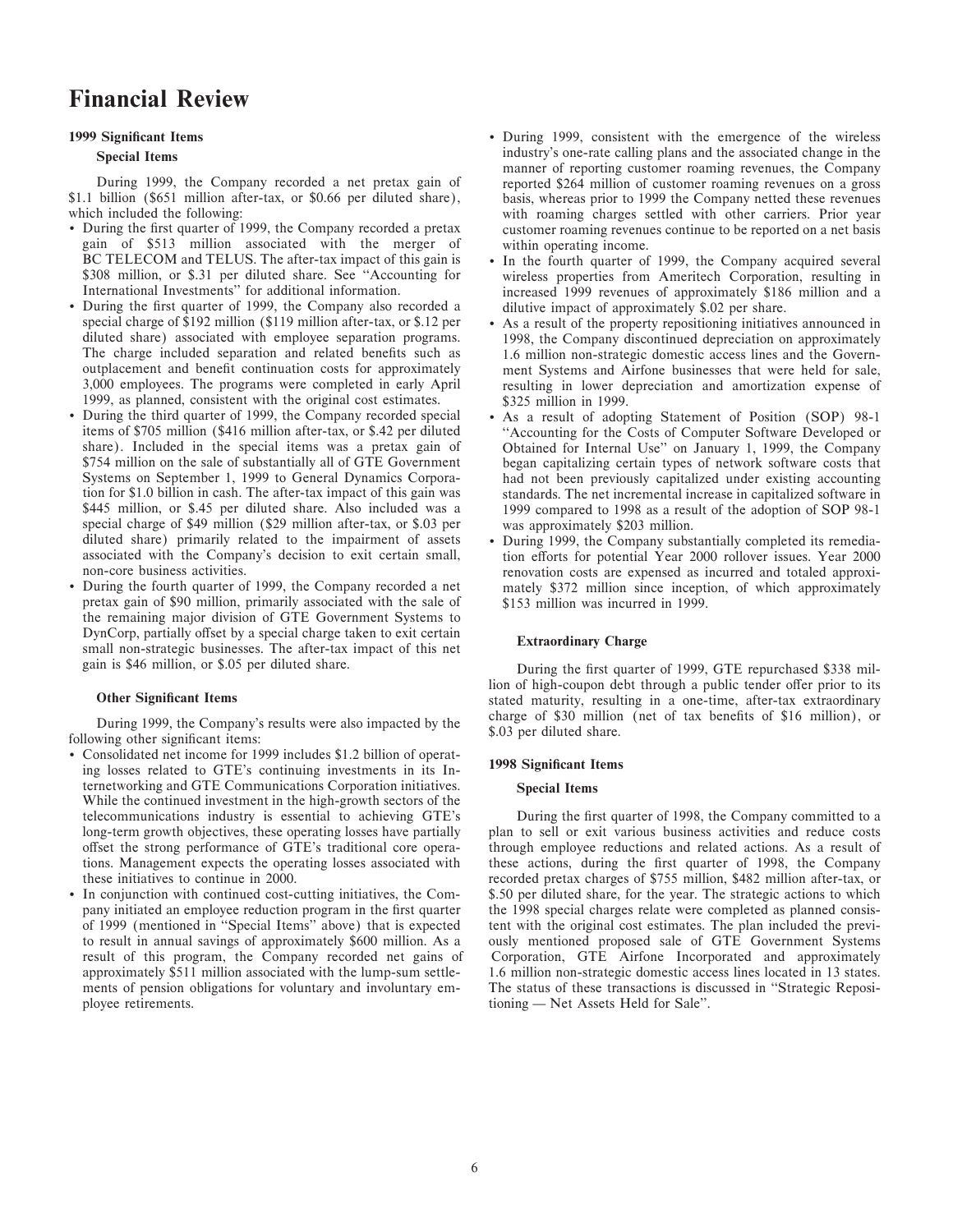# Financial Review

## 1999 Significant Items

### Special Items

During 1999, the Company recorded a net pretax gain of $1.1 billion ($651 million after-tax, or $0.66 per diluted share), which included the following:

- During the first quarter of 1999, the Company recorded a pretax gain of $513 million associated with the merger of BC TELECOM and TELUS. The after-tax impact of this gain is $308 million, or $.31 per diluted share. See "Accounting for International Investments" for additional information.
- During the first quarter of 1999, the Company also recorded a special charge of $192 million ($119 million after-tax, or $.12 per diluted share) associated with employee separation programs. The charge included separation and related benefits such as outplacement and benefit continuation costs for approximately 3,000 employees. The programs were completed in early April 1999, as planned, consistent with the original cost estimates.
- During the third quarter of 1999, the Company recorded special items of $705 million ($416 million after-tax, or $.42 per diluted share). Included in the special items was a pretax gain of $754 million on the sale of substantially all of GTE Government Systems on September 1, 1999 to General Dynamics Corporation for $1.0 billion in cash. The after-tax impact of this gain was $445 million, or $.45 per diluted share. Also included was a special charge of $49 million ($29 million after-tax, or $.03 per diluted share) primarily related to the impairment of assets associated with the Company's decision to exit certain small, non-core business activities.
- During the fourth quarter of 1999, the Company recorded a net pretax gain of $90 million, primarily associated with the sale of the remaining major division of GTE Government Systems to DynCorp, partially offset by a special charge taken to exit certain small non-strategic businesses. The after-tax impact of this net gain is $46 million, or $.05 per diluted share.

### Other Significant Items

During 1999, the Company's results were also impacted by the following other significant items:

- Consolidated net income for 1999 includes $1.2 billion of operating losses related to GTE's continuing investments in its Internetworking and GTE Communications Corporation initiatives. While the continued investment in the high-growth sectors of the telecommunications industry is essential to achieving GTE's long-term growth objectives, these operating losses have partially offset the strong performance of GTE's traditional core operations. Management expects the operating losses associated with these initiatives to continue in 2000.
- In conjunction with continued cost-cutting initiatives, the Company initiated an employee reduction program in the first quarter of 1999 (mentioned in "Special Items" above) that is expected to result in annual savings of approximately $600 million. As a result of this program, the Company recorded net gains of approximately $511 million associated with the lump-sum settlements of pension obligations for voluntary and involuntary employee retirements.
- During 1999, consistent with the emergence of the wireless industry's one-rate calling plans and the associated change in the manner of reporting customer roaming revenues, the Company reported $264 million of customer roaming revenues on a gross basis, whereas prior to 1999 the Company netted these revenues with roaming charges settled with other carriers. Prior year customer roaming revenues continue to be reported on a net basis within operating income.
- In the fourth quarter of 1999, the Company acquired several wireless properties from Ameritech Corporation, resulting in increased 1999 revenues of approximately $186 million and a dilutive impact of approximately $.02 per share.
- As a result of the property repositioning initiatives announced in 1998, the Company discontinued depreciation on approximately 1.6 million non-strategic domestic access lines and the Government Systems and Airfone businesses that were held for sale, resulting in lower depreciation and amortization expense of $325 million in 1999.
- As a result of adopting Statement of Position (SOP) 98-1 "Accounting for the Costs of Computer Software Developed or Obtained for Internal Use" on January 1, 1999, the Company began capitalizing certain types of network software costs that had not been previously capitalized under existing accounting standards. The net incremental increase in capitalized software in 1999 compared to 1998 as a result of the adoption of SOP 98-1 was approximately $203 million.
- During 1999, the Company substantially completed its remediation efforts for potential Year 2000 rollover issues. Year 2000 renovation costs are expensed as incurred and totaled approximately $372 million since inception, of which approximately $153 million was incurred in 1999.

### Extraordinary Charge

During the first quarter of 1999, GTE repurchased $338 million of high-coupon debt through a public tender offer prior to its stated maturity, resulting in a one-time, after-tax extraordinary charge of $30 million (net of tax benefits of $16 million), or $.03 per diluted share.

## 1998 Significant Items

### Special Items

During the first quarter of 1998, the Company committed to a plan to sell or exit various business activities and reduce costs through employee reductions and related actions. As a result of these actions, during the first quarter of 1998, the Company recorded pretax charges of $755 million, $482 million after-tax, or $.50 per diluted share, for the year. The strategic actions to which the 1998 special charges relate were completed as planned consistent with the original cost estimates. The plan included the previously mentioned proposed sale of GTE Government Systems Corporation, GTE Airfone Incorporated and approximately 1.6 million non-strategic domestic access lines located in 13 states. The status of these transactions is discussed in "Strategic Repositioning — Net Assets Held for Sale".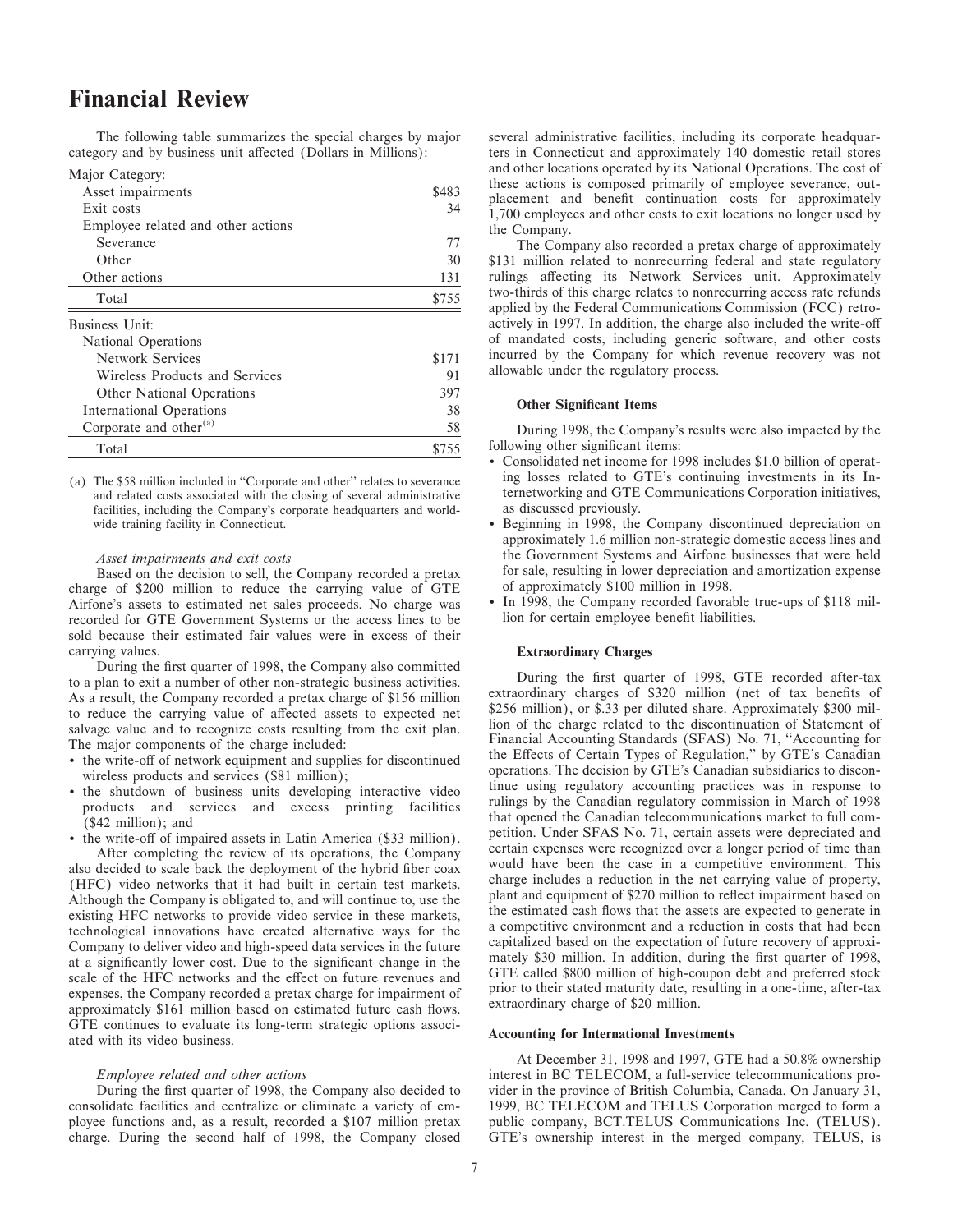# Financial Review

The following table summarizes the special charges by major category and by business unit affected (Dollars in Millions):

| | |
|---|---|
| Major Category: | |
| Asset impairments | $483 |
| Exit costs | 34 |
| Employee related and other actions | |
| Severance | 77 |
| Other | 30 |
| Other actions | 131 |
| Total | $755 |
| Business Unit: | |
| National Operations | |
| Network Services | $171 |
| Wireless Products and Services | 91 |
| Other National Operations | 397 |
| International Operations | 38 |
| Corporate and other[(a)] | 58 |
| Total | $755 |

(a) The $58 million included in "Corporate and other" relates to severance and related costs associated with the closing of several administrative facilities, including the Company's corporate headquarters and worldwide training facility in Connecticut.

*Asset impairments and exit costs*

Based on the decision to sell, the Company recorded a pretax charge of $200 million to reduce the carrying value of GTE Airfone's assets to estimated net sales proceeds. No charge was recorded for GTE Government Systems or the access lines to be sold because their estimated fair values were in excess of their carrying values.

During the first quarter of 1998, the Company also committed to a plan to exit a number of other non-strategic business activities. As a result, the Company recorded a pretax charge of $156 million to reduce the carrying value of affected assets to expected net salvage value and to recognize costs resulting from the exit plan. The major components of the charge included:

- the write-off of network equipment and supplies for discontinued wireless products and services ($81 million);
- the shutdown of business units developing interactive video products and services and excess printing facilities ($42 million); and
- the write-off of impaired assets in Latin America ($33 million).

After completing the review of its operations, the Company also decided to scale back the deployment of the hybrid fiber coax (HFC) video networks that it had built in certain test markets. Although the Company is obligated to, and will continue to, use the existing HFC networks to provide video service in these markets, technological innovations have created alternative ways for the Company to deliver video and high-speed data services in the future at a significantly lower cost. Due to the significant change in the scale of the HFC networks and the effect on future revenues and expenses, the Company recorded a pretax charge for impairment of approximately $161 million based on estimated future cash flows. GTE continues to evaluate its long-term strategic options associated with its video business.

*Employee related and other actions*

During the first quarter of 1998, the Company also decided to consolidate facilities and centralize or eliminate a variety of employee functions and, as a result, recorded a $107 million pretax charge. During the second half of 1998, the Company closed several administrative facilities, including its corporate headquarters in Connecticut and approximately 140 domestic retail stores and other locations operated by its National Operations. The cost of these actions is composed primarily of employee severance, outplacement and benefit continuation costs for approximately 1,700 employees and other costs to exit locations no longer used by the Company.

The Company also recorded a pretax charge of approximately $131 million related to nonrecurring federal and state regulatory rulings affecting its Network Services unit. Approximately two-thirds of this charge relates to nonrecurring access rate refunds applied by the Federal Communications Commission (FCC) retroactively in 1997. In addition, the charge also included the write-off of mandated costs, including generic software, and other costs incurred by the Company for which revenue recovery was not allowable under the regulatory process.

**Other Significant Items**

During 1998, the Company's results were also impacted by the following other significant items:

- Consolidated net income for 1998 includes $1.0 billion of operating losses related to GTE's continuing investments in its Internetworking and GTE Communications Corporation initiatives, as discussed previously.
- Beginning in 1998, the Company discontinued depreciation on approximately 1.6 million non-strategic domestic access lines and the Government Systems and Airfone businesses that were held for sale, resulting in lower depreciation and amortization expense of approximately $100 million in 1998.
- In 1998, the Company recorded favorable true-ups of $118 million for certain employee benefit liabilities.

**Extraordinary Charges**

During the first quarter of 1998, GTE recorded after-tax extraordinary charges of $320 million (net of tax benefits of $256 million), or $.33 per diluted share. Approximately $300 million of the charge related to the discontinuation of Statement of Financial Accounting Standards (SFAS) No. 71, "Accounting for the Effects of Certain Types of Regulation," by GTE's Canadian operations. The decision by GTE's Canadian subsidiaries to discontinue using regulatory accounting practices was in response to rulings by the Canadian regulatory commission in March of 1998 that opened the Canadian telecommunications market to full competition. Under SFAS No. 71, certain assets were depreciated and certain expenses were recognized over a longer period of time than would have been the case in a competitive environment. This charge includes a reduction in the net carrying value of property, plant and equipment of $270 million to reflect impairment based on the estimated cash flows that the assets are expected to generate in a competitive environment and a reduction in costs that had been capitalized based on the expectation of future recovery of approximately $30 million. In addition, during the first quarter of 1998, GTE called $800 million of high-coupon debt and preferred stock prior to their stated maturity date, resulting in a one-time, after-tax extraordinary charge of $20 million.

**Accounting for International Investments**

At December 31, 1998 and 1997, GTE had a 50.8% ownership interest in BC TELECOM, a full-service telecommunications provider in the province of British Columbia, Canada. On January 31, 1999, BC TELECOM and TELUS Corporation merged to form a public company, BCT.TELUS Communications Inc. (TELUS). GTE's ownership interest in the merged company, TELUS, is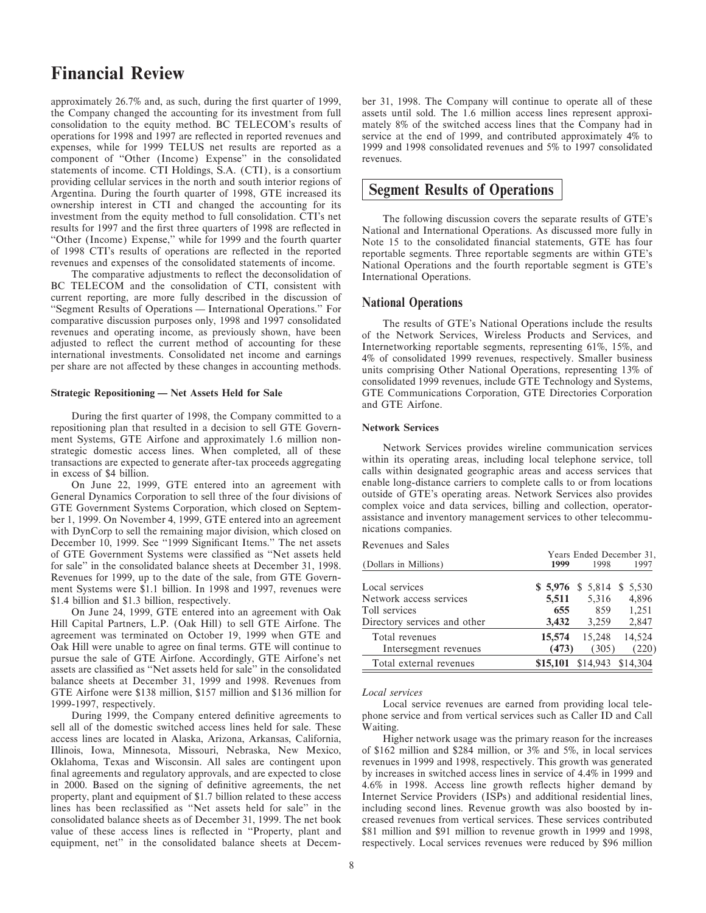# Financial Review

approximately 26.7% and, as such, during the first quarter of 1999, the Company changed the accounting for its investment from full consolidation to the equity method. BC TELECOM's results of operations for 1998 and 1997 are reflected in reported revenues and expenses, while for 1999 TELUS net results are reported as a component of "Other (Income) Expense" in the consolidated statements of income. CTI Holdings, S.A. (CTI), is a consortium providing cellular services in the north and south interior regions of Argentina. During the fourth quarter of 1998, GTE increased its ownership interest in CTI and changed the accounting for its investment from the equity method to full consolidation. CTI's net results for 1997 and the first three quarters of 1998 are reflected in "Other (Income) Expense," while for 1999 and the fourth quarter of 1998 CTI's results of operations are reflected in the reported revenues and expenses of the consolidated statements of income.

The comparative adjustments to reflect the deconsolidation of BC TELECOM and the consolidation of CTI, consistent with current reporting, are more fully described in the discussion of "Segment Results of Operations — International Operations." For comparative discussion purposes only, 1998 and 1997 consolidated revenues and operating income, as previously shown, have been adjusted to reflect the current method of accounting for these international investments. Consolidated net income and earnings per share are not affected by these changes in accounting methods.

**Strategic Repositioning — Net Assets Held for Sale**

During the first quarter of 1998, the Company committed to a repositioning plan that resulted in a decision to sell GTE Government Systems, GTE Airfone and approximately 1.6 million non-strategic domestic access lines. When completed, all of these transactions are expected to generate after-tax proceeds aggregating in excess of $4 billion.

On June 22, 1999, GTE entered into an agreement with General Dynamics Corporation to sell three of the four divisions of GTE Government Systems Corporation, which closed on September 1, 1999. On November 4, 1999, GTE entered into an agreement with DynCorp to sell the remaining major division, which closed on December 10, 1999. See "1999 Significant Items." The net assets of GTE Government Systems were classified as "Net assets held for sale" in the consolidated balance sheets at December 31, 1998. Revenues for 1999, up to the date of the sale, from GTE Government Systems were $1.1 billion. In 1998 and 1997, revenues were $1.4 billion and $1.3 billion, respectively.

On June 24, 1999, GTE entered into an agreement with Oak Hill Capital Partners, L.P. (Oak Hill) to sell GTE Airfone. The agreement was terminated on October 19, 1999 when GTE and Oak Hill were unable to agree on final terms. GTE will continue to pursue the sale of GTE Airfone. Accordingly, GTE Airfone's net assets are classified as "Net assets held for sale" in the consolidated balance sheets at December 31, 1999 and 1998. Revenues from GTE Airfone were $138 million, $157 million and $136 million for 1999-1997, respectively.

During 1999, the Company entered definitive agreements to sell all of the domestic switched access lines held for sale. These access lines are located in Alaska, Arizona, Arkansas, California, Illinois, Iowa, Minnesota, Missouri, Nebraska, New Mexico, Oklahoma, Texas and Wisconsin. All sales are contingent upon final agreements and regulatory approvals, and are expected to close in 2000. Based on the signing of definitive agreements, the net property, plant and equipment of $1.7 billion related to these access lines has been reclassified as "Net assets held for sale" in the consolidated balance sheets as of December 31, 1999. The net book value of these access lines is reflected in "Property, plant and equipment, net" in the consolidated balance sheets at December 31, 1998. The Company will continue to operate all of these assets until sold. The 1.6 million access lines represent approximately 8% of the switched access lines that the Company had in service at the end of 1999, and contributed approximately 4% to 1999 and 1998 consolidated revenues and 5% to 1997 consolidated revenues.

## Segment Results of Operations

The following discussion covers the separate results of GTE's National and International Operations. As discussed more fully in Note 15 to the consolidated financial statements, GTE has four reportable segments. Three reportable segments are within GTE's National Operations and the fourth reportable segment is GTE's International Operations.

### National Operations

The results of GTE's National Operations include the results of the Network Services, Wireless Products and Services, and Internetworking reportable segments, representing 61%, 15%, and 4% of consolidated 1999 revenues, respectively. Smaller business units comprising Other National Operations, representing 13% of consolidated 1999 revenues, include GTE Technology and Systems, GTE Communications Corporation, GTE Directories Corporation and GTE Airfone.

**Network Services**

Network Services provides wireline communication services within its operating areas, including local telephone service, toll calls within designated geographic areas and access services that enable long-distance carriers to complete calls to or from locations outside of GTE's operating areas. Network Services also provides complex voice and data services, billing and collection, operator-assistance and inventory management services to other telecommunications companies.

Revenues and Sales

| (Dollars in Millions) | 1999 | 1998 | 1997 |
|---|---|---|---|
| | Years Ended December 31, | | |
| Local services | **$ 5,976** | $ 5,814 | $ 5,530 |
| Network access services | **5,511** | 5,316 | 4,896 |
| Toll services | **655** | 859 | 1,251 |
| Directory services and other | **3,432** | 3,259 | 2,847 |
| Total revenues | **15,574** | 15,248 | 14,524 |
| Intersegment revenues | **(473)** | (305) | (220) |
| Total external revenues | **$15,101** | $14,943 | $14,304 |

*Local services*

Local service revenues are earned from providing local telephone service and from vertical services such as Caller ID and Call Waiting.

Higher network usage was the primary reason for the increases of $162 million and $284 million, or 3% and 5%, in local services revenues in 1999 and 1998, respectively. This growth was generated by increases in switched access lines in service of 4.4% in 1999 and 4.6% in 1998. Access line growth reflects higher demand by Internet Service Providers (ISPs) and additional residential lines, including second lines. Revenue growth was also boosted by increased revenues from vertical services. These services contributed $81 million and $91 million to revenue growth in 1999 and 1998, respectively. Local services revenues were reduced by $96 million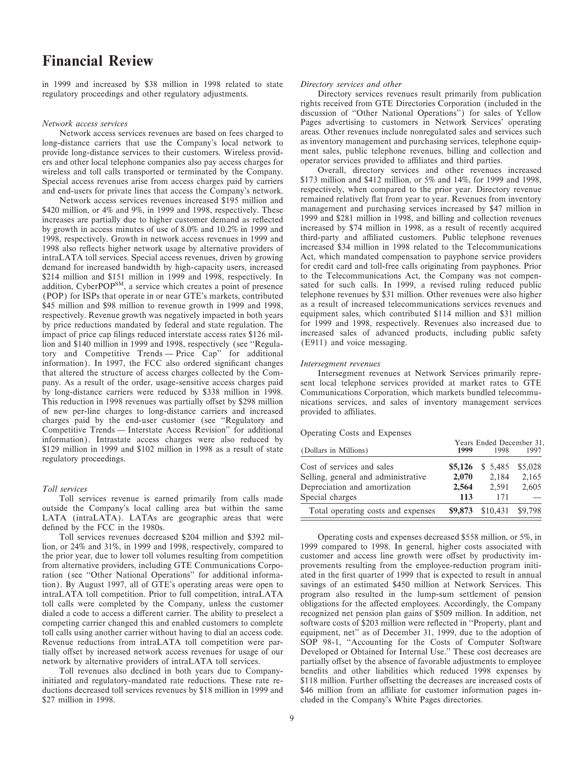# Financial Review

in 1999 and increased by $38 million in 1998 related to state regulatory proceedings and other regulatory adjustments.

*Network access services*

Network access services revenues are based on fees charged to long-distance carriers that use the Company's local network to provide long-distance services to their customers. Wireless providers and other local telephone companies also pay access charges for wireless and toll calls transported or terminated by the Company. Special access revenues arise from access charges paid by carriers and end-users for private lines that access the Company's network.

Network access services revenues increased $195 million and $420 million, or 4% and 9%, in 1999 and 1998, respectively. These increases are partially due to higher customer demand as reflected by growth in access minutes of use of 8.0% and 10.2% in 1999 and 1998, respectively. Growth in network access revenues in 1999 and 1998 also reflects higher network usage by alternative providers of intraLATA toll services. Special access revenues, driven by growing demand for increased bandwidth by high-capacity users, increased $214 million and $151 million in 1999 and 1998, respectively. In addition, CyberPOP[SM], a service which creates a point of presence (POP) for ISPs that operate in or near GTE's markets, contributed $45 million and $98 million to revenue growth in 1999 and 1998, respectively. Revenue growth was negatively impacted in both years by price reductions mandated by federal and state regulation. The impact of price cap filings reduced interstate access rates $126 million and $140 million in 1999 and 1998, respectively (see "Regulatory and Competitive Trends — Price Cap" for additional information). In 1997, the FCC also ordered significant changes that altered the structure of access charges collected by the Company. As a result of the order, usage-sensitive access charges paid by long-distance carriers were reduced by $338 million in 1998. This reduction in 1998 revenues was partially offset by $298 million of new per-line charges to long-distance carriers and increased charges paid by the end-user customer (see "Regulatory and Competitive Trends — Interstate Access Revision" for additional information). Intrastate access charges were also reduced by $129 million in 1999 and $102 million in 1998 as a result of state regulatory proceedings.

*Toll services*

Toll services revenue is earned primarily from calls made outside the Company's local calling area but within the same LATA (intraLATA). LATAs are geographic areas that were defined by the FCC in the 1980s.

Toll services revenues decreased $204 million and $392 million, or 24% and 31%, in 1999 and 1998, respectively, compared to the prior year, due to lower toll volumes resulting from competition from alternative providers, including GTE Communications Corporation (see "Other National Operations" for additional information). By August 1997, all of GTE's operating areas were open to intraLATA toll competition. Prior to full competition, intraLATA toll calls were completed by the Company, unless the customer dialed a code to access a different carrier. The ability to preselect a competing carrier changed this and enabled customers to complete toll calls using another carrier without having to dial an access code. Revenue reductions from intraLATA toll competition were partially offset by increased network access revenues for usage of our network by alternative providers of intraLATA toll services.

Toll revenues also declined in both years due to Company-initiated and regulatory-mandated rate reductions. These rate reductions decreased toll services revenues by $18 million in 1999 and $27 million in 1998.

*Directory services and other*

Directory services revenues result primarily from publication rights received from GTE Directories Corporation (included in the discussion of "Other National Operations") for sales of Yellow Pages advertising to customers in Network Services' operating areas. Other revenues include nonregulated sales and services such as inventory management and purchasing services, telephone equipment sales, public telephone revenues, billing and collection and operator services provided to affiliates and third parties.

Overall, directory services and other revenues increased $173 million and $412 million, or 5% and 14%, for 1999 and 1998, respectively, when compared to the prior year. Directory revenue remained relatively flat from year to year. Revenues from inventory management and purchasing services increased by $47 million in 1999 and $281 million in 1998, and billing and collection revenues increased by $74 million in 1998, as a result of recently acquired third-party and affiliated customers. Public telephone revenues increased $34 million in 1998 related to the Telecommunications Act, which mandated compensation to payphone service providers for credit card and toll-free calls originating from payphones. Prior to the Telecommunications Act, the Company was not compensated for such calls. In 1999, a revised ruling reduced public telephone revenues by $31 million. Other revenues were also higher as a result of increased telecommunications services revenues and equipment sales, which contributed $114 million and $31 million for 1999 and 1998, respectively. Revenues also increased due to increased sales of advanced products, including public safety (E911) and voice messaging.

*Intersegment revenues*

Intersegment revenues at Network Services primarily represent local telephone services provided at market rates to GTE Communications Corporation, which markets bundled telecommunications services, and sales of inventory management services provided to affiliates.

Operating Costs and Expenses

| (Dollars in Millions) | Years Ended December 31, 1999 | 1998 | 1997 |
|---|---|---|---|
| Cost of services and sales | **$5,126** | $ 5,485 | $5,028 |
| Selling, general and administrative | **2,070** | 2,184 | 2,165 |
| Depreciation and amortization | **2,564** | 2,591 | 2,605 |
| Special charges | **113** | 171 | — |
| Total operating costs and expenses | **$9,873** | $10,431 | $9,798 |

Operating costs and expenses decreased $558 million, or 5%, in 1999 compared to 1998. In general, higher costs associated with customer and access line growth were offset by productivity improvements resulting from the employee-reduction program initiated in the first quarter of 1999 that is expected to result in annual savings of an estimated $450 million at Network Services. This program also resulted in the lump-sum settlement of pension obligations for the affected employees. Accordingly, the Company recognized net pension plan gains of $509 million. In addition, net software costs of $203 million were reflected in "Property, plant and equipment, net" as of December 31, 1999, due to the adoption of SOP 98-1, "Accounting for the Costs of Computer Software Developed or Obtained for Internal Use." These cost decreases are partially offset by the absence of favorable adjustments to employee benefits and other liabilities which reduced 1998 expenses by $118 million. Further offsetting the decreases are increased costs of $46 million from an affiliate for customer information pages included in the Company's White Pages directories.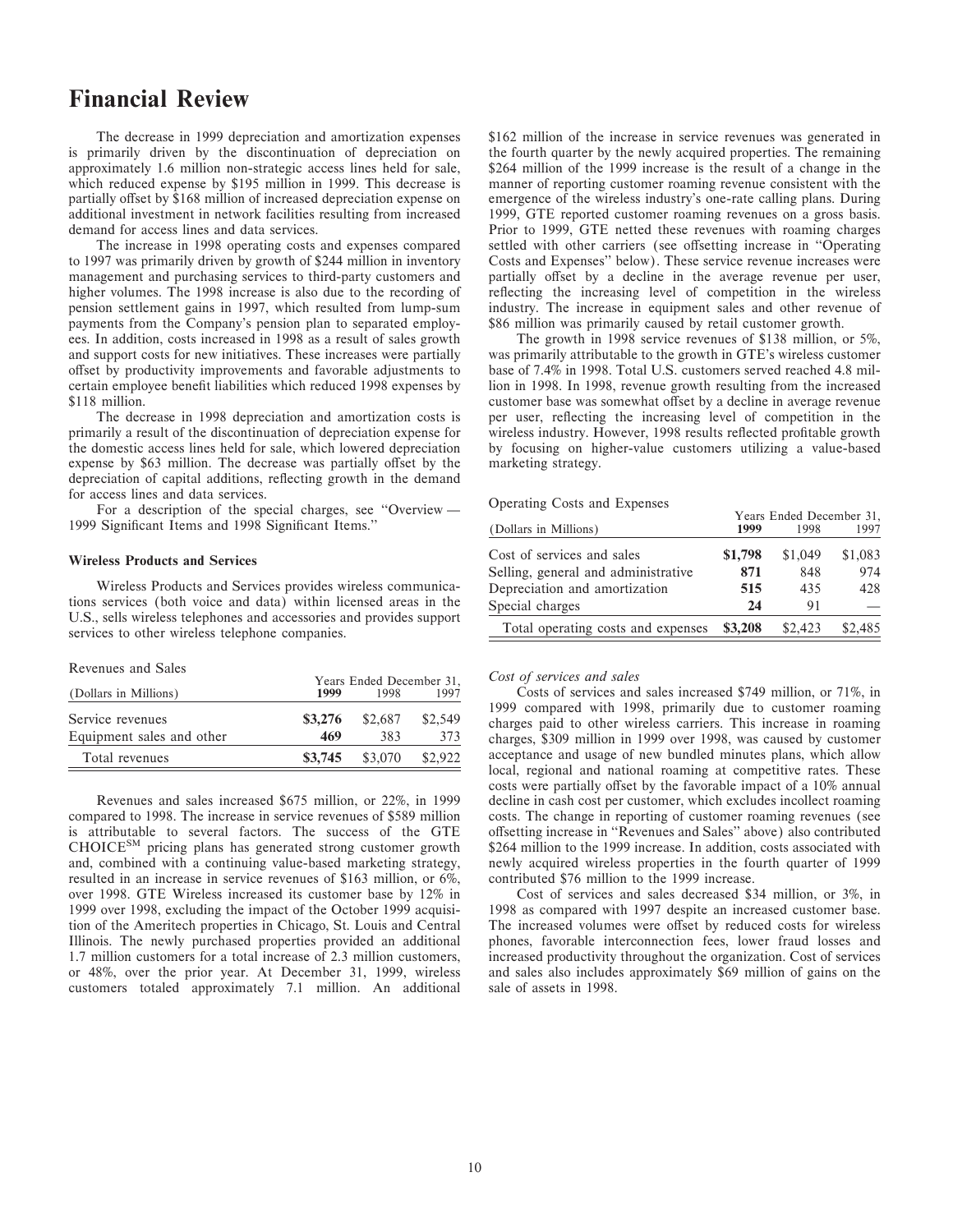# Financial Review

The decrease in 1999 depreciation and amortization expenses is primarily driven by the discontinuation of depreciation on approximately 1.6 million non-strategic access lines held for sale, which reduced expense by $195 million in 1999. This decrease is partially offset by $168 million of increased depreciation expense on additional investment in network facilities resulting from increased demand for access lines and data services.

The increase in 1998 operating costs and expenses compared to 1997 was primarily driven by growth of $244 million in inventory management and purchasing services to third-party customers and higher volumes. The 1998 increase is also due to the recording of pension settlement gains in 1997, which resulted from lump-sum payments from the Company's pension plan to separated employees. In addition, costs increased in 1998 as a result of sales growth and support costs for new initiatives. These increases were partially offset by productivity improvements and favorable adjustments to certain employee benefit liabilities which reduced 1998 expenses by $118 million.

The decrease in 1998 depreciation and amortization costs is primarily a result of the discontinuation of depreciation expense for the domestic access lines held for sale, which lowered depreciation expense by $63 million. The decrease was partially offset by the depreciation of capital additions, reflecting growth in the demand for access lines and data services.

For a description of the special charges, see "Overview — 1999 Significant Items and 1998 Significant Items."

### Wireless Products and Services

Wireless Products and Services provides wireless communications services (both voice and data) within licensed areas in the U.S., sells wireless telephones and accessories and provides support services to other wireless telephone companies.

Revenues and Sales

| (Dollars in Millions) | Years Ended December 31, 1999 | 1998 | 1997 |
|---|---|---|---|
| Service revenues | **$3,276** | $2,687 | $2,549 |
| Equipment sales and other | **469** | 383 | 373 |
| Total revenues | **$3,745** | $3,070 | $2,922 |

Revenues and sales increased $675 million, or 22%, in 1999 compared to 1998. The increase in service revenues of $589 million is attributable to several factors. The success of the GTE CHOICE℠ pricing plans has generated strong customer growth and, combined with a continuing value-based marketing strategy, resulted in an increase in service revenues of $163 million, or 6%, over 1998. GTE Wireless increased its customer base by 12% in 1999 over 1998, excluding the impact of the October 1999 acquisition of the Ameritech properties in Chicago, St. Louis and Central Illinois. The newly purchased properties provided an additional 1.7 million customers for a total increase of 2.3 million customers, or 48%, over the prior year. At December 31, 1999, wireless customers totaled approximately 7.1 million. An additional $162 million of the increase in service revenues was generated in the fourth quarter by the newly acquired properties. The remaining $264 million of the 1999 increase is the result of a change in the manner of reporting customer roaming revenue consistent with the emergence of the wireless industry's one-rate calling plans. During 1999, GTE reported customer roaming revenues on a gross basis. Prior to 1999, GTE netted these revenues with roaming charges settled with other carriers (see offsetting increase in "Operating Costs and Expenses" below). These service revenue increases were partially offset by a decline in the average revenue per user, reflecting the increasing level of competition in the wireless industry. The increase in equipment sales and other revenue of $86 million was primarily caused by retail customer growth.

The growth in 1998 service revenues of $138 million, or 5%, was primarily attributable to the growth in GTE's wireless customer base of 7.4% in 1998. Total U.S. customers served reached 4.8 million in 1998. In 1998, revenue growth resulting from the increased customer base was somewhat offset by a decline in average revenue per user, reflecting the increasing level of competition in the wireless industry. However, 1998 results reflected profitable growth by focusing on higher-value customers utilizing a value-based marketing strategy.

Operating Costs and Expenses

| (Dollars in Millions) | Years Ended December 31, 1999 | 1998 | 1997 |
|---|---|---|---|
| Cost of services and sales | **$1,798** | $1,049 | $1,083 |
| Selling, general and administrative | **871** | 848 | 974 |
| Depreciation and amortization | **515** | 435 | 428 |
| Special charges | **24** | 91 | — |
| Total operating costs and expenses | **$3,208** | $2,423 | $2,485 |

*Cost of services and sales*

Costs of services and sales increased $749 million, or 71%, in 1999 compared with 1998, primarily due to customer roaming charges paid to other wireless carriers. This increase in roaming charges, $309 million in 1999 over 1998, was caused by customer acceptance and usage of new bundled minutes plans, which allow local, regional and national roaming at competitive rates. These costs were partially offset by the favorable impact of a 10% annual decline in cash cost per customer, which excludes incollect roaming costs. The change in reporting of customer roaming revenues (see offsetting increase in "Revenues and Sales" above) also contributed $264 million to the 1999 increase. In addition, costs associated with newly acquired wireless properties in the fourth quarter of 1999 contributed $76 million to the 1999 increase.

Cost of services and sales decreased $34 million, or 3%, in 1998 as compared with 1997 despite an increased customer base. The increased volumes were offset by reduced costs for wireless phones, favorable interconnection fees, lower fraud losses and increased productivity throughout the organization. Cost of services and sales also includes approximately $69 million of gains on the sale of assets in 1998.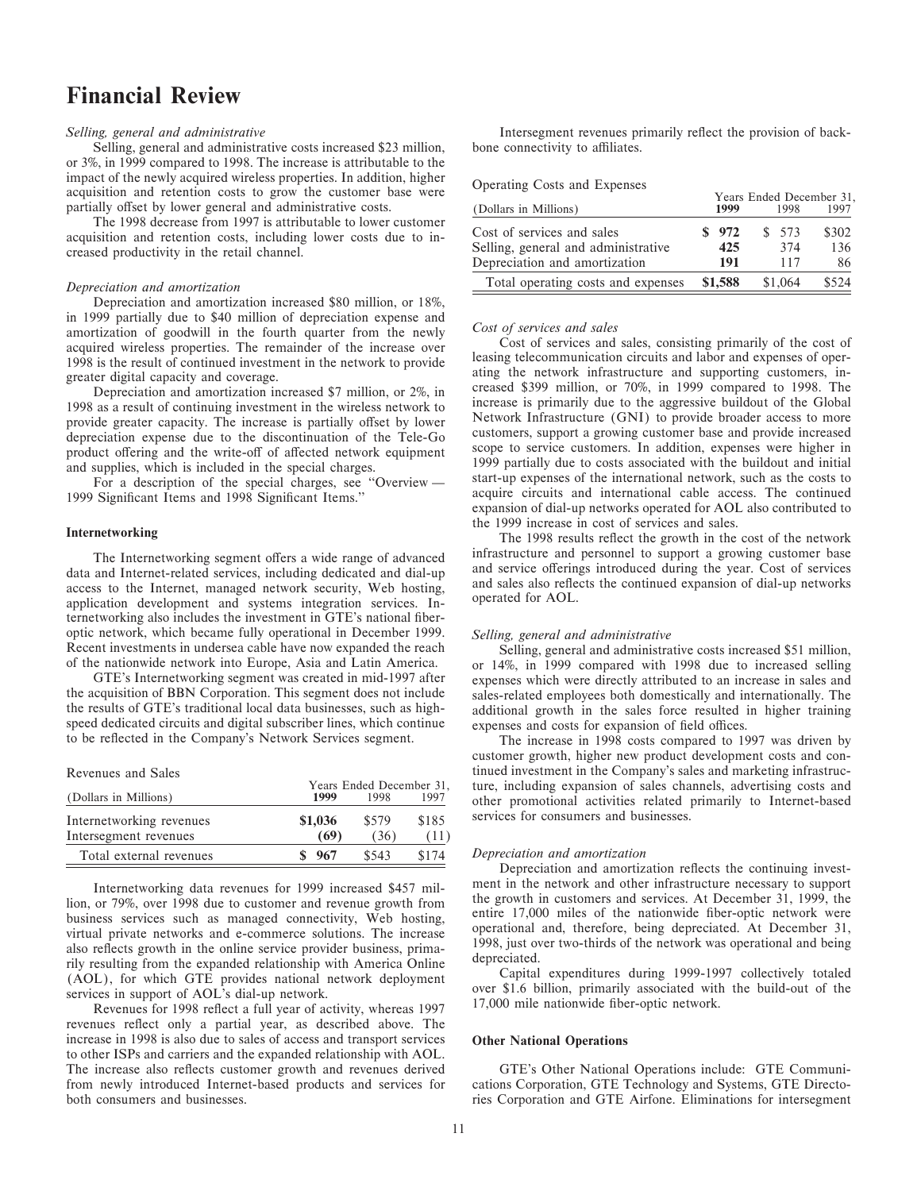# Financial Review

*Selling, general and administrative*

Selling, general and administrative costs increased $23 million, or 3%, in 1999 compared to 1998. The increase is attributable to the impact of the newly acquired wireless properties. In addition, higher acquisition and retention costs to grow the customer base were partially offset by lower general and administrative costs.

The 1998 decrease from 1997 is attributable to lower customer acquisition and retention costs, including lower costs due to increased productivity in the retail channel.

*Depreciation and amortization*

Depreciation and amortization increased $80 million, or 18%, in 1999 partially due to $40 million of depreciation expense and amortization of goodwill in the fourth quarter from the newly acquired wireless properties. The remainder of the increase over 1998 is the result of continued investment in the network to provide greater digital capacity and coverage.

Depreciation and amortization increased $7 million, or 2%, in 1998 as a result of continuing investment in the wireless network to provide greater capacity. The increase is partially offset by lower depreciation expense due to the discontinuation of the Tele-Go product offering and the write-off of affected network equipment and supplies, which is included in the special charges.

For a description of the special charges, see "Overview — 1999 Significant Items and 1998 Significant Items."

### Internetworking

The Internetworking segment offers a wide range of advanced data and Internet-related services, including dedicated and dial-up access to the Internet, managed network security, Web hosting, application development and systems integration services. Internetworking also includes the investment in GTE's national fiber-optic network, which became fully operational in December 1999. Recent investments in undersea cable have now expanded the reach of the nationwide network into Europe, Asia and Latin America.

GTE's Internetworking segment was created in mid-1997 after the acquisition of BBN Corporation. This segment does not include the results of GTE's traditional local data businesses, such as high-speed dedicated circuits and digital subscriber lines, which continue to be reflected in the Company's Network Services segment.

Revenues and Sales

| (Dollars in Millions) | Years Ended December 31, 1999 | 1998 | 1997 |
|---|---|---|---|
| Internetworking revenues | **$1,036** | $579 | $185 |
| Intersegment revenues | **(69)** | (36) | (11) |
| Total external revenues | **$ 967** | $543 | $174 |

Internetworking data revenues for 1999 increased $457 million, or 79%, over 1998 due to customer and revenue growth from business services such as managed connectivity, Web hosting, virtual private networks and e-commerce solutions. The increase also reflects growth in the online service provider business, primarily resulting from the expanded relationship with America Online (AOL), for which GTE provides national network deployment services in support of AOL's dial-up network.

Revenues for 1998 reflect a full year of activity, whereas 1997 revenues reflect only a partial year, as described above. The increase in 1998 is also due to sales of access and transport services to other ISPs and carriers and the expanded relationship with AOL. The increase also reflects customer growth and revenues derived from newly introduced Internet-based products and services for both consumers and businesses.

Intersegment revenues primarily reflect the provision of backbone connectivity to affiliates.

Operating Costs and Expenses

| (Dollars in Millions) | Years Ended December 31, 1999 | 1998 | 1997 |
|---|---|---|---|
| Cost of services and sales | **$ 972** | $ 573 | $302 |
| Selling, general and administrative | **425** | 374 | 136 |
| Depreciation and amortization | **191** | 117 | 86 |
| Total operating costs and expenses | **$1,588** | $1,064 | $524 |

*Cost of services and sales*

Cost of services and sales, consisting primarily of the cost of leasing telecommunication circuits and labor and expenses of operating the network infrastructure and supporting customers, increased $399 million, or 70%, in 1999 compared to 1998. The increase is primarily due to the aggressive buildout of the Global Network Infrastructure (GNI) to provide broader access to more customers, support a growing customer base and provide increased scope to service customers. In addition, expenses were higher in 1999 partially due to costs associated with the buildout and initial start-up expenses of the international network, such as the costs to acquire circuits and international cable access. The continued expansion of dial-up networks operated for AOL also contributed to the 1999 increase in cost of services and sales.

The 1998 results reflect the growth in the cost of the network infrastructure and personnel to support a growing customer base and service offerings introduced during the year. Cost of services and sales also reflects the continued expansion of dial-up networks operated for AOL.

*Selling, general and administrative*

Selling, general and administrative costs increased $51 million, or 14%, in 1999 compared with 1998 due to increased selling expenses which were directly attributed to an increase in sales and sales-related employees both domestically and internationally. The additional growth in the sales force resulted in higher training expenses and costs for expansion of field offices.

The increase in 1998 costs compared to 1997 was driven by customer growth, higher new product development costs and continued investment in the Company's sales and marketing infrastructure, including expansion of sales channels, advertising costs and other promotional activities related primarily to Internet-based services for consumers and businesses.

*Depreciation and amortization*

Depreciation and amortization reflects the continuing investment in the network and other infrastructure necessary to support the growth in customers and services. At December 31, 1999, the entire 17,000 miles of the nationwide fiber-optic network were operational and, therefore, being depreciated. At December 31, 1998, just over two-thirds of the network was operational and being depreciated.

Capital expenditures during 1999-1997 collectively totaled over $1.6 billion, primarily associated with the build-out of the 17,000 mile nationwide fiber-optic network.

### Other National Operations

GTE's Other National Operations include: GTE Communications Corporation, GTE Technology and Systems, GTE Directories Corporation and GTE Airfone. Eliminations for intersegment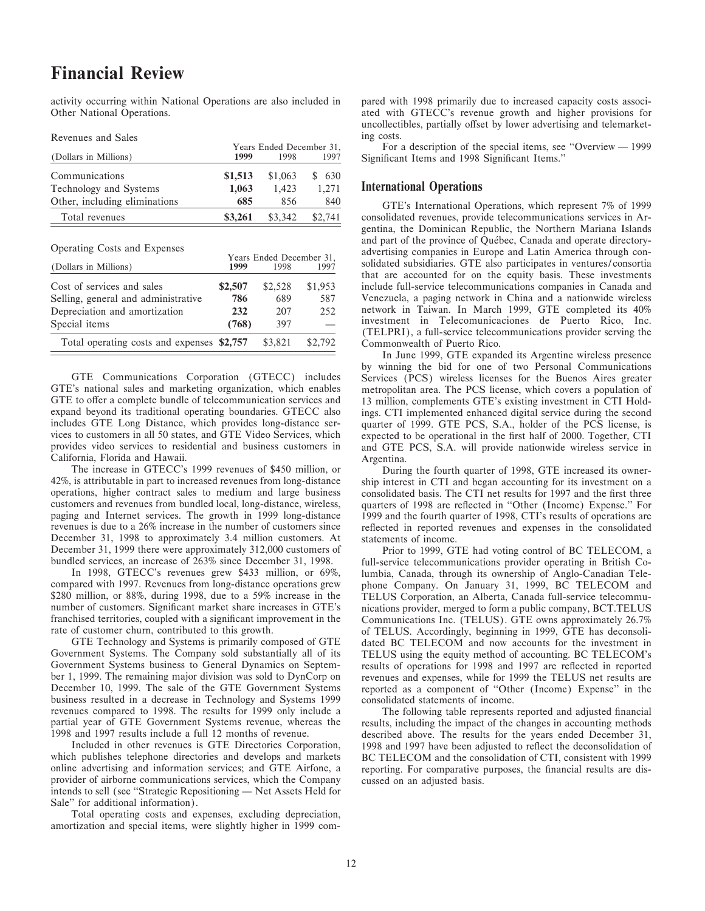# Financial Review

activity occurring within National Operations are also included in Other National Operations.

Revenues and Sales

| (Dollars in Millions) | Years Ended December 31, 1999 | 1998 | 1997 |
|---|---|---|---|
| Communications | **$1,513** | $1,063 | $ 630 |
| Technology and Systems | **1,063** | 1,423 | 1,271 |
| Other, including eliminations | **685** | 856 | 840 |
| Total revenues | **$3,261** | $3,342 | $2,741 |

Operating Costs and Expenses

| (Dollars in Millions) | Years Ended December 31, 1999 | 1998 | 1997 |
|---|---|---|---|
| Cost of services and sales | **$2,507** | $2,528 | $1,953 |
| Selling, general and administrative | **786** | 689 | 587 |
| Depreciation and amortization | **232** | 207 | 252 |
| Special items | **(768)** | 397 | — |
| Total operating costs and expenses | **$2,757** | $3,821 | $2,792 |

GTE Communications Corporation (GTECC) includes GTE's national sales and marketing organization, which enables GTE to offer a complete bundle of telecommunication services and expand beyond its traditional operating boundaries. GTECC also includes GTE Long Distance, which provides long-distance services to customers in all 50 states, and GTE Video Services, which provides video services to residential and business customers in California, Florida and Hawaii.

The increase in GTECC's 1999 revenues of $450 million, or 42%, is attributable in part to increased revenues from long-distance operations, higher contract sales to medium and large business customers and revenues from bundled local, long-distance, wireless, paging and Internet services. The growth in 1999 long-distance revenues is due to a 26% increase in the number of customers since December 31, 1998 to approximately 3.4 million customers. At December 31, 1999 there were approximately 312,000 customers of bundled services, an increase of 263% since December 31, 1998.

In 1998, GTECC's revenues grew $433 million, or 69%, compared with 1997. Revenues from long-distance operations grew $280 million, or 88%, during 1998, due to a 59% increase in the number of customers. Significant market share increases in GTE's franchised territories, coupled with a significant improvement in the rate of customer churn, contributed to this growth.

GTE Technology and Systems is primarily composed of GTE Government Systems. The Company sold substantially all of its Government Systems business to General Dynamics on September 1, 1999. The remaining major division was sold to DynCorp on December 10, 1999. The sale of the GTE Government Systems business resulted in a decrease in Technology and Systems 1999 revenues compared to 1998. The results for 1999 only include a partial year of GTE Government Systems revenue, whereas the 1998 and 1997 results include a full 12 months of revenue.

Included in other revenues is GTE Directories Corporation, which publishes telephone directories and develops and markets online advertising and information services; and GTE Airfone, a provider of airborne communications services, which the Company intends to sell (see "Strategic Repositioning — Net Assets Held for Sale" for additional information).

Total operating costs and expenses, excluding depreciation, amortization and special items, were slightly higher in 1999 compared with 1998 primarily due to increased capacity costs associated with GTECC's revenue growth and higher provisions for uncollectibles, partially offset by lower advertising and telemarketing costs.

For a description of the special items, see "Overview — 1999 Significant Items and 1998 Significant Items."

## International Operations

GTE's International Operations, which represent 7% of 1999 consolidated revenues, provide telecommunications services in Argentina, the Dominican Republic, the Northern Mariana Islands and part of the province of Québec, Canada and operate directory-advertising companies in Europe and Latin America through consolidated subsidiaries. GTE also participates in ventures/consortia that are accounted for on the equity basis. These investments include full-service telecommunications companies in Canada and Venezuela, a paging network in China and a nationwide wireless network in Taiwan. In March 1999, GTE completed its 40% investment in Telecomunicaciones de Puerto Rico, Inc. (TELPRI), a full-service telecommunications provider serving the Commonwealth of Puerto Rico.

In June 1999, GTE expanded its Argentine wireless presence by winning the bid for one of two Personal Communications Services (PCS) wireless licenses for the Buenos Aires greater metropolitan area. The PCS license, which covers a population of 13 million, complements GTE's existing investment in CTI Holdings. CTI implemented enhanced digital service during the second quarter of 1999. GTE PCS, S.A., holder of the PCS license, is expected to be operational in the first half of 2000. Together, CTI and GTE PCS, S.A. will provide nationwide wireless service in Argentina.

During the fourth quarter of 1998, GTE increased its ownership interest in CTI and began accounting for its investment on a consolidated basis. The CTI net results for 1997 and the first three quarters of 1998 are reflected in "Other (Income) Expense." For 1999 and the fourth quarter of 1998, CTI's results of operations are reflected in reported revenues and expenses in the consolidated statements of income.

Prior to 1999, GTE had voting control of BC TELECOM, a full-service telecommunications provider operating in British Columbia, Canada, through its ownership of Anglo-Canadian Telephone Company. On January 31, 1999, BC TELECOM and TELUS Corporation, an Alberta, Canada full-service telecommunications provider, merged to form a public company, BCT.TELUS Communications Inc. (TELUS). GTE owns approximately 26.7% of TELUS. Accordingly, beginning in 1999, GTE has deconsolidated BC TELECOM and now accounts for the investment in TELUS using the equity method of accounting. BC TELECOM's results of operations for 1998 and 1997 are reflected in reported revenues and expenses, while for 1999 the TELUS net results are reported as a component of "Other (Income) Expense" in the consolidated statements of income.

The following table represents reported and adjusted financial results, including the impact of the changes in accounting methods described above. The results for the years ended December 31, 1998 and 1997 have been adjusted to reflect the deconsolidation of BC TELECOM and the consolidation of CTI, consistent with 1999 reporting. For comparative purposes, the financial results are discussed on an adjusted basis.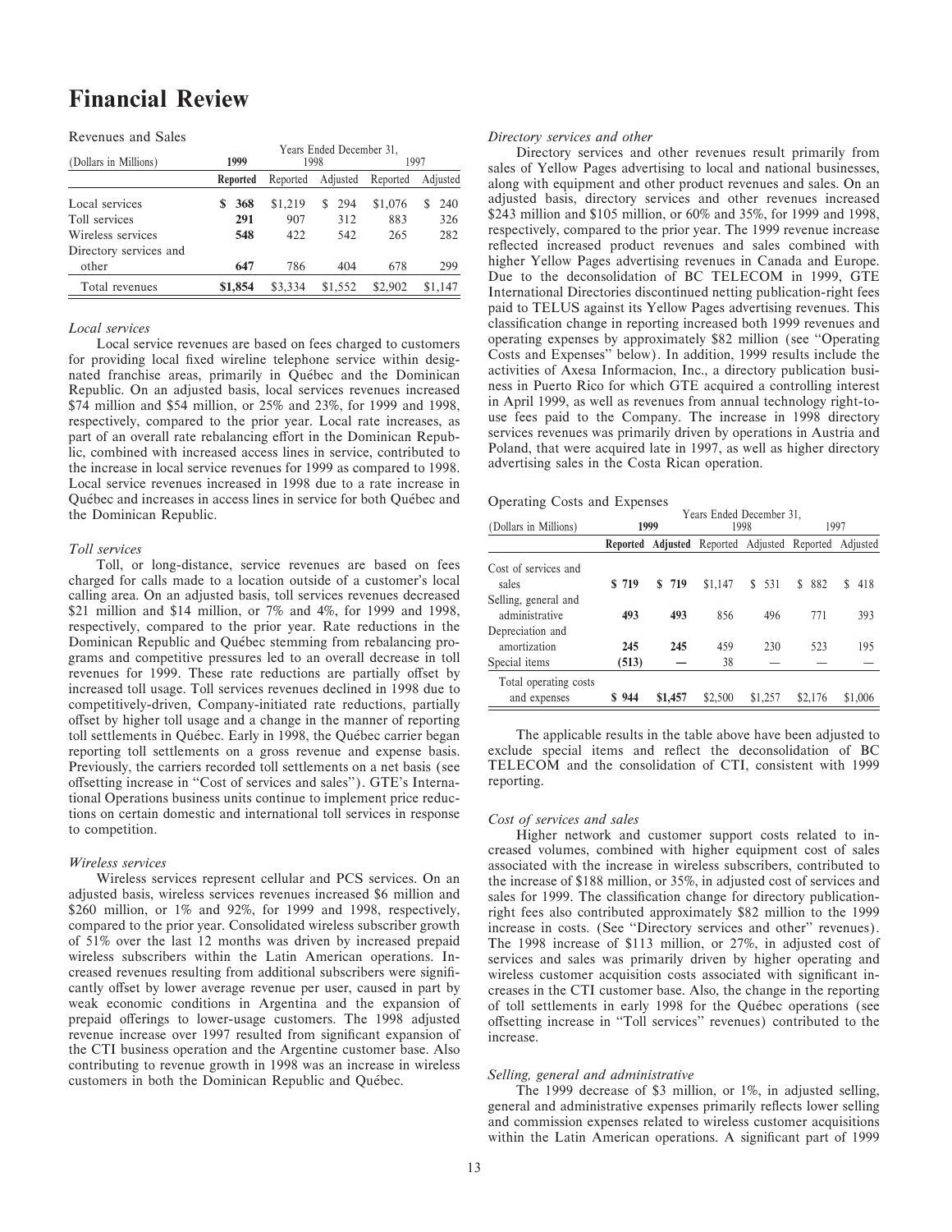# Financial Review

Revenues and Sales

| (Dollars in Millions) | 1999 | 1998 | | 1997 | |
|---|---|---|---|---|---|
| | Reported | Reported | Adjusted | Reported | Adjusted |
| Local services | $ 368 | $1,219 | $ 294 | $1,076 | $ 240 |
| Toll services | 291 | 907 | 312 | 883 | 326 |
| Wireless services | 548 | 422 | 542 | 265 | 282 |
| Directory services and other | 647 | 786 | 404 | 678 | 299 |
| Total revenues | $1,854 | $3,334 | $1,552 | $2,902 | $1,147 |

Years Ended December 31,

*Local services*

Local service revenues are based on fees charged to customers for providing local fixed wireline telephone service within designated franchise areas, primarily in Québec and the Dominican Republic. On an adjusted basis, local services revenues increased $74 million and $54 million, or 25% and 23%, for 1999 and 1998, respectively, compared to the prior year. Local rate increases, as part of an overall rate rebalancing effort in the Dominican Republic, combined with increased access lines in service, contributed to the increase in local service revenues for 1999 as compared to 1998. Local service revenues increased in 1998 due to a rate increase in Québec and increases in access lines in service for both Québec and the Dominican Republic.

*Toll services*

Toll, or long-distance, service revenues are based on fees charged for calls made to a location outside of a customer's local calling area. On an adjusted basis, toll services revenues decreased $21 million and $14 million, or 7% and 4%, for 1999 and 1998, respectively, compared to the prior year. Rate reductions in the Dominican Republic and Québec stemming from rebalancing programs and competitive pressures led to an overall decrease in toll revenues for 1999. These rate reductions are partially offset by increased toll usage. Toll services revenues declined in 1998 due to competitively-driven, Company-initiated rate reductions, partially offset by higher toll usage and a change in the manner of reporting toll settlements in Québec. Early in 1998, the Québec carrier began reporting toll settlements on a gross revenue and expense basis. Previously, the carriers recorded toll settlements on a net basis (see offsetting increase in "Cost of services and sales"). GTE's International Operations business units continue to implement price reductions on certain domestic and international toll services in response to competition.

*Wireless services*

Wireless services represent cellular and PCS services. On an adjusted basis, wireless services revenues increased $6 million and $260 million, or 1% and 92%, for 1999 and 1998, respectively, compared to the prior year. Consolidated wireless subscriber growth of 51% over the last 12 months was driven by increased prepaid wireless subscribers within the Latin American operations. Increased revenues resulting from additional subscribers were significantly offset by lower average revenue per user, caused in part by weak economic conditions in Argentina and the expansion of prepaid offerings to lower-usage customers. The 1998 adjusted revenue increase over 1997 resulted from significant expansion of the CTI business operation and the Argentine customer base. Also contributing to revenue growth in 1998 was an increase in wireless customers in both the Dominican Republic and Québec.

*Directory services and other*

Directory services and other revenues result primarily from sales of Yellow Pages advertising to local and national businesses, along with equipment and other product revenues and sales. On an adjusted basis, directory services and other revenues increased $243 million and $105 million, or 60% and 35%, for 1999 and 1998, respectively, compared to the prior year. The 1999 revenue increase reflected increased product revenues and sales combined with higher Yellow Pages advertising revenues in Canada and Europe. Due to the deconsolidation of BC TELECOM in 1999, GTE International Directories discontinued netting publication-right fees paid to TELUS against its Yellow Pages advertising revenues. This classification change in reporting increased both 1999 revenues and operating expenses by approximately $82 million (see "Operating Costs and Expenses" below). In addition, 1999 results include the activities of Axesa Informacion, Inc., a directory publication business in Puerto Rico for which GTE acquired a controlling interest in April 1999, as well as revenues from annual technology right-to-use fees paid to the Company. The increase in 1998 directory services revenues was primarily driven by operations in Austria and Poland, that were acquired late in 1997, as well as higher directory advertising sales in the Costa Rican operation.

Operating Costs and Expenses

| (Dollars in Millions) | 1999 | | 1998 | | 1997 | |
|---|---|---|---|---|---|---|
| | Reported | Adjusted | Reported | Adjusted | Reported | Adjusted |
| Cost of services and sales | $ 719 | $ 719 | $1,147 | $ 531 | $ 882 | $ 418 |
| Selling, general and administrative | 493 | 493 | 856 | 496 | 771 | 393 |
| Depreciation and amortization | 245 | 245 | 459 | 230 | 523 | 195 |
| Special items | (513) | — | 38 | — | — | — |
| Total operating costs and expenses | $ 944 | $1,457 | $2,500 | $1,257 | $2,176 | $1,006 |

Years Ended December 31,

The applicable results in the table above have been adjusted to exclude special items and reflect the deconsolidation of BC TELECOM and the consolidation of CTI, consistent with 1999 reporting.

*Cost of services and sales*

Higher network and customer support costs related to increased volumes, combined with higher equipment cost of sales associated with the increase in wireless subscribers, contributed to the increase of $188 million, or 35%, in adjusted cost of services and sales for 1999. The classification change for directory publication-right fees also contributed approximately $82 million to the 1999 increase in costs. (See "Directory services and other" revenues). The 1998 increase of $113 million, or 27%, in adjusted cost of services and sales was primarily driven by higher operating and wireless customer acquisition costs associated with significant increases in the CTI customer base. Also, the change in the reporting of toll settlements in early 1998 for the Québec operations (see offsetting increase in "Toll services" revenues) contributed to the increase.

*Selling, general and administrative*

The 1999 decrease of $3 million, or 1%, in adjusted selling, general and administrative expenses primarily reflects lower selling and commission expenses related to wireless customer acquisitions within the Latin American operations. A significant part of 1999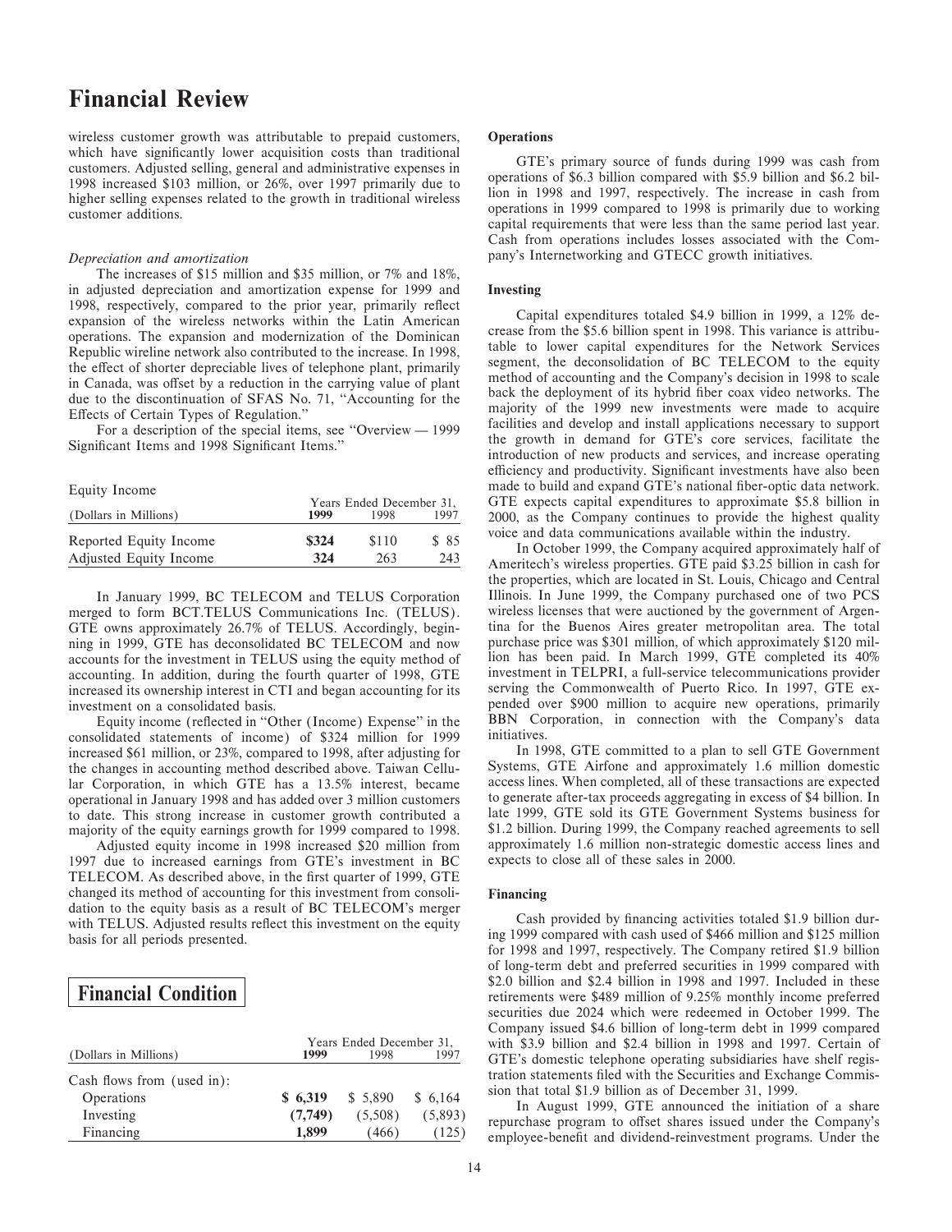# Financial Review

wireless customer growth was attributable to prepaid customers, which have significantly lower acquisition costs than traditional customers. Adjusted selling, general and administrative expenses in 1998 increased $103 million, or 26%, over 1997 primarily due to higher selling expenses related to the growth in traditional wireless customer additions.

*Depreciation and amortization*

The increases of $15 million and $35 million, or 7% and 18%, in adjusted depreciation and amortization expense for 1999 and 1998, respectively, compared to the prior year, primarily reflect expansion of the wireless networks within the Latin American operations. The expansion and modernization of the Dominican Republic wireline network also contributed to the increase. In 1998, the effect of shorter depreciable lives of telephone plant, primarily in Canada, was offset by a reduction in the carrying value of plant due to the discontinuation of SFAS No. 71, "Accounting for the Effects of Certain Types of Regulation."

For a description of the special items, see "Overview — 1999 Significant Items and 1998 Significant Items."

Equity Income

| (Dollars in Millions) | Years Ended December 31, 1999 | 1998 | 1997 |
|---|---|---|---|
| Reported Equity Income | **$324** | $110 | $ 85 |
| Adjusted Equity Income | **324** | 263 | 243 |

In January 1999, BC TELECOM and TELUS Corporation merged to form BCT.TELUS Communications Inc. (TELUS). GTE owns approximately 26.7% of TELUS. Accordingly, beginning in 1999, GTE has deconsolidated BC TELECOM and now accounts for the investment in TELUS using the equity method of accounting. In addition, during the fourth quarter of 1998, GTE increased its ownership interest in CTI and began accounting for its investment on a consolidated basis.

Equity income (reflected in "Other (Income) Expense" in the consolidated statements of income) of $324 million for 1999 increased $61 million, or 23%, compared to 1998, after adjusting for the changes in accounting method described above. Taiwan Cellular Corporation, in which GTE has a 13.5% interest, became operational in January 1998 and has added over 3 million customers to date. This strong increase in customer growth contributed a majority of the equity earnings growth for 1999 compared to 1998.

Adjusted equity income in 1998 increased $20 million from 1997 due to increased earnings from GTE's investment in BC TELECOM. As described above, in the first quarter of 1999, GTE changed its method of accounting for this investment from consolidation to the equity basis as a result of BC TELECOM's merger with TELUS. Adjusted results reflect this investment on the equity basis for all periods presented.

## Financial Condition

| (Dollars in Millions) | Years Ended December 31, 1999 | 1998 | 1997 |
|---|---|---|---|
| Cash flows from (used in): | | | |
| Operations | **$ 6,319** | $ 5,890 | $ 6,164 |
| Investing | **(7,749)** | (5,508) | (5,893) |
| Financing | **1,899** | (466) | (125) |

**Operations**

GTE's primary source of funds during 1999 was cash from operations of $6.3 billion compared with $5.9 billion and $6.2 billion in 1998 and 1997, respectively. The increase in cash from operations in 1999 compared to 1998 is primarily due to working capital requirements that were less than the same period last year. Cash from operations includes losses associated with the Company's Internetworking and GTECC growth initiatives.

**Investing**

Capital expenditures totaled $4.9 billion in 1999, a 12% decrease from the $5.6 billion spent in 1998. This variance is attributable to lower capital expenditures for the Network Services segment, the deconsolidation of BC TELECOM to the equity method of accounting and the Company's decision in 1998 to scale back the deployment of its hybrid fiber coax video networks. The majority of the 1999 new investments were made to acquire facilities and develop and install applications necessary to support the growth in demand for GTE's core services, facilitate the introduction of new products and services, and increase operating efficiency and productivity. Significant investments have also been made to build and expand GTE's national fiber-optic data network. GTE expects capital expenditures to approximate $5.8 billion in 2000, as the Company continues to provide the highest quality voice and data communications available within the industry.

In October 1999, the Company acquired approximately half of Ameritech's wireless properties. GTE paid $3.25 billion in cash for the properties, which are located in St. Louis, Chicago and Central Illinois. In June 1999, the Company purchased one of two PCS wireless licenses that were auctioned by the government of Argentina for the Buenos Aires greater metropolitan area. The total purchase price was $301 million, of which approximately $120 million has been paid. In March 1999, GTE completed its 40% investment in TELPRI, a full-service telecommunications provider serving the Commonwealth of Puerto Rico. In 1997, GTE expended over $900 million to acquire new operations, primarily BBN Corporation, in connection with the Company's data initiatives.

In 1998, GTE committed to a plan to sell GTE Government Systems, GTE Airfone and approximately 1.6 million domestic access lines. When completed, all of these transactions are expected to generate after-tax proceeds aggregating in excess of $4 billion. In late 1999, GTE sold its GTE Government Systems business for $1.2 billion. During 1999, the Company reached agreements to sell approximately 1.6 million non-strategic domestic access lines and expects to close all of these sales in 2000.

**Financing**

Cash provided by financing activities totaled $1.9 billion during 1999 compared with cash used of $466 million and $125 million for 1998 and 1997, respectively. The Company retired $1.9 billion of long-term debt and preferred securities in 1999 compared with $2.0 billion and $2.4 billion in 1998 and 1997. Included in these retirements were $489 million of 9.25% monthly income preferred securities due 2024 which were redeemed in October 1999. The Company issued $4.6 billion of long-term debt in 1999 compared with $3.9 billion and $2.4 billion in 1998 and 1997. Certain of GTE's domestic telephone operating subsidiaries have shelf registration statements filed with the Securities and Exchange Commission that total $1.9 billion as of December 31, 1999.

In August 1999, GTE announced the initiation of a share repurchase program to offset shares issued under the Company's employee-benefit and dividend-reinvestment programs. Under the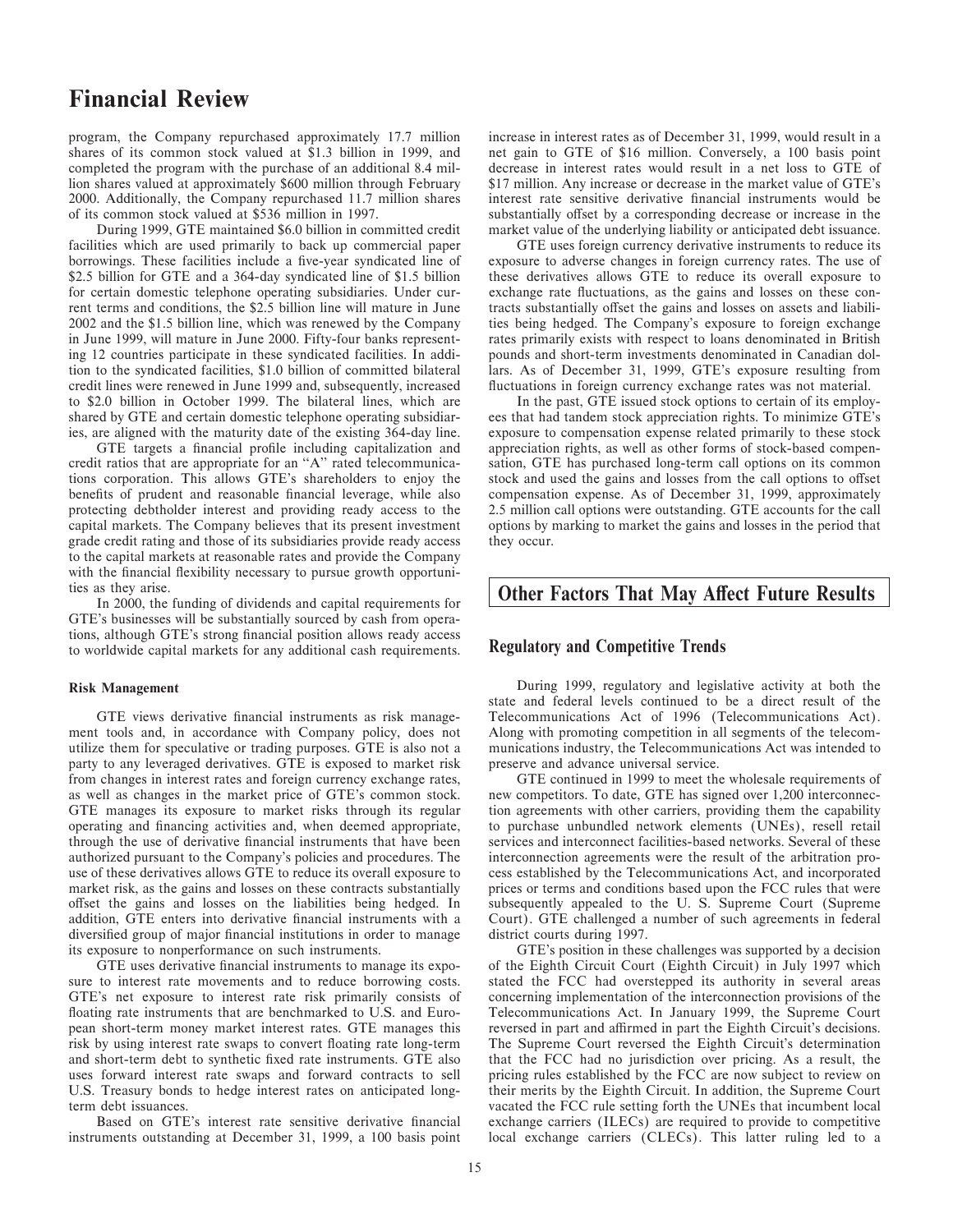# Financial Review

program, the Company repurchased approximately 17.7 million shares of its common stock valued at $1.3 billion in 1999, and completed the program with the purchase of an additional 8.4 million shares valued at approximately $600 million through February 2000. Additionally, the Company repurchased 11.7 million shares of its common stock valued at $536 million in 1997.

During 1999, GTE maintained $6.0 billion in committed credit facilities which are used primarily to back up commercial paper borrowings. These facilities include a five-year syndicated line of $2.5 billion for GTE and a 364-day syndicated line of $1.5 billion for certain domestic telephone operating subsidiaries. Under current terms and conditions, the $2.5 billion line will mature in June 2002 and the $1.5 billion line, which was renewed by the Company in June 1999, will mature in June 2000. Fifty-four banks representing 12 countries participate in these syndicated facilities. In addition to the syndicated facilities, $1.0 billion of committed bilateral credit lines were renewed in June 1999 and, subsequently, increased to $2.0 billion in October 1999. The bilateral lines, which are shared by GTE and certain domestic telephone operating subsidiaries, are aligned with the maturity date of the existing 364-day line.

GTE targets a financial profile including capitalization and credit ratios that are appropriate for an "A" rated telecommunications corporation. This allows GTE's shareholders to enjoy the benefits of prudent and reasonable financial leverage, while also protecting debtholder interest and providing ready access to the capital markets. The Company believes that its present investment grade credit rating and those of its subsidiaries provide ready access to the capital markets at reasonable rates and provide the Company with the financial flexibility necessary to pursue growth opportunities as they arise.

In 2000, the funding of dividends and capital requirements for GTE's businesses will be substantially sourced by cash from operations, although GTE's strong financial position allows ready access to worldwide capital markets for any additional cash requirements.

**Risk Management**

GTE views derivative financial instruments as risk management tools and, in accordance with Company policy, does not utilize them for speculative or trading purposes. GTE is also not a party to any leveraged derivatives. GTE is exposed to market risk from changes in interest rates and foreign currency exchange rates, as well as changes in the market price of GTE's common stock. GTE manages its exposure to market risks through its regular operating and financing activities and, when deemed appropriate, through the use of derivative financial instruments that have been authorized pursuant to the Company's policies and procedures. The use of these derivatives allows GTE to reduce its overall exposure to market risk, as the gains and losses on these contracts substantially offset the gains and losses on the liabilities being hedged. In addition, GTE enters into derivative financial instruments with a diversified group of major financial institutions in order to manage its exposure to nonperformance on such instruments.

GTE uses derivative financial instruments to manage its exposure to interest rate movements and to reduce borrowing costs. GTE's net exposure to interest rate risk primarily consists of floating rate instruments that are benchmarked to U.S. and European short-term money market interest rates. GTE manages this risk by using interest rate swaps to convert floating rate long-term and short-term debt to synthetic fixed rate instruments. GTE also uses forward interest rate swaps and forward contracts to sell U.S. Treasury bonds to hedge interest rates on anticipated long-term debt issuances.

Based on GTE's interest rate sensitive derivative financial instruments outstanding at December 31, 1999, a 100 basis point increase in interest rates as of December 31, 1999, would result in a net gain to GTE of $16 million. Conversely, a 100 basis point decrease in interest rates would result in a net loss to GTE of $17 million. Any increase or decrease in the market value of GTE's interest rate sensitive derivative financial instruments would be substantially offset by a corresponding decrease or increase in the market value of the underlying liability or anticipated debt issuance.

GTE uses foreign currency derivative instruments to reduce its exposure to adverse changes in foreign currency rates. The use of these derivatives allows GTE to reduce its overall exposure to exchange rate fluctuations, as the gains and losses on these contracts substantially offset the gains and losses on assets and liabilities being hedged. The Company's exposure to foreign exchange rates primarily exists with respect to loans denominated in British pounds and short-term investments denominated in Canadian dollars. As of December 31, 1999, GTE's exposure resulting from fluctuations in foreign currency exchange rates was not material.

In the past, GTE issued stock options to certain of its employees that had tandem stock appreciation rights. To minimize GTE's exposure to compensation expense related primarily to these stock appreciation rights, as well as other forms of stock-based compensation, GTE has purchased long-term call options on its common stock and used the gains and losses from the call options to offset compensation expense. As of December 31, 1999, approximately 2.5 million call options were outstanding. GTE accounts for the call options by marking to market the gains and losses in the period that they occur.

## Other Factors That May Affect Future Results

### Regulatory and Competitive Trends

During 1999, regulatory and legislative activity at both the state and federal levels continued to be a direct result of the Telecommunications Act of 1996 (Telecommunications Act). Along with promoting competition in all segments of the telecommunications industry, the Telecommunications Act was intended to preserve and advance universal service.

GTE continued in 1999 to meet the wholesale requirements of new competitors. To date, GTE has signed over 1,200 interconnection agreements with other carriers, providing them the capability to purchase unbundled network elements (UNEs), resell retail services and interconnect facilities-based networks. Several of these interconnection agreements were the result of the arbitration process established by the Telecommunications Act, and incorporated prices or terms and conditions based upon the FCC rules that were subsequently appealed to the U. S. Supreme Court (Supreme Court). GTE challenged a number of such agreements in federal district courts during 1997.

GTE's position in these challenges was supported by a decision of the Eighth Circuit Court (Eighth Circuit) in July 1997 which stated the FCC had overstepped its authority in several areas concerning implementation of the interconnection provisions of the Telecommunications Act. In January 1999, the Supreme Court reversed in part and affirmed in part the Eighth Circuit's decisions. The Supreme Court reversed the Eighth Circuit's determination that the FCC had no jurisdiction over pricing. As a result, the pricing rules established by the FCC are now subject to review on their merits by the Eighth Circuit. In addition, the Supreme Court vacated the FCC rule setting forth the UNEs that incumbent local exchange carriers (ILECs) are required to provide to competitive local exchange carriers (CLECs). This latter ruling led to a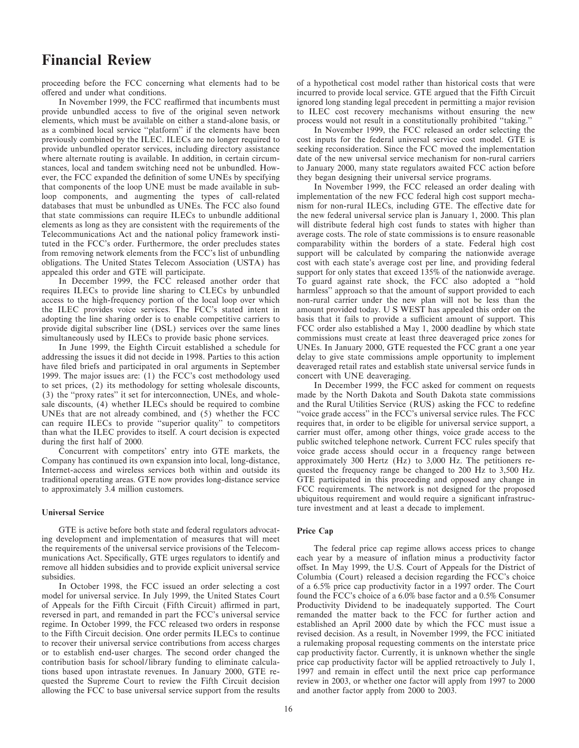# Financial Review

proceeding before the FCC concerning what elements had to be offered and under what conditions.

In November 1999, the FCC reaffirmed that incumbents must provide unbundled access to five of the original seven network elements, which must be available on either a stand-alone basis, or as a combined local service "platform" if the elements have been previously combined by the ILEC. ILECs are no longer required to provide unbundled operator services, including directory assistance where alternate routing is available. In addition, in certain circumstances, local and tandem switching need not be unbundled. However, the FCC expanded the definition of some UNEs by specifying that components of the loop UNE must be made available in sub-loop components, and augmenting the types of call-related databases that must be unbundled as UNEs. The FCC also found that state commissions can require ILECs to unbundle additional elements as long as they are consistent with the requirements of the Telecommunications Act and the national policy framework instituted in the FCC's order. Furthermore, the order precludes states from removing network elements from the FCC's list of unbundling obligations. The United States Telecom Association (USTA) has appealed this order and GTE will participate.

In December 1999, the FCC released another order that requires ILECs to provide line sharing to CLECs by unbundled access to the high-frequency portion of the local loop over which the ILEC provides voice services. The FCC's stated intent in adopting the line sharing order is to enable competitive carriers to provide digital subscriber line (DSL) services over the same lines simultaneously used by ILECs to provide basic phone services.

In June 1999, the Eighth Circuit established a schedule for addressing the issues it did not decide in 1998. Parties to this action have filed briefs and participated in oral arguments in September 1999. The major issues are: (1) the FCC's cost methodology used to set prices, (2) its methodology for setting wholesale discounts, (3) the "proxy rates" it set for interconnection, UNEs, and wholesale discounts, (4) whether ILECs should be required to combine UNEs that are not already combined, and (5) whether the FCC can require ILECs to provide "superior quality" to competitors than what the ILEC provides to itself. A court decision is expected during the first half of 2000.

Concurrent with competitors' entry into GTE markets, the Company has continued its own expansion into local, long-distance, Internet-access and wireless services both within and outside its traditional operating areas. GTE now provides long-distance service to approximately 3.4 million customers.

### Universal Service

GTE is active before both state and federal regulators advocating development and implementation of measures that will meet the requirements of the universal service provisions of the Telecommunications Act. Specifically, GTE urges regulators to identify and remove all hidden subsidies and to provide explicit universal service subsidies.

In October 1998, the FCC issued an order selecting a cost model for universal service. In July 1999, the United States Court of Appeals for the Fifth Circuit (Fifth Circuit) affirmed in part, reversed in part, and remanded in part the FCC's universal service regime. In October 1999, the FCC released two orders in response to the Fifth Circuit decision. One order permits ILECs to continue to recover their universal service contributions from access charges or to establish end-user charges. The second order changed the contribution basis for school/library funding to eliminate calculations based upon intrastate revenues. In January 2000, GTE requested the Supreme Court to review the Fifth Circuit decision allowing the FCC to base universal service support from the results of a hypothetical cost model rather than historical costs that were incurred to provide local service. GTE argued that the Fifth Circuit ignored long standing legal precedent in permitting a major revision to ILEC cost recovery mechanisms without ensuring the new process would not result in a constitutionally prohibited "taking."

In November 1999, the FCC released an order selecting the cost inputs for the federal universal service cost model. GTE is seeking reconsideration. Since the FCC moved the implementation date of the new universal service mechanism for non-rural carriers to January 2000, many state regulators awaited FCC action before they began designing their universal service programs.

In November 1999, the FCC released an order dealing with implementation of the new FCC federal high cost support mechanism for non-rural ILECs, including GTE. The effective date for the new federal universal service plan is January 1, 2000. This plan will distribute federal high cost funds to states with higher than average costs. The role of state commissions is to ensure reasonable comparability within the borders of a state. Federal high cost support will be calculated by comparing the nationwide average cost with each state's average cost per line, and providing federal support for only states that exceed 135% of the nationwide average. To guard against rate shock, the FCC also adopted a "hold harmless" approach so that the amount of support provided to each non-rural carrier under the new plan will not be less than the amount provided today. U S WEST has appealed this order on the basis that it fails to provide a sufficient amount of support. This FCC order also established a May 1, 2000 deadline by which state commissions must create at least three deaveraged price zones for UNEs. In January 2000, GTE requested the FCC grant a one year delay to give state commissions ample opportunity to implement deaveraged retail rates and establish state universal service funds in concert with UNE deaveraging.

In December 1999, the FCC asked for comment on requests made by the North Dakota and South Dakota state commissions and the Rural Utilities Service (RUS) asking the FCC to redefine "voice grade access" in the FCC's universal service rules. The FCC requires that, in order to be eligible for universal service support, a carrier must offer, among other things, voice grade access to the public switched telephone network. Current FCC rules specify that voice grade access should occur in a frequency range between approximately 300 Hertz (Hz) to 3,000 Hz. The petitioners requested the frequency range be changed to 200 Hz to 3,500 Hz. GTE participated in this proceeding and opposed any change in FCC requirements. The network is not designed for the proposed ubiquitous requirement and would require a significant infrastructure investment and at least a decade to implement.

### Price Cap

The federal price cap regime allows access prices to change each year by a measure of inflation minus a productivity factor offset. In May 1999, the U.S. Court of Appeals for the District of Columbia (Court) released a decision regarding the FCC's choice of a 6.5% price cap productivity factor in a 1997 order. The Court found the FCC's choice of a 6.0% base factor and a 0.5% Consumer Productivity Dividend to be inadequately supported. The Court remanded the matter back to the FCC for further action and established an April 2000 date by which the FCC must issue a revised decision. As a result, in November 1999, the FCC initiated a rulemaking proposal requesting comments on the interstate price cap productivity factor. Currently, it is unknown whether the single price cap productivity factor will be applied retroactively to July 1, 1997 and remain in effect until the next price cap performance review in 2003, or whether one factor will apply from 1997 to 2000 and another factor apply from 2000 to 2003.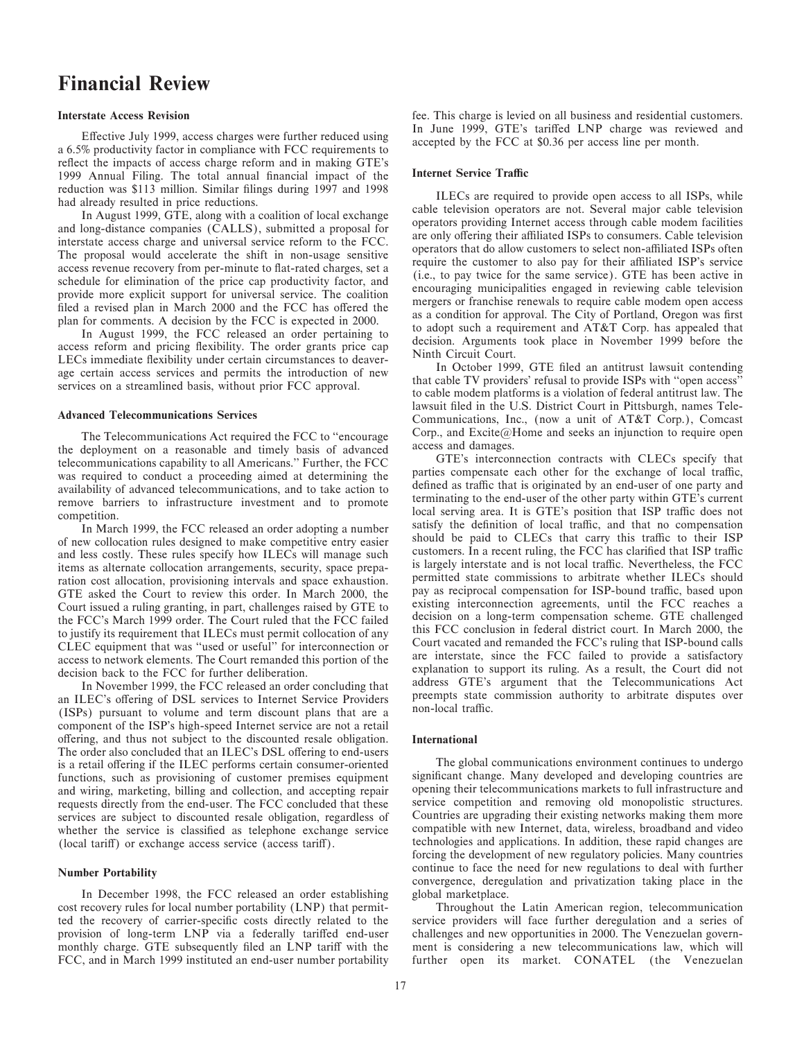# Financial Review

### Interstate Access Revision

Effective July 1999, access charges were further reduced using a 6.5% productivity factor in compliance with FCC requirements to reflect the impacts of access charge reform and in making GTE's 1999 Annual Filing. The total annual financial impact of the reduction was $113 million. Similar filings during 1997 and 1998 had already resulted in price reductions.

In August 1999, GTE, along with a coalition of local exchange and long-distance companies (CALLS), submitted a proposal for interstate access charge and universal service reform to the FCC. The proposal would accelerate the shift in non-usage sensitive access revenue recovery from per-minute to flat-rated charges, set a schedule for elimination of the price cap productivity factor, and provide more explicit support for universal service. The coalition filed a revised plan in March 2000 and the FCC has offered the plan for comments. A decision by the FCC is expected in 2000.

In August 1999, the FCC released an order pertaining to access reform and pricing flexibility. The order grants price cap LECs immediate flexibility under certain circumstances to deaverage certain access services and permits the introduction of new services on a streamlined basis, without prior FCC approval.

### Advanced Telecommunications Services

The Telecommunications Act required the FCC to "encourage the deployment on a reasonable and timely basis of advanced telecommunications capability to all Americans." Further, the FCC was required to conduct a proceeding aimed at determining the availability of advanced telecommunications, and to take action to remove barriers to infrastructure investment and to promote competition.

In March 1999, the FCC released an order adopting a number of new collocation rules designed to make competitive entry easier and less costly. These rules specify how ILECs will manage such items as alternate collocation arrangements, security, space preparation cost allocation, provisioning intervals and space exhaustion. GTE asked the Court to review this order. In March 2000, the Court issued a ruling granting, in part, challenges raised by GTE to the FCC's March 1999 order. The Court ruled that the FCC failed to justify its requirement that ILECs must permit collocation of any CLEC equipment that was "used or useful" for interconnection or access to network elements. The Court remanded this portion of the decision back to the FCC for further deliberation.

In November 1999, the FCC released an order concluding that an ILEC's offering of DSL services to Internet Service Providers (ISPs) pursuant to volume and term discount plans that are a component of the ISP's high-speed Internet service are not a retail offering, and thus not subject to the discounted resale obligation. The order also concluded that an ILEC's DSL offering to end-users is a retail offering if the ILEC performs certain consumer-oriented functions, such as provisioning of customer premises equipment and wiring, marketing, billing and collection, and accepting repair requests directly from the end-user. The FCC concluded that these services are subject to discounted resale obligation, regardless of whether the service is classified as telephone exchange service (local tariff) or exchange access service (access tariff).

### Number Portability

In December 1998, the FCC released an order establishing cost recovery rules for local number portability (LNP) that permitted the recovery of carrier-specific costs directly related to the provision of long-term LNP via a federally tariffed end-user monthly charge. GTE subsequently filed an LNP tariff with the FCC, and in March 1999 instituted an end-user number portability fee. This charge is levied on all business and residential customers. In June 1999, GTE's tariffed LNP charge was reviewed and accepted by the FCC at $0.36 per access line per month.

### Internet Service Traffic

ILECs are required to provide open access to all ISPs, while cable television operators are not. Several major cable television operators providing Internet access through cable modem facilities are only offering their affiliated ISPs to consumers. Cable television operators that do allow customers to select non-affiliated ISPs often require the customer to also pay for their affiliated ISP's service (i.e., to pay twice for the same service). GTE has been active in encouraging municipalities engaged in reviewing cable television mergers or franchise renewals to require cable modem open access as a condition for approval. The City of Portland, Oregon was first to adopt such a requirement and AT&T Corp. has appealed that decision. Arguments took place in November 1999 before the Ninth Circuit Court.

In October 1999, GTE filed an antitrust lawsuit contending that cable TV providers' refusal to provide ISPs with "open access" to cable modem platforms is a violation of federal antitrust law. The lawsuit filed in the U.S. District Court in Pittsburgh, names Tele-Communications, Inc., (now a unit of AT&T Corp.), Comcast Corp., and Excite@Home and seeks an injunction to require open access and damages.

GTE's interconnection contracts with CLECs specify that parties compensate each other for the exchange of local traffic, defined as traffic that is originated by an end-user of one party and terminating to the end-user of the other party within GTE's current local serving area. It is GTE's position that ISP traffic does not satisfy the definition of local traffic, and that no compensation should be paid to CLECs that carry this traffic to their ISP customers. In a recent ruling, the FCC has clarified that ISP traffic is largely interstate and is not local traffic. Nevertheless, the FCC permitted state commissions to arbitrate whether ILECs should pay as reciprocal compensation for ISP-bound traffic, based upon existing interconnection agreements, until the FCC reaches a decision on a long-term compensation scheme. GTE challenged this FCC conclusion in federal district court. In March 2000, the Court vacated and remanded the FCC's ruling that ISP-bound calls are interstate, since the FCC failed to provide a satisfactory explanation to support its ruling. As a result, the Court did not address GTE's argument that the Telecommunications Act preempts state commission authority to arbitrate disputes over non-local traffic.

### International

The global communications environment continues to undergo significant change. Many developed and developing countries are opening their telecommunications markets to full infrastructure and service competition and removing old monopolistic structures. Countries are upgrading their existing networks making them more compatible with new Internet, data, wireless, broadband and video technologies and applications. In addition, these rapid changes are forcing the development of new regulatory policies. Many countries continue to face the need for new regulations to deal with further convergence, deregulation and privatization taking place in the global marketplace.

Throughout the Latin American region, telecommunication service providers will face further deregulation and a series of challenges and new opportunities in 2000. The Venezuelan government is considering a new telecommunications law, which will further open its market. CONATEL (the Venezuelan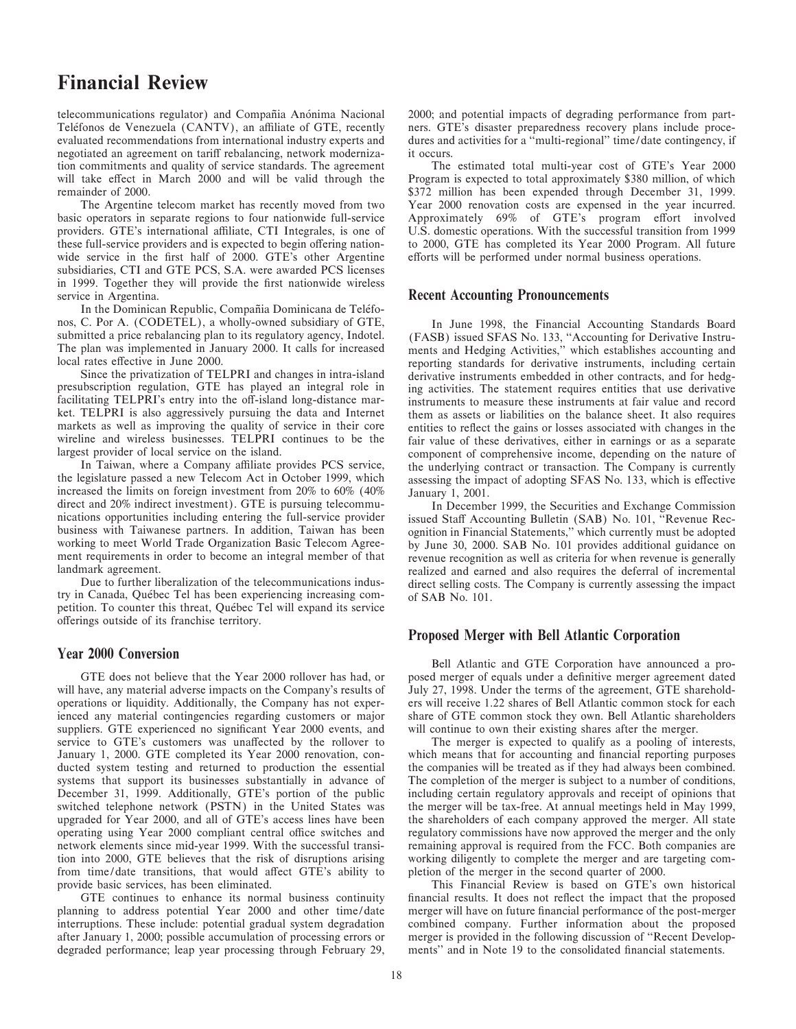# Financial Review

telecommunications regulator) and Compañia Anónima Nacional Teléfonos de Venezuela (CANTV), an affiliate of GTE, recently evaluated recommendations from international industry experts and negotiated an agreement on tariff rebalancing, network modernization commitments and quality of service standards. The agreement will take effect in March 2000 and will be valid through the remainder of 2000.

The Argentine telecom market has recently moved from two basic operators in separate regions to four nationwide full-service providers. GTE's international affiliate, CTI Integrales, is one of these full-service providers and is expected to begin offering nationwide service in the first half of 2000. GTE's other Argentine subsidiaries, CTI and GTE PCS, S.A. were awarded PCS licenses in 1999. Together they will provide the first nationwide wireless service in Argentina.

In the Dominican Republic, Compañia Dominicana de Teléfonos, C. Por A. (CODETEL), a wholly-owned subsidiary of GTE, submitted a price rebalancing plan to its regulatory agency, Indotel. The plan was implemented in January 2000. It calls for increased local rates effective in June 2000.

Since the privatization of TELPRI and changes in intra-island presubscription regulation, GTE has played an integral role in facilitating TELPRI's entry into the off-island long-distance market. TELPRI is also aggressively pursuing the data and Internet markets as well as improving the quality of service in their core wireline and wireless businesses. TELPRI continues to be the largest provider of local service on the island.

In Taiwan, where a Company affiliate provides PCS service, the legislature passed a new Telecom Act in October 1999, which increased the limits on foreign investment from 20% to 60% (40% direct and 20% indirect investment). GTE is pursuing telecommunications opportunities including entering the full-service provider business with Taiwanese partners. In addition, Taiwan has been working to meet World Trade Organization Basic Telecom Agreement requirements in order to become an integral member of that landmark agreement.

Due to further liberalization of the telecommunications industry in Canada, Québec Tel has been experiencing increasing competition. To counter this threat, Québec Tel will expand its service offerings outside of its franchise territory.

## Year 2000 Conversion

GTE does not believe that the Year 2000 rollover has had, or will have, any material adverse impacts on the Company's results of operations or liquidity. Additionally, the Company has not experienced any material contingencies regarding customers or major suppliers. GTE experienced no significant Year 2000 events, and service to GTE's customers was unaffected by the rollover to January 1, 2000. GTE completed its Year 2000 renovation, conducted system testing and returned to production the essential systems that support its businesses substantially in advance of December 31, 1999. Additionally, GTE's portion of the public switched telephone network (PSTN) in the United States was upgraded for Year 2000, and all of GTE's access lines have been operating using Year 2000 compliant central office switches and network elements since mid-year 1999. With the successful transition into 2000, GTE believes that the risk of disruptions arising from time/date transitions, that would affect GTE's ability to provide basic services, has been eliminated.

GTE continues to enhance its normal business continuity planning to address potential Year 2000 and other time/date interruptions. These include: potential gradual system degradation after January 1, 2000; possible accumulation of processing errors or degraded performance; leap year processing through February 29, 2000; and potential impacts of degrading performance from partners. GTE's disaster preparedness recovery plans include procedures and activities for a "multi-regional" time/date contingency, if it occurs.

The estimated total multi-year cost of GTE's Year 2000 Program is expected to total approximately $380 million, of which $372 million has been expended through December 31, 1999. Year 2000 renovation costs are expensed in the year incurred. Approximately 69% of GTE's program effort involved U.S. domestic operations. With the successful transition from 1999 to 2000, GTE has completed its Year 2000 Program. All future efforts will be performed under normal business operations.

## Recent Accounting Pronouncements

In June 1998, the Financial Accounting Standards Board (FASB) issued SFAS No. 133, "Accounting for Derivative Instruments and Hedging Activities," which establishes accounting and reporting standards for derivative instruments, including certain derivative instruments embedded in other contracts, and for hedging activities. The statement requires entities that use derivative instruments to measure these instruments at fair value and record them as assets or liabilities on the balance sheet. It also requires entities to reflect the gains or losses associated with changes in the fair value of these derivatives, either in earnings or as a separate component of comprehensive income, depending on the nature of the underlying contract or transaction. The Company is currently assessing the impact of adopting SFAS No. 133, which is effective January 1, 2001.

In December 1999, the Securities and Exchange Commission issued Staff Accounting Bulletin (SAB) No. 101, "Revenue Recognition in Financial Statements," which currently must be adopted by June 30, 2000. SAB No. 101 provides additional guidance on revenue recognition as well as criteria for when revenue is generally realized and earned and also requires the deferral of incremental direct selling costs. The Company is currently assessing the impact of SAB No. 101.

## Proposed Merger with Bell Atlantic Corporation

Bell Atlantic and GTE Corporation have announced a proposed merger of equals under a definitive merger agreement dated July 27, 1998. Under the terms of the agreement, GTE shareholders will receive 1.22 shares of Bell Atlantic common stock for each share of GTE common stock they own. Bell Atlantic shareholders will continue to own their existing shares after the merger.

The merger is expected to qualify as a pooling of interests, which means that for accounting and financial reporting purposes the companies will be treated as if they had always been combined. The completion of the merger is subject to a number of conditions, including certain regulatory approvals and receipt of opinions that the merger will be tax-free. At annual meetings held in May 1999, the shareholders of each company approved the merger. All state regulatory commissions have now approved the merger and the only remaining approval is required from the FCC. Both companies are working diligently to complete the merger and are targeting completion of the merger in the second quarter of 2000.

This Financial Review is based on GTE's own historical financial results. It does not reflect the impact that the proposed merger will have on future financial performance of the post-merger combined company. Further information about the proposed merger is provided in the following discussion of "Recent Developments" and in Note 19 to the consolidated financial statements.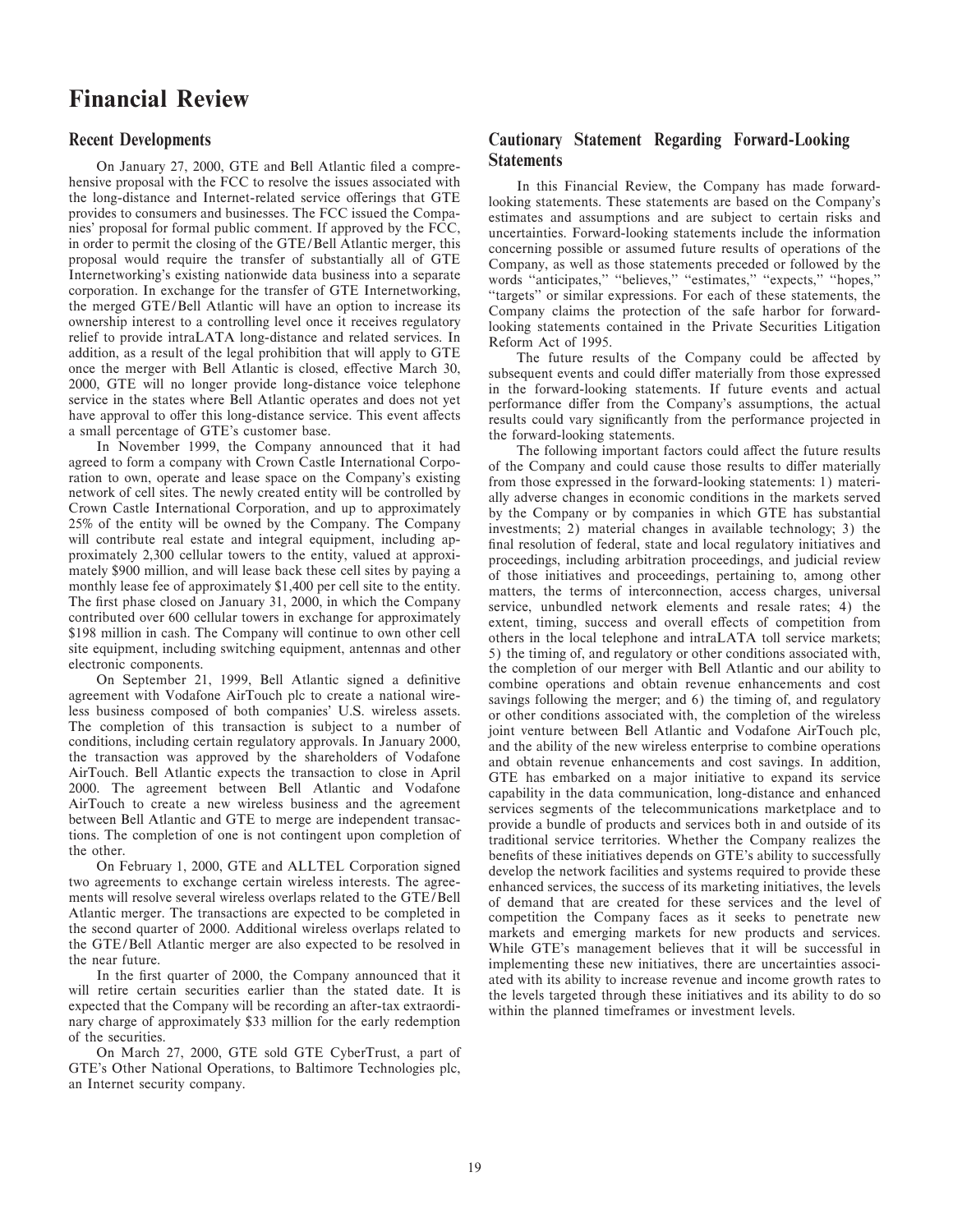# Financial Review

## Recent Developments

On January 27, 2000, GTE and Bell Atlantic filed a comprehensive proposal with the FCC to resolve the issues associated with the long-distance and Internet-related service offerings that GTE provides to consumers and businesses. The FCC issued the Companies' proposal for formal public comment. If approved by the FCC, in order to permit the closing of the GTE/Bell Atlantic merger, this proposal would require the transfer of substantially all of GTE Internetworking's existing nationwide data business into a separate corporation. In exchange for the transfer of GTE Internetworking, the merged GTE/Bell Atlantic will have an option to increase its ownership interest to a controlling level once it receives regulatory relief to provide intraLATA long-distance and related services. In addition, as a result of the legal prohibition that will apply to GTE once the merger with Bell Atlantic is closed, effective March 30, 2000, GTE will no longer provide long-distance voice telephone service in the states where Bell Atlantic operates and does not yet have approval to offer this long-distance service. This event affects a small percentage of GTE's customer base.

In November 1999, the Company announced that it had agreed to form a company with Crown Castle International Corporation to own, operate and lease space on the Company's existing network of cell sites. The newly created entity will be controlled by Crown Castle International Corporation, and up to approximately 25% of the entity will be owned by the Company. The Company will contribute real estate and integral equipment, including approximately 2,300 cellular towers to the entity, valued at approximately $900 million, and will lease back these cell sites by paying a monthly lease fee of approximately $1,400 per cell site to the entity. The first phase closed on January 31, 2000, in which the Company contributed over 600 cellular towers in exchange for approximately $198 million in cash. The Company will continue to own other cell site equipment, including switching equipment, antennas and other electronic components.

On September 21, 1999, Bell Atlantic signed a definitive agreement with Vodafone AirTouch plc to create a national wireless business composed of both companies' U.S. wireless assets. The completion of this transaction is subject to a number of conditions, including certain regulatory approvals. In January 2000, the transaction was approved by the shareholders of Vodafone AirTouch. Bell Atlantic expects the transaction to close in April 2000. The agreement between Bell Atlantic and Vodafone AirTouch to create a new wireless business and the agreement between Bell Atlantic and GTE to merge are independent transactions. The completion of one is not contingent upon completion of the other.

On February 1, 2000, GTE and ALLTEL Corporation signed two agreements to exchange certain wireless interests. The agreements will resolve several wireless overlaps related to the GTE/Bell Atlantic merger. The transactions are expected to be completed in the second quarter of 2000. Additional wireless overlaps related to the GTE/Bell Atlantic merger are also expected to be resolved in the near future.

In the first quarter of 2000, the Company announced that it will retire certain securities earlier than the stated date. It is expected that the Company will be recording an after-tax extraordinary charge of approximately $33 million for the early redemption of the securities.

On March 27, 2000, GTE sold GTE CyberTrust, a part of GTE's Other National Operations, to Baltimore Technologies plc, an Internet security company.

## Cautionary Statement Regarding Forward-Looking Statements

In this Financial Review, the Company has made forward-looking statements. These statements are based on the Company's estimates and assumptions and are subject to certain risks and uncertainties. Forward-looking statements include the information concerning possible or assumed future results of operations of the Company, as well as those statements preceded or followed by the words "anticipates," "believes," "estimates," "expects," "hopes," "targets" or similar expressions. For each of these statements, the Company claims the protection of the safe harbor for forward-looking statements contained in the Private Securities Litigation Reform Act of 1995.

The future results of the Company could be affected by subsequent events and could differ materially from those expressed in the forward-looking statements. If future events and actual performance differ from the Company's assumptions, the actual results could vary significantly from the performance projected in the forward-looking statements.

The following important factors could affect the future results of the Company and could cause those results to differ materially from those expressed in the forward-looking statements: 1) materially adverse changes in economic conditions in the markets served by the Company or by companies in which GTE has substantial investments; 2) material changes in available technology; 3) the final resolution of federal, state and local regulatory initiatives and proceedings, including arbitration proceedings, and judicial review of those initiatives and proceedings, pertaining to, among other matters, the terms of interconnection, access charges, universal service, unbundled network elements and resale rates; 4) the extent, timing, success and overall effects of competition from others in the local telephone and intraLATA toll service markets; 5) the timing of, and regulatory or other conditions associated with, the completion of our merger with Bell Atlantic and our ability to combine operations and obtain revenue enhancements and cost savings following the merger; and 6) the timing of, and regulatory or other conditions associated with, the completion of the wireless joint venture between Bell Atlantic and Vodafone AirTouch plc, and the ability of the new wireless enterprise to combine operations and obtain revenue enhancements and cost savings. In addition, GTE has embarked on a major initiative to expand its service capability in the data communication, long-distance and enhanced services segments of the telecommunications marketplace and to provide a bundle of products and services both in and outside of its traditional service territories. Whether the Company realizes the benefits of these initiatives depends on GTE's ability to successfully develop the network facilities and systems required to provide these enhanced services, the success of its marketing initiatives, the levels of demand that are created for these services and the level of competition the Company faces as it seeks to penetrate new markets and emerging markets for new products and services. While GTE's management believes that it will be successful in implementing these new initiatives, there are uncertainties associated with its ability to increase revenue and income growth rates to the levels targeted through these initiatives and its ability to do so within the planned timeframes or investment levels.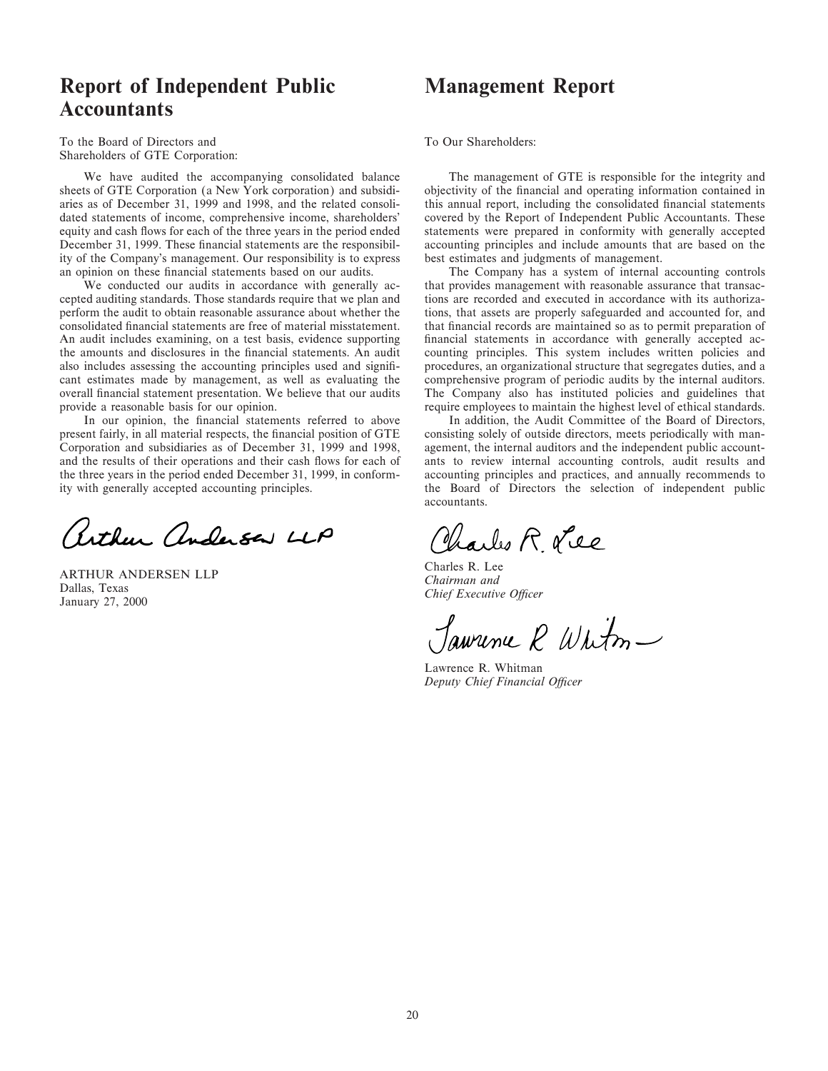# Report of Independent Public Accountants

To the Board of Directors and
Shareholders of GTE Corporation:

We have audited the accompanying consolidated balance sheets of GTE Corporation (a New York corporation) and subsidiaries as of December 31, 1999 and 1998, and the related consolidated statements of income, comprehensive income, shareholders' equity and cash flows for each of the three years in the period ended December 31, 1999. These financial statements are the responsibility of the Company's management. Our responsibility is to express an opinion on these financial statements based on our audits.

We conducted our audits in accordance with generally accepted auditing standards. Those standards require that we plan and perform the audit to obtain reasonable assurance about whether the consolidated financial statements are free of material misstatement. An audit includes examining, on a test basis, evidence supporting the amounts and disclosures in the financial statements. An audit also includes assessing the accounting principles used and significant estimates made by management, as well as evaluating the overall financial statement presentation. We believe that our audits provide a reasonable basis for our opinion.

In our opinion, the financial statements referred to above present fairly, in all material respects, the financial position of GTE Corporation and subsidiaries as of December 31, 1999 and 1998, and the results of their operations and their cash flows for each of the three years in the period ended December 31, 1999, in conformity with generally accepted accounting principles.

Arthur Andersen LLP

ARTHUR ANDERSEN LLP
Dallas, Texas
January 27, 2000

# Management Report

To Our Shareholders:

The management of GTE is responsible for the integrity and objectivity of the financial and operating information contained in this annual report, including the consolidated financial statements covered by the Report of Independent Public Accountants. These statements were prepared in conformity with generally accepted accounting principles and include amounts that are based on the best estimates and judgments of management.

The Company has a system of internal accounting controls that provides management with reasonable assurance that transactions are recorded and executed in accordance with its authorizations, that assets are properly safeguarded and accounted for, and that financial records are maintained so as to permit preparation of financial statements in accordance with generally accepted accounting principles. This system includes written policies and procedures, an organizational structure that segregates duties, and a comprehensive program of periodic audits by the internal auditors. The Company also has instituted policies and guidelines that require employees to maintain the highest level of ethical standards.

In addition, the Audit Committee of the Board of Directors, consisting solely of outside directors, meets periodically with management, the internal auditors and the independent public accountants to review internal accounting controls, audit results and accounting principles and practices, and annually recommends to the Board of Directors the selection of independent public accountants.

Charles R. Lee
*Chairman and*
*Chief Executive Officer*

Lawrence R. Whitman
*Deputy Chief Financial Officer*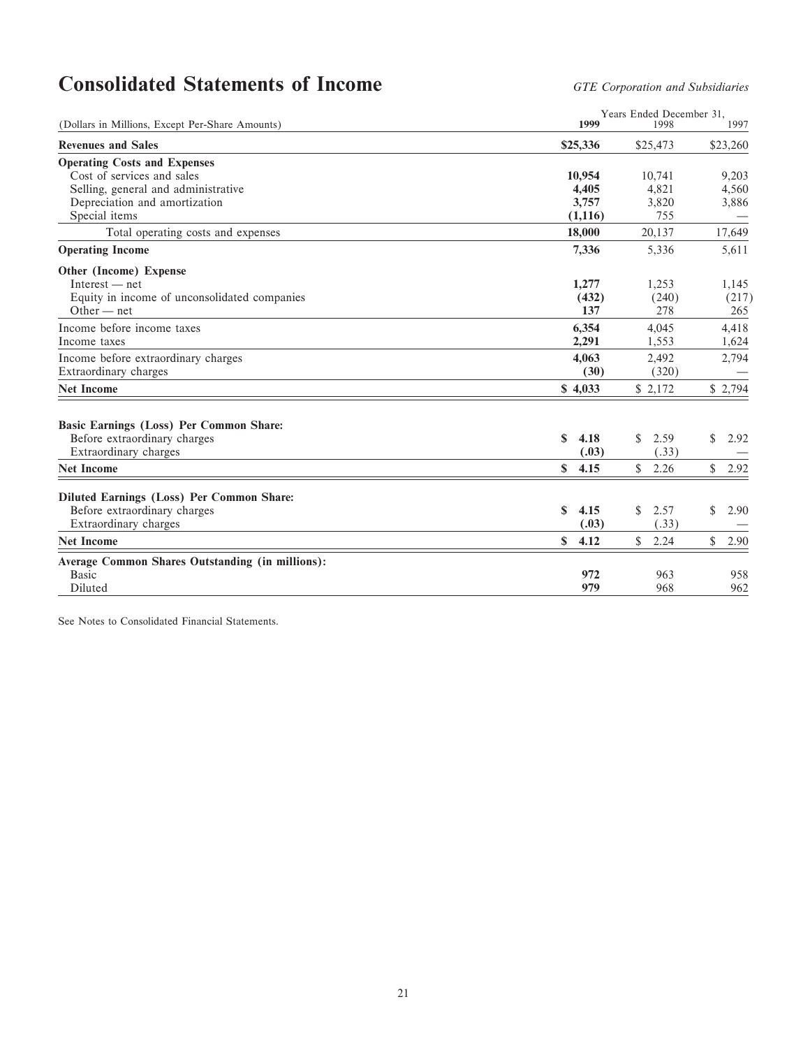# Consolidated Statements of Income

*GTE Corporation and Subsidiaries*

| (Dollars in Millions, Except Per-Share Amounts) | 1999 | 1998 | 1997 |
|---|---|---|---|
| | Years Ended December 31, | | |
| **Revenues and Sales** | **$25,336** | $25,473 | $23,260 |
| **Operating Costs and Expenses** | | | |
| Cost of services and sales | **10,954** | 10,741 | 9,203 |
| Selling, general and administrative | **4,405** | 4,821 | 4,560 |
| Depreciation and amortization | **3,757** | 3,820 | 3,886 |
| Special items | **(1,116)** | 755 | — |
| Total operating costs and expenses | **18,000** | 20,137 | 17,649 |
| **Operating Income** | **7,336** | 5,336 | 5,611 |
| **Other (Income) Expense** | | | |
| Interest — net | **1,277** | 1,253 | 1,145 |
| Equity in income of unconsolidated companies | **(432)** | (240) | (217) |
| Other — net | **137** | 278 | 265 |
| Income before income taxes | **6,354** | 4,045 | 4,418 |
| Income taxes | **2,291** | 1,553 | 1,624 |
| Income before extraordinary charges | **4,063** | 2,492 | 2,794 |
| Extraordinary charges | **(30)** | (320) | — |
| **Net Income** | **$ 4,033** | $ 2,172 | $ 2,794 |
| | | | |
| **Basic Earnings (Loss) Per Common Share:** | | | |
| Before extraordinary charges | **$ 4.18** | $ 2.59 | $ 2.92 |
| Extraordinary charges | **(.03)** | (.33) | — |
| **Net Income** | **$ 4.15** | $ 2.26 | $ 2.92 |
| | | | |
| **Diluted Earnings (Loss) Per Common Share:** | | | |
| Before extraordinary charges | **$ 4.15** | $ 2.57 | $ 2.90 |
| Extraordinary charges | **(.03)** | (.33) | — |
| **Net Income** | **$ 4.12** | $ 2.24 | $ 2.90 |
| **Average Common Shares Outstanding (in millions):** | | | |
| Basic | **972** | 963 | 958 |
| Diluted | **979** | 968 | 962 |

See Notes to Consolidated Financial Statements.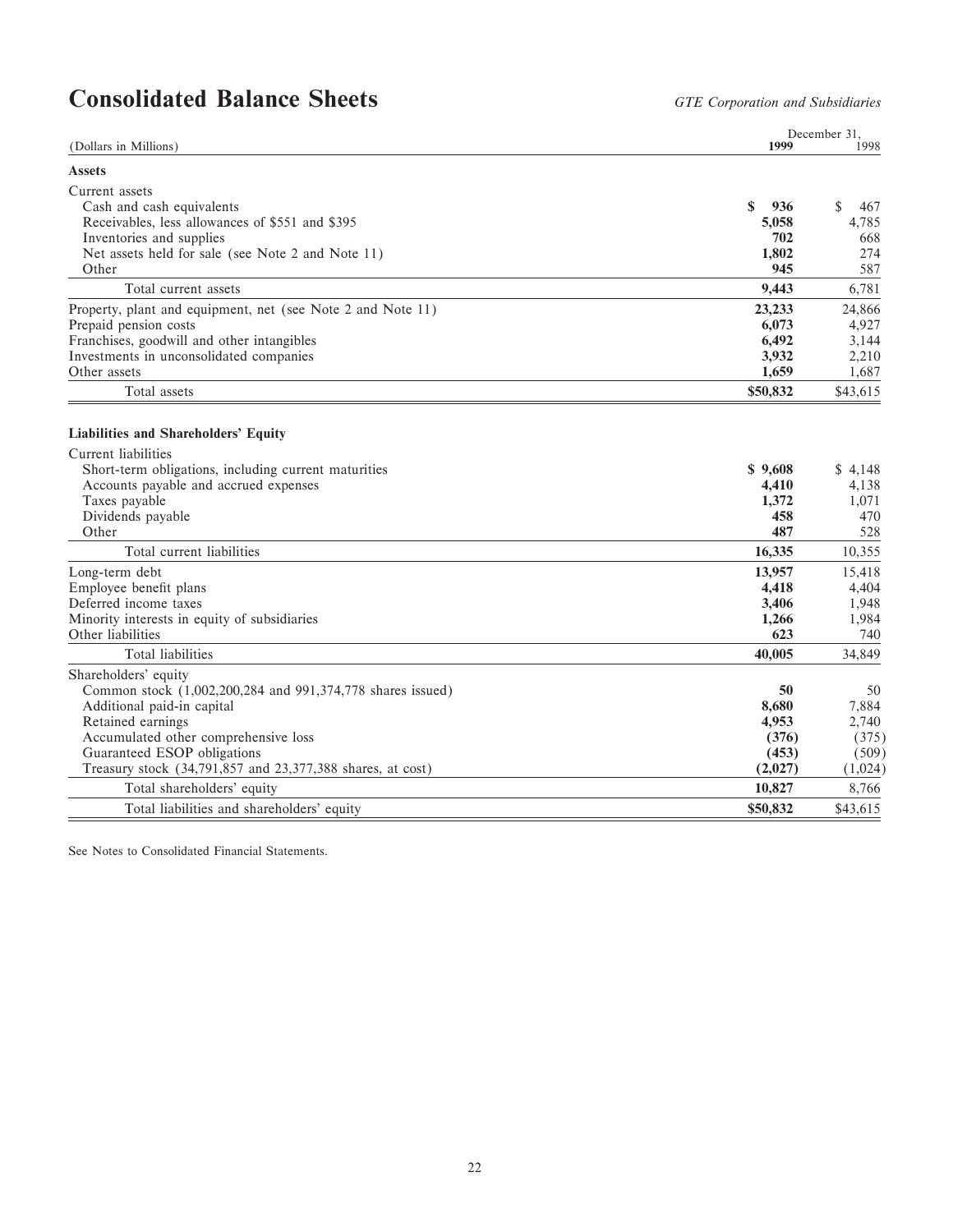# Consolidated Balance Sheets

*GTE Corporation and Subsidiaries*

| (Dollars in Millions) | December 31, 1999 | 1998 |
|---|---|---|
| **Assets** | | |
| Current assets | | |
| Cash and cash equivalents | **$ 936** | $ 467 |
| Receivables, less allowances of $551 and $395 | **5,058** | 4,785 |
| Inventories and supplies | **702** | 668 |
| Net assets held for sale (see Note 2 and Note 11) | **1,802** | 274 |
| Other | **945** | 587 |
| Total current assets | **9,443** | 6,781 |
| Property, plant and equipment, net (see Note 2 and Note 11) | **23,233** | 24,866 |
| Prepaid pension costs | **6,073** | 4,927 |
| Franchises, goodwill and other intangibles | **6,492** | 3,144 |
| Investments in unconsolidated companies | **3,932** | 2,210 |
| Other assets | **1,659** | 1,687 |
| Total assets | **$50,832** | $43,615 |
| **Liabilities and Shareholders' Equity** | | |
| Current liabilities | | |
| Short-term obligations, including current maturities | **$ 9,608** | $ 4,148 |
| Accounts payable and accrued expenses | **4,410** | 4,138 |
| Taxes payable | **1,372** | 1,071 |
| Dividends payable | **458** | 470 |
| Other | **487** | 528 |
| Total current liabilities | **16,335** | 10,355 |
| Long-term debt | **13,957** | 15,418 |
| Employee benefit plans | **4,418** | 4,404 |
| Deferred income taxes | **3,406** | 1,948 |
| Minority interests in equity of subsidiaries | **1,266** | 1,984 |
| Other liabilities | **623** | 740 |
| Total liabilities | **40,005** | 34,849 |
| Shareholders' equity | | |
| Common stock (1,002,200,284 and 991,374,778 shares issued) | **50** | 50 |
| Additional paid-in capital | **8,680** | 7,884 |
| Retained earnings | **4,953** | 2,740 |
| Accumulated other comprehensive loss | **(376)** | (375) |
| Guaranteed ESOP obligations | **(453)** | (509) |
| Treasury stock (34,791,857 and 23,377,388 shares, at cost) | **(2,027)** | (1,024) |
| Total shareholders' equity | **10,827** | 8,766 |
| Total liabilities and shareholders' equity | **$50,832** | $43,615 |

See Notes to Consolidated Financial Statements.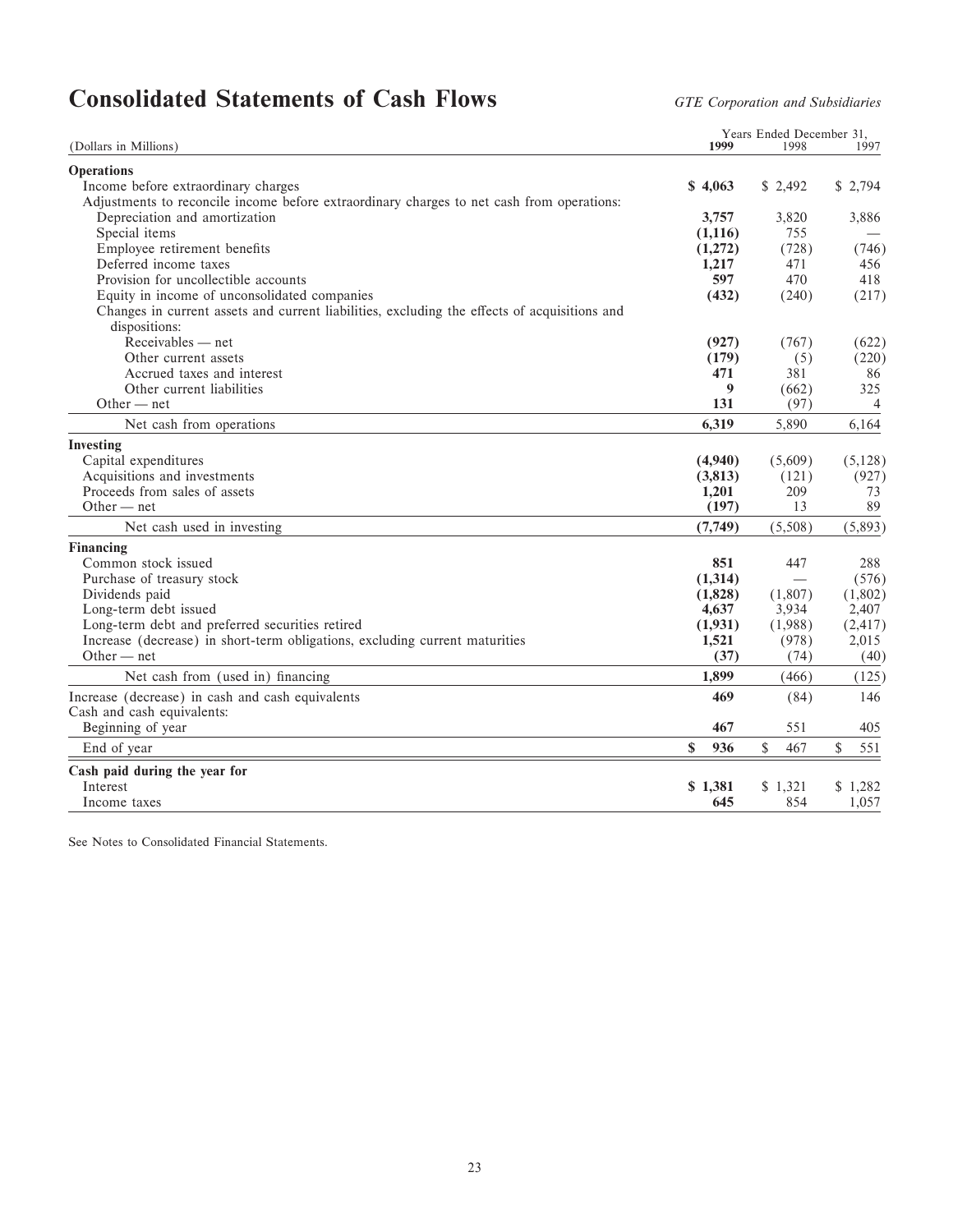# Consolidated Statements of Cash Flows

*GTE Corporation and Subsidiaries*

| (Dollars in Millions) | Years Ended December 31, 1999 | 1998 | 1997 |
|---|---|---|---|
| **Operations** | | | |
| Income before extraordinary charges | **$ 4,063** | $ 2,492 | $ 2,794 |
| Adjustments to reconcile income before extraordinary charges to net cash from operations: | | | |
| Depreciation and amortization | **3,757** | 3,820 | 3,886 |
| Special items | **(1,116)** | 755 | — |
| Employee retirement benefits | **(1,272)** | (728) | (746) |
| Deferred income taxes | **1,217** | 471 | 456 |
| Provision for uncollectible accounts | **597** | 470 | 418 |
| Equity in income of unconsolidated companies | **(432)** | (240) | (217) |
| Changes in current assets and current liabilities, excluding the effects of acquisitions and dispositions: | | | |
| Receivables — net | **(927)** | (767) | (622) |
| Other current assets | **(179)** | (5) | (220) |
| Accrued taxes and interest | **471** | 381 | 86 |
| Other current liabilities | **9** | (662) | 325 |
| Other — net | **131** | (97) | 4 |
| Net cash from operations | **6,319** | 5,890 | 6,164 |
| **Investing** | | | |
| Capital expenditures | **(4,940)** | (5,609) | (5,128) |
| Acquisitions and investments | **(3,813)** | (121) | (927) |
| Proceeds from sales of assets | **1,201** | 209 | 73 |
| Other — net | **(197)** | 13 | 89 |
| Net cash used in investing | **(7,749)** | (5,508) | (5,893) |
| **Financing** | | | |
| Common stock issued | **851** | 447 | 288 |
| Purchase of treasury stock | **(1,314)** | — | (576) |
| Dividends paid | **(1,828)** | (1,807) | (1,802) |
| Long-term debt issued | **4,637** | 3,934 | 2,407 |
| Long-term debt and preferred securities retired | **(1,931)** | (1,988) | (2,417) |
| Increase (decrease) in short-term obligations, excluding current maturities | **1,521** | (978) | 2,015 |
| Other — net | **(37)** | (74) | (40) |
| Net cash from (used in) financing | **1,899** | (466) | (125) |
| Increase (decrease) in cash and cash equivalents | **469** | (84) | 146 |
| Cash and cash equivalents: | | | |
| Beginning of year | **467** | 551 | 405 |
| End of year | **$ 936** | $ 467 | $ 551 |
| **Cash paid during the year for** | | | |
| Interest | **$ 1,381** | $ 1,321 | $ 1,282 |
| Income taxes | **645** | 854 | 1,057 |

See Notes to Consolidated Financial Statements.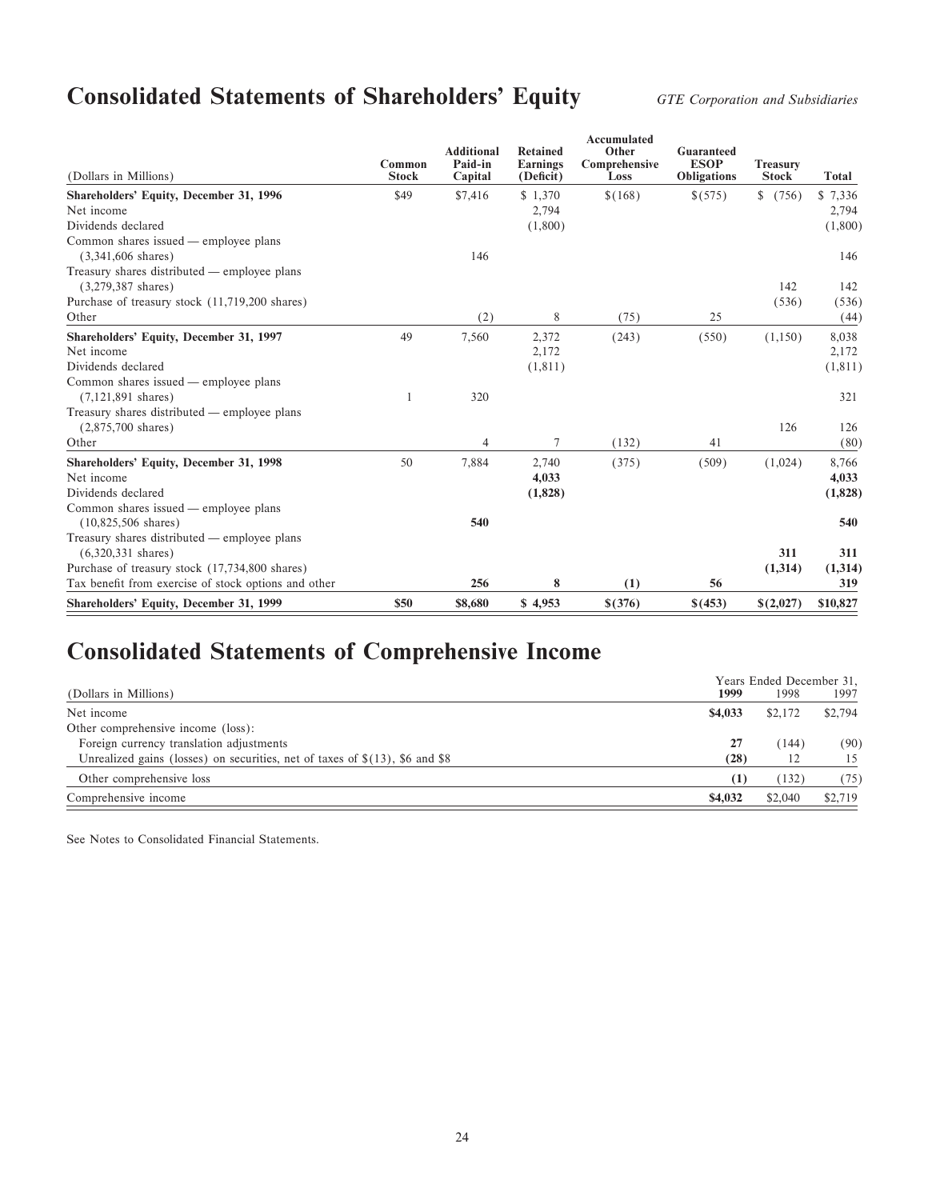# Consolidated Statements of Shareholders' Equity

*GTE Corporation and Subsidiaries*

| (Dollars in Millions) | Common Stock | Additional Paid-in Capital | Retained Earnings (Deficit) | Accumulated Other Comprehensive Loss | Guaranteed ESOP Obligations | Treasury Stock | Total |
|---|---|---|---|---|---|---|---|
| **Shareholders' Equity, December 31, 1996** | $49 | $7,416 | $ 1,370 | $(168) | $(575) | $ (756) | $ 7,336 |
| Net income | | | 2,794 | | | | 2,794 |
| Dividends declared | | | (1,800) | | | | (1,800) |
| Common shares issued — employee plans (3,341,606 shares) | | 146 | | | | | 146 |
| Treasury shares distributed — employee plans (3,279,387 shares) | | | | | | 142 | 142 |
| Purchase of treasury stock (11,719,200 shares) | | | | | | (536) | (536) |
| Other | | (2) | 8 | (75) | 25 | | (44) |
| **Shareholders' Equity, December 31, 1997** | 49 | 7,560 | 2,372 | (243) | (550) | (1,150) | 8,038 |
| Net income | | | 2,172 | | | | 2,172 |
| Dividends declared | | | (1,811) | | | | (1,811) |
| Common shares issued — employee plans (7,121,891 shares) | 1 | 320 | | | | | 321 |
| Treasury shares distributed — employee plans (2,875,700 shares) | | | | | | 126 | 126 |
| Other | | 4 | 7 | (132) | 41 | | (80) |
| **Shareholders' Equity, December 31, 1998** | 50 | 7,884 | 2,740 | (375) | (509) | (1,024) | 8,766 |
| Net income | | | **4,033** | | | | **4,033** |
| Dividends declared | | | **(1,828)** | | | | **(1,828)** |
| Common shares issued — employee plans (10,825,506 shares) | | **540** | | | | | **540** |
| Treasury shares distributed — employee plans (6,320,331 shares) | | | | | | **311** | **311** |
| Purchase of treasury stock (17,734,800 shares) | | | | | | **(1,314)** | **(1,314)** |
| Tax benefit from exercise of stock options and other | | **256** | **8** | **(1)** | **56** | | **319** |
| **Shareholders' Equity, December 31, 1999** | **$50** | **$8,680** | **$ 4,953** | **$(376)** | **$(453)** | **$(2,027)** | **$10,827** |

# Consolidated Statements of Comprehensive Income

| (Dollars in Millions) | Years Ended December 31, 1999 | 1998 | 1997 |
|---|---|---|---|
| Net income | **$4,033** | $2,172 | $2,794 |
| Other comprehensive income (loss): | | | |
| Foreign currency translation adjustments | **27** | (144) | (90) |
| Unrealized gains (losses) on securities, net of taxes of $(13), $6 and $8 | **(28)** | 12 | 15 |
| Other comprehensive loss | **(1)** | (132) | (75) |
| Comprehensive income | **$4,032** | $2,040 | $2,719 |

See Notes to Consolidated Financial Statements.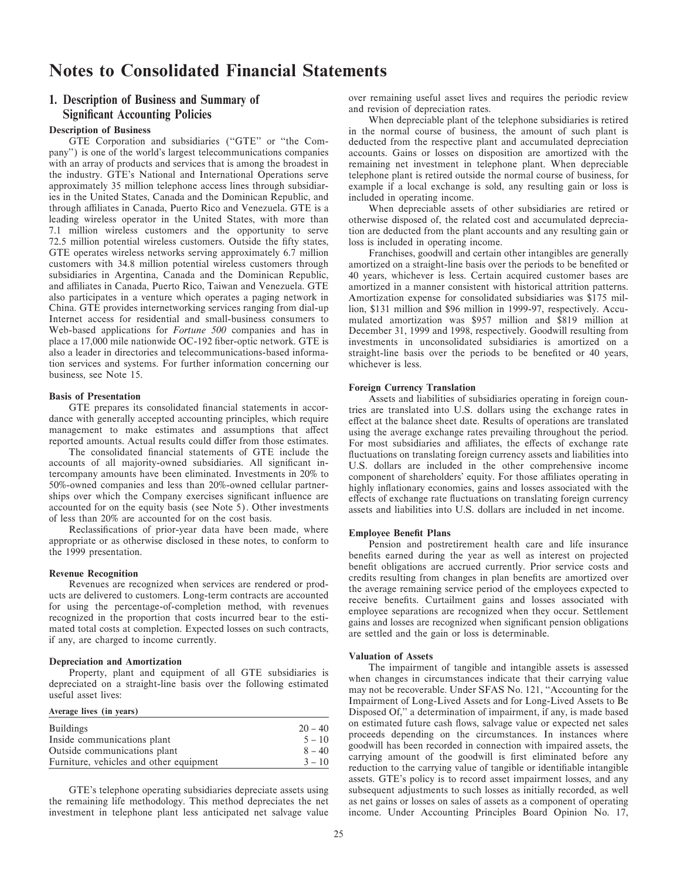# Notes to Consolidated Financial Statements

## 1. Description of Business and Summary of Significant Accounting Policies

### Description of Business

GTE Corporation and subsidiaries ("GTE" or "the Company") is one of the world's largest telecommunications companies with an array of products and services that is among the broadest in the industry. GTE's National and International Operations serve approximately 35 million telephone access lines through subsidiaries in the United States, Canada and the Dominican Republic, and through affiliates in Canada, Puerto Rico and Venezuela. GTE is a leading wireless operator in the United States, with more than 7.1 million wireless customers and the opportunity to serve 72.5 million potential wireless customers. Outside the fifty states, GTE operates wireless networks serving approximately 6.7 million customers with 34.8 million potential wireless customers through subsidiaries in Argentina, Canada and the Dominican Republic, and affiliates in Canada, Puerto Rico, Taiwan and Venezuela. GTE also participates in a venture which operates a paging network in China. GTE provides internetworking services ranging from dial-up Internet access for residential and small-business consumers to Web-based applications for *Fortune 500* companies and has in place a 17,000 mile nationwide OC-192 fiber-optic network. GTE is also a leader in directories and telecommunications-based information services and systems. For further information concerning our business, see Note 15.

### Basis of Presentation

GTE prepares its consolidated financial statements in accordance with generally accepted accounting principles, which require management to make estimates and assumptions that affect reported amounts. Actual results could differ from those estimates.

The consolidated financial statements of GTE include the accounts of all majority-owned subsidiaries. All significant intercompany amounts have been eliminated. Investments in 20% to 50%-owned companies and less than 20%-owned cellular partnerships over which the Company exercises significant influence are accounted for on the equity basis (see Note 5). Other investments of less than 20% are accounted for on the cost basis.

Reclassifications of prior-year data have been made, where appropriate or as otherwise disclosed in these notes, to conform to the 1999 presentation.

### Revenue Recognition

Revenues are recognized when services are rendered or products are delivered to customers. Long-term contracts are accounted for using the percentage-of-completion method, with revenues recognized in the proportion that costs incurred bear to the estimated total costs at completion. Expected losses on such contracts, if any, are charged to income currently.

### Depreciation and Amortization

Property, plant and equipment of all GTE subsidiaries is depreciated on a straight-line basis over the following estimated useful asset lives:

| Average lives (in years) | |
|---|---|
| Buildings | 20 – 40 |
| Inside communications plant | 5 – 10 |
| Outside communications plant | 8 – 40 |
| Furniture, vehicles and other equipment | 3 – 10 |

GTE's telephone operating subsidiaries depreciate assets using the remaining life methodology. This method depreciates the net investment in telephone plant less anticipated net salvage value over remaining useful asset lives and requires the periodic review and revision of depreciation rates.

When depreciable plant of the telephone subsidiaries is retired in the normal course of business, the amount of such plant is deducted from the respective plant and accumulated depreciation accounts. Gains or losses on disposition are amortized with the remaining net investment in telephone plant. When depreciable telephone plant is retired outside the normal course of business, for example if a local exchange is sold, any resulting gain or loss is included in operating income.

When depreciable assets of other subsidiaries are retired or otherwise disposed of, the related cost and accumulated depreciation are deducted from the plant accounts and any resulting gain or loss is included in operating income.

Franchises, goodwill and certain other intangibles are generally amortized on a straight-line basis over the periods to be benefited or 40 years, whichever is less. Certain acquired customer bases are amortized in a manner consistent with historical attrition patterns. Amortization expense for consolidated subsidiaries was $175 million, $131 million and $96 million in 1999-97, respectively. Accumulated amortization was $957 million and $819 million at December 31, 1999 and 1998, respectively. Goodwill resulting from investments in unconsolidated subsidiaries is amortized on a straight-line basis over the periods to be benefited or 40 years, whichever is less.

### Foreign Currency Translation

Assets and liabilities of subsidiaries operating in foreign countries are translated into U.S. dollars using the exchange rates in effect at the balance sheet date. Results of operations are translated using the average exchange rates prevailing throughout the period. For most subsidiaries and affiliates, the effects of exchange rate fluctuations on translating foreign currency assets and liabilities into U.S. dollars are included in the other comprehensive income component of shareholders' equity. For those affiliates operating in highly inflationary economies, gains and losses associated with the effects of exchange rate fluctuations on translating foreign currency assets and liabilities into U.S. dollars are included in net income.

### Employee Benefit Plans

Pension and postretirement health care and life insurance benefits earned during the year as well as interest on projected benefit obligations are accrued currently. Prior service costs and credits resulting from changes in plan benefits are amortized over the average remaining service period of the employees expected to receive benefits. Curtailment gains and losses associated with employee separations are recognized when they occur. Settlement gains and losses are recognized when significant pension obligations are settled and the gain or loss is determinable.

### Valuation of Assets

The impairment of tangible and intangible assets is assessed when changes in circumstances indicate that their carrying value may not be recoverable. Under SFAS No. 121, "Accounting for the Impairment of Long-Lived Assets and for Long-Lived Assets to Be Disposed Of," a determination of impairment, if any, is made based on estimated future cash flows, salvage value or expected net sales proceeds depending on the circumstances. In instances where goodwill has been recorded in connection with impaired assets, the carrying amount of the goodwill is first eliminated before any reduction to the carrying value of tangible or identifiable intangible assets. GTE's policy is to record asset impairment losses, and any subsequent adjustments to such losses as initially recorded, as well as net gains or losses on sales of assets as a component of operating income. Under Accounting Principles Board Opinion No. 17,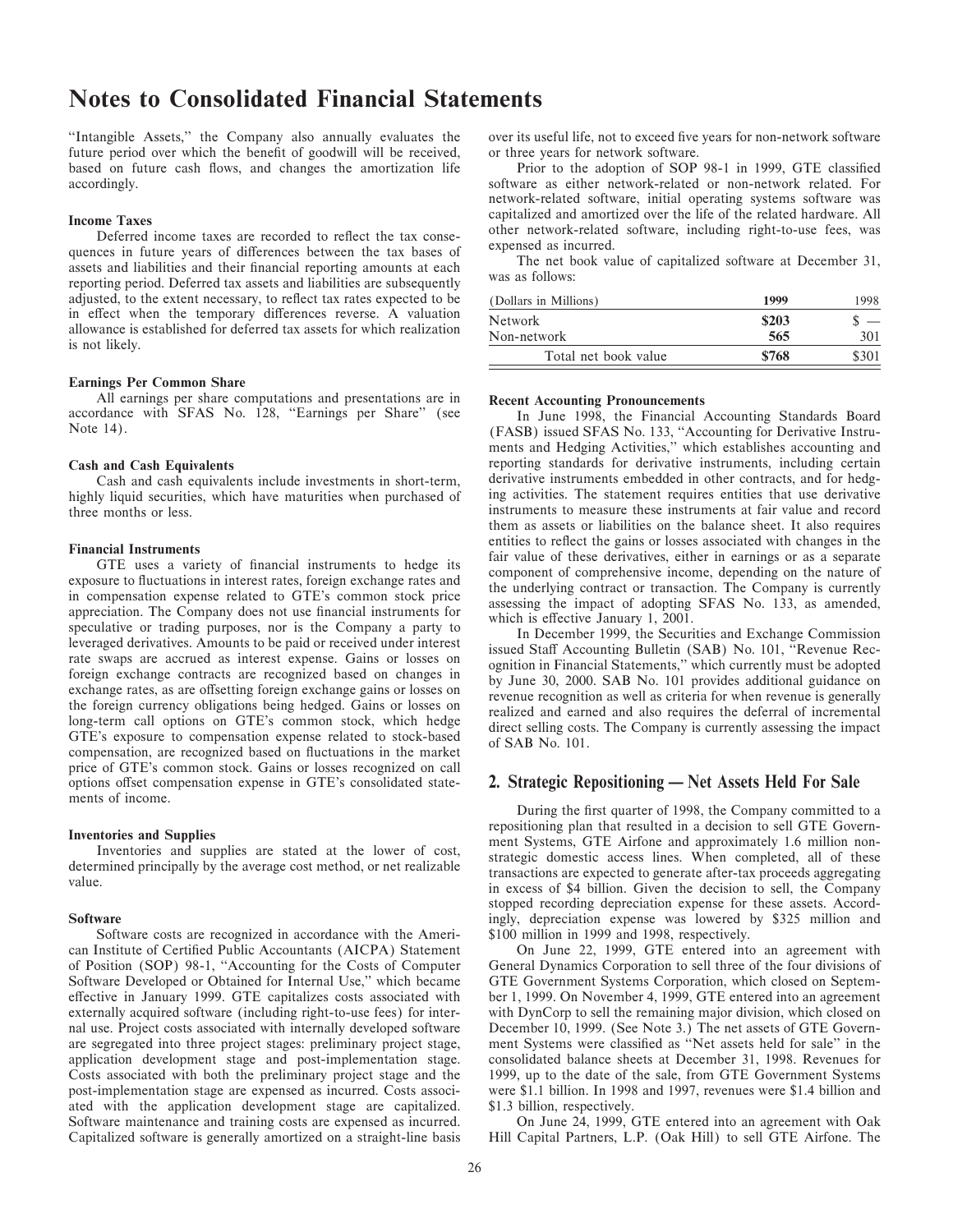# Notes to Consolidated Financial Statements

"Intangible Assets," the Company also annually evaluates the future period over which the benefit of goodwill will be received, based on future cash flows, and changes the amortization life accordingly.

### Income Taxes

Deferred income taxes are recorded to reflect the tax consequences in future years of differences between the tax bases of assets and liabilities and their financial reporting amounts at each reporting period. Deferred tax assets and liabilities are subsequently adjusted, to the extent necessary, to reflect tax rates expected to be in effect when the temporary differences reverse. A valuation allowance is established for deferred tax assets for which realization is not likely.

### Earnings Per Common Share

All earnings per share computations and presentations are in accordance with SFAS No. 128, "Earnings per Share" (see Note 14).

### Cash and Cash Equivalents

Cash and cash equivalents include investments in short-term, highly liquid securities, which have maturities when purchased of three months or less.

### Financial Instruments

GTE uses a variety of financial instruments to hedge its exposure to fluctuations in interest rates, foreign exchange rates and in compensation expense related to GTE's common stock price appreciation. The Company does not use financial instruments for speculative or trading purposes, nor is the Company a party to leveraged derivatives. Amounts to be paid or received under interest rate swaps are accrued as interest expense. Gains or losses on foreign exchange contracts are recognized based on changes in exchange rates, as are offsetting foreign exchange gains or losses on the foreign currency obligations being hedged. Gains or losses on long-term call options on GTE's common stock, which hedge GTE's exposure to compensation expense related to stock-based compensation, are recognized based on fluctuations in the market price of GTE's common stock. Gains or losses recognized on call options offset compensation expense in GTE's consolidated statements of income.

### Inventories and Supplies

Inventories and supplies are stated at the lower of cost, determined principally by the average cost method, or net realizable value.

### Software

Software costs are recognized in accordance with the American Institute of Certified Public Accountants (AICPA) Statement of Position (SOP) 98-1, "Accounting for the Costs of Computer Software Developed or Obtained for Internal Use," which became effective in January 1999. GTE capitalizes costs associated with externally acquired software (including right-to-use fees) for internal use. Project costs associated with internally developed software are segregated into three project stages: preliminary project stage, application development stage and post-implementation stage. Costs associated with both the preliminary project stage and the post-implementation stage are expensed as incurred. Costs associated with the application development stage are capitalized. Software maintenance and training costs are expensed as incurred. Capitalized software is generally amortized on a straight-line basis over its useful life, not to exceed five years for non-network software or three years for network software.

Prior to the adoption of SOP 98-1 in 1999, GTE classified software as either network-related or non-network related. For network-related software, initial operating systems software was capitalized and amortized over the life of the related hardware. All other network-related software, including right-to-use fees, was expensed as incurred.

The net book value of capitalized software at December 31, was as follows:

| (Dollars in Millions) | 1999 | 1998 |
|---|---|---|
| Network | **$203** | $ — |
| Non-network | **565** | 301 |
| Total net book value | **$768** | $301 |

### Recent Accounting Pronouncements

In June 1998, the Financial Accounting Standards Board (FASB) issued SFAS No. 133, "Accounting for Derivative Instruments and Hedging Activities," which establishes accounting and reporting standards for derivative instruments, including certain derivative instruments embedded in other contracts, and for hedging activities. The statement requires entities that use derivative instruments to measure these instruments at fair value and record them as assets or liabilities on the balance sheet. It also requires entities to reflect the gains or losses associated with changes in the fair value of these derivatives, either in earnings or as a separate component of comprehensive income, depending on the nature of the underlying contract or transaction. The Company is currently assessing the impact of adopting SFAS No. 133, as amended, which is effective January 1, 2001.

In December 1999, the Securities and Exchange Commission issued Staff Accounting Bulletin (SAB) No. 101, "Revenue Recognition in Financial Statements," which currently must be adopted by June 30, 2000. SAB No. 101 provides additional guidance on revenue recognition as well as criteria for when revenue is generally realized and earned and also requires the deferral of incremental direct selling costs. The Company is currently assessing the impact of SAB No. 101.

## 2. Strategic Repositioning — Net Assets Held For Sale

During the first quarter of 1998, the Company committed to a repositioning plan that resulted in a decision to sell GTE Government Systems, GTE Airfone and approximately 1.6 million non-strategic domestic access lines. When completed, all of these transactions are expected to generate after-tax proceeds aggregating in excess of $4 billion. Given the decision to sell, the Company stopped recording depreciation expense for these assets. Accordingly, depreciation expense was lowered by $325 million and $100 million in 1999 and 1998, respectively.

On June 22, 1999, GTE entered into an agreement with General Dynamics Corporation to sell three of the four divisions of GTE Government Systems Corporation, which closed on September 1, 1999. On November 4, 1999, GTE entered into an agreement with DynCorp to sell the remaining major division, which closed on December 10, 1999. (See Note 3.) The net assets of GTE Government Systems were classified as "Net assets held for sale" in the consolidated balance sheets at December 31, 1998. Revenues for 1999, up to the date of the sale, from GTE Government Systems were $1.1 billion. In 1998 and 1997, revenues were $1.4 billion and $1.3 billion, respectively.

On June 24, 1999, GTE entered into an agreement with Oak Hill Capital Partners, L.P. (Oak Hill) to sell GTE Airfone. The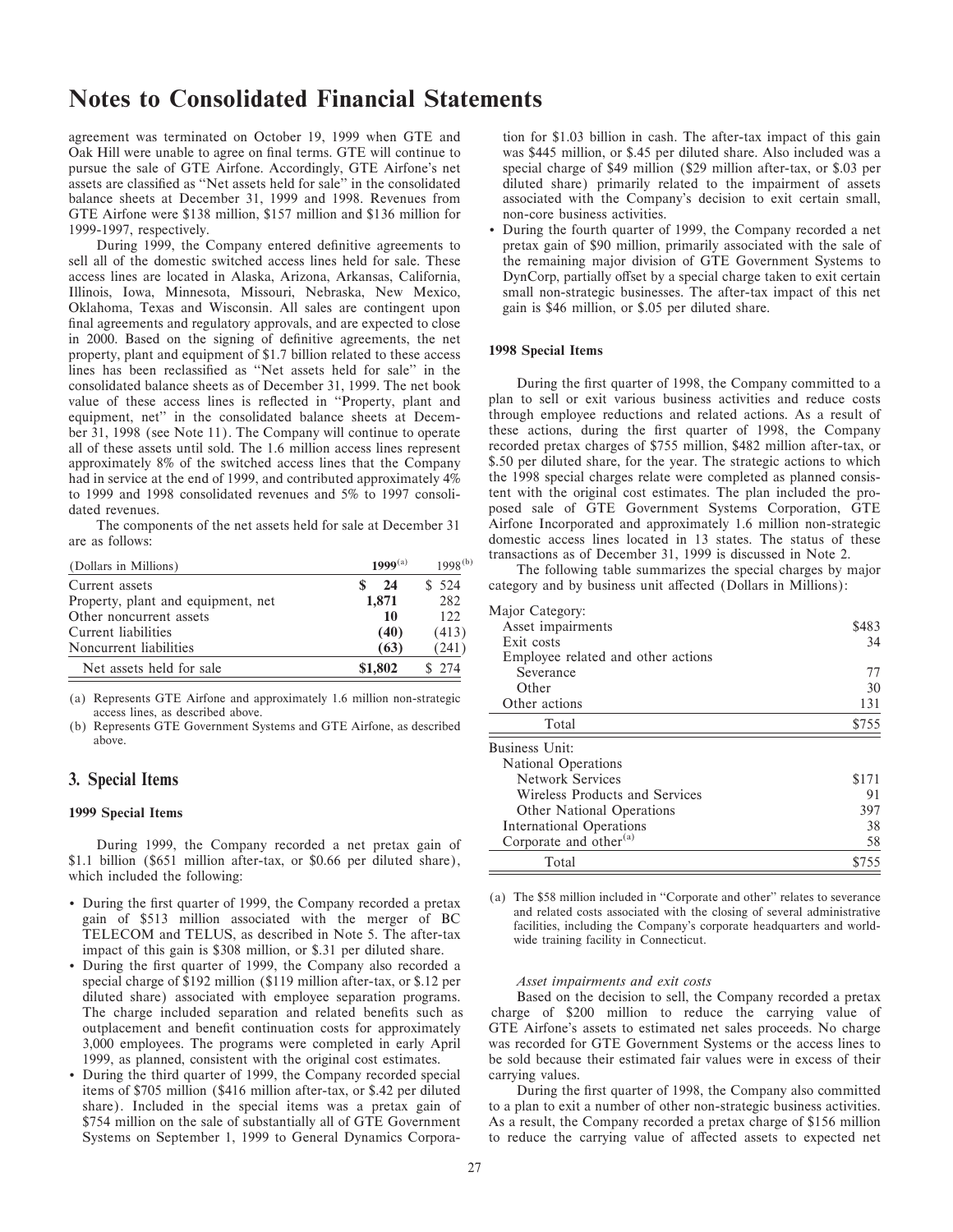# Notes to Consolidated Financial Statements

agreement was terminated on October 19, 1999 when GTE and Oak Hill were unable to agree on final terms. GTE will continue to pursue the sale of GTE Airfone. Accordingly, GTE Airfone's net assets are classified as "Net assets held for sale" in the consolidated balance sheets at December 31, 1999 and 1998. Revenues from GTE Airfone were $138 million, $157 million and $136 million for 1999-1997, respectively.

During 1999, the Company entered definitive agreements to sell all of the domestic switched access lines held for sale. These access lines are located in Alaska, Arizona, Arkansas, California, Illinois, Iowa, Minnesota, Missouri, Nebraska, New Mexico, Oklahoma, Texas and Wisconsin. All sales are contingent upon final agreements and regulatory approvals, and are expected to close in 2000. Based on the signing of definitive agreements, the net property, plant and equipment of $1.7 billion related to these access lines has been reclassified as "Net assets held for sale" in the consolidated balance sheets as of December 31, 1999. The net book value of these access lines is reflected in "Property, plant and equipment, net" in the consolidated balance sheets at December 31, 1998 (see Note 11). The Company will continue to operate all of these assets until sold. The 1.6 million access lines represent approximately 8% of the switched access lines that the Company had in service at the end of 1999, and contributed approximately 4% to 1999 and 1998 consolidated revenues and 5% to 1997 consolidated revenues.

The components of the net assets held for sale at December 31 are as follows:

| (Dollars in Millions) | **1999**[(a)] | 1998[(b)] |
|---|---|---|
| Current assets | **$ 24** | $ 524 |
| Property, plant and equipment, net | **1,871** | 282 |
| Other noncurrent assets | **10** | 122 |
| Current liabilities | **(40)** | (413) |
| Noncurrent liabilities | **(63)** | (241) |
| Net assets held for sale | **$1,802** | $ 274 |

(a) Represents GTE Airfone and approximately 1.6 million non-strategic access lines, as described above.

(b) Represents GTE Government Systems and GTE Airfone, as described above.

## 3. Special Items

### 1999 Special Items

During 1999, the Company recorded a net pretax gain of $1.1 billion ($651 million after-tax, or $0.66 per diluted share), which included the following:

- During the first quarter of 1999, the Company recorded a pretax gain of $513 million associated with the merger of BC TELECOM and TELUS, as described in Note 5. The after-tax impact of this gain is $308 million, or $.31 per diluted share.
- During the first quarter of 1999, the Company also recorded a special charge of $192 million ($119 million after-tax, or $.12 per diluted share) associated with employee separation programs. The charge included separation and related benefits such as outplacement and benefit continuation costs for approximately 3,000 employees. The programs were completed in early April 1999, as planned, consistent with the original cost estimates.
- During the third quarter of 1999, the Company recorded special items of $705 million ($416 million after-tax, or $.42 per diluted share). Included in the special items was a pretax gain of $754 million on the sale of substantially all of GTE Government Systems on September 1, 1999 to General Dynamics Corporation for $1.03 billion in cash. The after-tax impact of this gain was $445 million, or $.45 per diluted share. Also included was a special charge of $49 million ($29 million after-tax, or $.03 per diluted share) primarily related to the impairment of assets associated with the Company's decision to exit certain small, non-core business activities.
- During the fourth quarter of 1999, the Company recorded a net pretax gain of $90 million, primarily associated with the sale of the remaining major division of GTE Government Systems to DynCorp, partially offset by a special charge taken to exit certain small non-strategic businesses. The after-tax impact of this net gain is $46 million, or $.05 per diluted share.

### 1998 Special Items

During the first quarter of 1998, the Company committed to a plan to sell or exit various business activities and reduce costs through employee reductions and related actions. As a result of these actions, during the first quarter of 1998, the Company recorded pretax charges of $755 million, $482 million after-tax, or $.50 per diluted share, for the year. The strategic actions to which the 1998 special charges relate were completed as planned consistent with the original cost estimates. The plan included the proposed sale of GTE Government Systems Corporation, GTE Airfone Incorporated and approximately 1.6 million non-strategic domestic access lines located in 13 states. The status of these transactions as of December 31, 1999 is discussed in Note 2.

The following table summarizes the special charges by major category and by business unit affected (Dollars in Millions):

| | |
|---|---|
| Major Category: | |
| Asset impairments | $483 |
| Exit costs | 34 |
| Employee related and other actions | |
| Severance | 77 |
| Other | 30 |
| Other actions | 131 |
| Total | $755 |
| Business Unit: | |
| National Operations | |
| Network Services | $171 |
| Wireless Products and Services | 91 |
| Other National Operations | 397 |
| International Operations | 38 |
| Corporate and other[(a)] | 58 |
| Total | $755 |

(a) The $58 million included in "Corporate and other" relates to severance and related costs associated with the closing of several administrative facilities, including the Company's corporate headquarters and worldwide training facility in Connecticut.

*Asset impairments and exit costs*

Based on the decision to sell, the Company recorded a pretax charge of $200 million to reduce the carrying value of GTE Airfone's assets to estimated net sales proceeds. No charge was recorded for GTE Government Systems or the access lines to be sold because their estimated fair values were in excess of their carrying values.

During the first quarter of 1998, the Company also committed to a plan to exit a number of other non-strategic business activities. As a result, the Company recorded a pretax charge of $156 million to reduce the carrying value of affected assets to expected net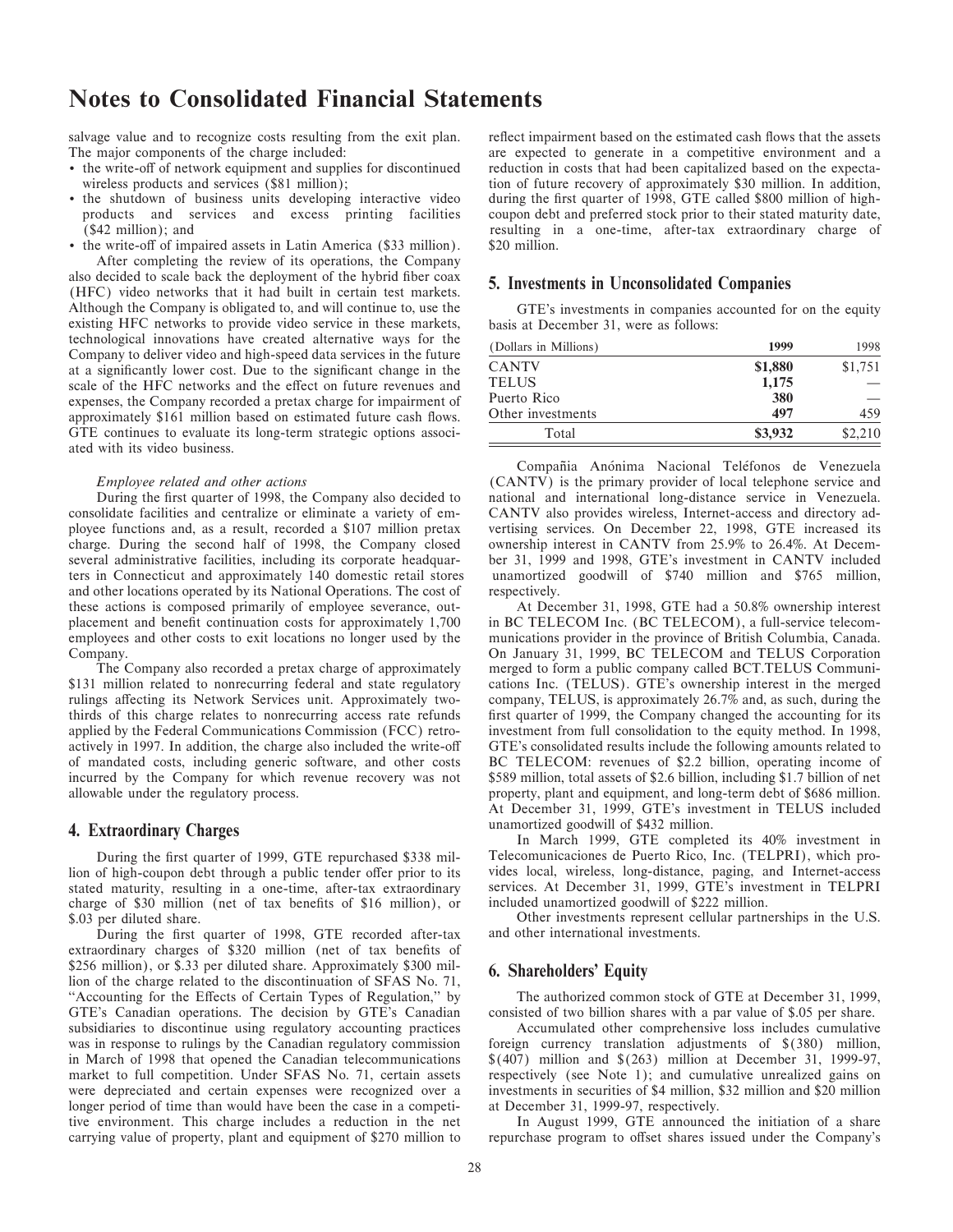# Notes to Consolidated Financial Statements

salvage value and to recognize costs resulting from the exit plan. The major components of the charge included:

- the write-off of network equipment and supplies for discontinued wireless products and services ($81 million);
- the shutdown of business units developing interactive video products and services and excess printing facilities ($42 million); and
- the write-off of impaired assets in Latin America ($33 million).

After completing the review of its operations, the Company also decided to scale back the deployment of the hybrid fiber coax (HFC) video networks that it had built in certain test markets. Although the Company is obligated to, and will continue to, use the existing HFC networks to provide video service in these markets, technological innovations have created alternative ways for the Company to deliver video and high-speed data services in the future at a significantly lower cost. Due to the significant change in the scale of the HFC networks and the effect on future revenues and expenses, the Company recorded a pretax charge for impairment of approximately $161 million based on estimated future cash flows. GTE continues to evaluate its long-term strategic options associated with its video business.

*Employee related and other actions*

During the first quarter of 1998, the Company also decided to consolidate facilities and centralize or eliminate a variety of employee functions and, as a result, recorded a $107 million pretax charge. During the second half of 1998, the Company closed several administrative facilities, including its corporate headquarters in Connecticut and approximately 140 domestic retail stores and other locations operated by its National Operations. The cost of these actions is composed primarily of employee severance, outplacement and benefit continuation costs for approximately 1,700 employees and other costs to exit locations no longer used by the Company.

The Company also recorded a pretax charge of approximately $131 million related to nonrecurring federal and state regulatory rulings affecting its Network Services unit. Approximately two-thirds of this charge relates to nonrecurring access rate refunds applied by the Federal Communications Commission (FCC) retroactively in 1997. In addition, the charge also included the write-off of mandated costs, including generic software, and other costs incurred by the Company for which revenue recovery was not allowable under the regulatory process.

## 4. Extraordinary Charges

During the first quarter of 1999, GTE repurchased $338 million of high-coupon debt through a public tender offer prior to its stated maturity, resulting in a one-time, after-tax extraordinary charge of $30 million (net of tax benefits of $16 million), or $.03 per diluted share.

During the first quarter of 1998, GTE recorded after-tax extraordinary charges of $320 million (net of tax benefits of $256 million), or $.33 per diluted share. Approximately $300 million of the charge related to the discontinuation of SFAS No. 71, "Accounting for the Effects of Certain Types of Regulation," by GTE's Canadian operations. The decision by GTE's Canadian subsidiaries to discontinue using regulatory accounting practices was in response to rulings by the Canadian regulatory commission in March of 1998 that opened the Canadian telecommunications market to full competition. Under SFAS No. 71, certain assets were depreciated and certain expenses were recognized over a longer period of time than would have been the case in a competitive environment. This charge includes a reduction in the net carrying value of property, plant and equipment of $270 million to reflect impairment based on the estimated cash flows that the assets are expected to generate in a competitive environment and a reduction in costs that had been capitalized based on the expectation of future recovery of approximately $30 million. In addition, during the first quarter of 1998, GTE called $800 million of high-coupon debt and preferred stock prior to their stated maturity date, resulting in a one-time, after-tax extraordinary charge of $20 million.

## 5. Investments in Unconsolidated Companies

GTE's investments in companies accounted for on the equity basis at December 31, were as follows:

| (Dollars in Millions) | 1999 | 1998 |
|---|---|---|
| CANTV | **$1,880** | $1,751 |
| TELUS | **1,175** | — |
| Puerto Rico | **380** | — |
| Other investments | **497** | 459 |
| Total | **$3,932** | $2,210 |

Compañia Anónima Nacional Teléfonos de Venezuela (CANTV) is the primary provider of local telephone service and national and international long-distance service in Venezuela. CANTV also provides wireless, Internet-access and directory advertising services. On December 22, 1998, GTE increased its ownership interest in CANTV from 25.9% to 26.4%. At December 31, 1999 and 1998, GTE's investment in CANTV included unamortized goodwill of $740 million and $765 million, respectively.

At December 31, 1998, GTE had a 50.8% ownership interest in BC TELECOM Inc. (BC TELECOM), a full-service telecommunications provider in the province of British Columbia, Canada. On January 31, 1999, BC TELECOM and TELUS Corporation merged to form a public company called BCT.TELUS Communications Inc. (TELUS). GTE's ownership interest in the merged company, TELUS, is approximately 26.7% and, as such, during the first quarter of 1999, the Company changed the accounting for its investment from full consolidation to the equity method. In 1998, GTE's consolidated results include the following amounts related to BC TELECOM: revenues of $2.2 billion, operating income of $589 million, total assets of $2.6 billion, including $1.7 billion of net property, plant and equipment, and long-term debt of $686 million. At December 31, 1999, GTE's investment in TELUS included unamortized goodwill of $432 million.

In March 1999, GTE completed its 40% investment in Telecomunicaciones de Puerto Rico, Inc. (TELPRI), which provides local, wireless, long-distance, paging, and Internet-access services. At December 31, 1999, GTE's investment in TELPRI included unamortized goodwill of $222 million.

Other investments represent cellular partnerships in the U.S. and other international investments.

## 6. Shareholders' Equity

The authorized common stock of GTE at December 31, 1999, consisted of two billion shares with a par value of $.05 per share.

Accumulated other comprehensive loss includes cumulative foreign currency translation adjustments of $(380) million, $(407) million and $(263) million at December 31, 1999-97, respectively (see Note 1); and cumulative unrealized gains on investments in securities of $4 million, $32 million and $20 million at December 31, 1999-97, respectively.

In August 1999, GTE announced the initiation of a share repurchase program to offset shares issued under the Company's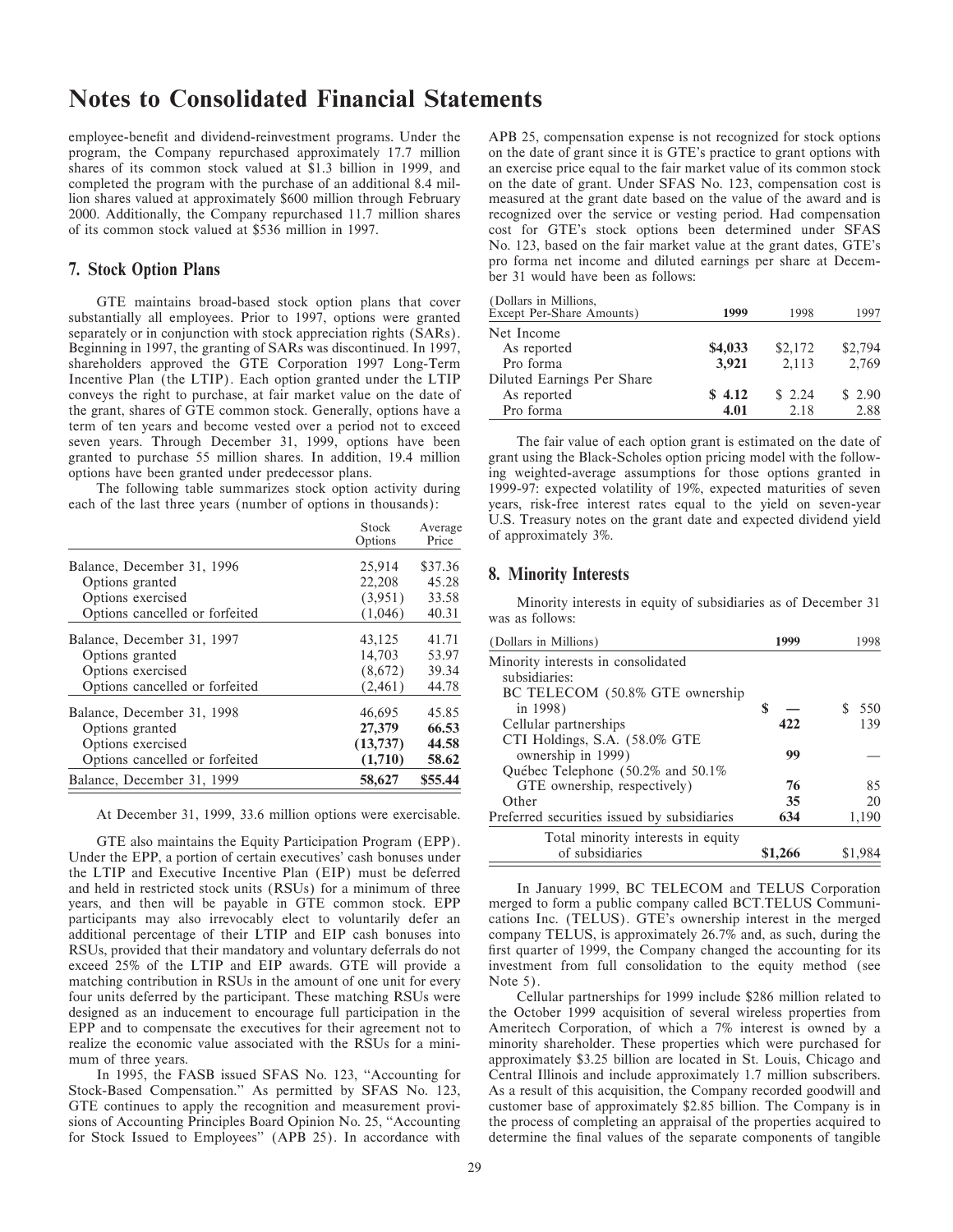# Notes to Consolidated Financial Statements

employee-benefit and dividend-reinvestment programs. Under the program, the Company repurchased approximately 17.7 million shares of its common stock valued at $1.3 billion in 1999, and completed the program with the purchase of an additional 8.4 million shares valued at approximately $600 million through February 2000. Additionally, the Company repurchased 11.7 million shares of its common stock valued at $536 million in 1997.

## 7. Stock Option Plans

GTE maintains broad-based stock option plans that cover substantially all employees. Prior to 1997, options were granted separately or in conjunction with stock appreciation rights (SARs). Beginning in 1997, the granting of SARs was discontinued. In 1997, shareholders approved the GTE Corporation 1997 Long-Term Incentive Plan (the LTIP). Each option granted under the LTIP conveys the right to purchase, at fair market value on the date of the grant, shares of GTE common stock. Generally, options have a term of ten years and become vested over a period not to exceed seven years. Through December 31, 1999, options have been granted to purchase 55 million shares. In addition, 19.4 million options have been granted under predecessor plans.

The following table summarizes stock option activity during each of the last three years (number of options in thousands):

| | Stock Options | Average Price |
|---|---|---|
| Balance, December 31, 1996 | 25,914 | $37.36 |
| Options granted | 22,208 | 45.28 |
| Options exercised | (3,951) | 33.58 |
| Options cancelled or forfeited | (1,046) | 40.31 |
| Balance, December 31, 1997 | 43,125 | 41.71 |
| Options granted | 14,703 | 53.97 |
| Options exercised | (8,672) | 39.34 |
| Options cancelled or forfeited | (2,461) | 44.78 |
| Balance, December 31, 1998 | 46,695 | 45.85 |
| Options granted | **27,379** | **66.53** |
| Options exercised | **(13,737)** | **44.58** |
| Options cancelled or forfeited | **(1,710)** | **58.62** |
| Balance, December 31, 1999 | **58,627** | **$55.44** |

At December 31, 1999, 33.6 million options were exercisable.

GTE also maintains the Equity Participation Program (EPP). Under the EPP, a portion of certain executives' cash bonuses under the LTIP and Executive Incentive Plan (EIP) must be deferred and held in restricted stock units (RSUs) for a minimum of three years, and then will be payable in GTE common stock. EPP participants may also irrevocably elect to voluntarily defer an additional percentage of their LTIP and EIP cash bonuses into RSUs, provided that their mandatory and voluntary deferrals do not exceed 25% of the LTIP and EIP awards. GTE will provide a matching contribution in RSUs in the amount of one unit for every four units deferred by the participant. These matching RSUs were designed as an inducement to encourage full participation in the EPP and to compensate the executives for their agreement not to realize the economic value associated with the RSUs for a minimum of three years.

In 1995, the FASB issued SFAS No. 123, "Accounting for Stock-Based Compensation." As permitted by SFAS No. 123, GTE continues to apply the recognition and measurement provisions of Accounting Principles Board Opinion No. 25, "Accounting for Stock Issued to Employees" (APB 25). In accordance with APB 25, compensation expense is not recognized for stock options on the date of grant since it is GTE's practice to grant options with an exercise price equal to the fair market value of its common stock on the date of grant. Under SFAS No. 123, compensation cost is measured at the grant date based on the value of the award and is recognized over the service or vesting period. Had compensation cost for GTE's stock options been determined under SFAS No. 123, based on the fair market value at the grant dates, GTE's pro forma net income and diluted earnings per share at December 31 would have been as follows:

| (Dollars in Millions, Except Per-Share Amounts) | 1999 | 1998 | 1997 |
|---|---|---|---|
| Net Income | | | |
| As reported | **$4,033** | $2,172 | $2,794 |
| Pro forma | **3,921** | 2,113 | 2,769 |
| Diluted Earnings Per Share | | | |
| As reported | **$ 4.12** | $ 2.24 | $ 2.90 |
| Pro forma | **4.01** | 2.18 | 2.88 |

The fair value of each option grant is estimated on the date of grant using the Black-Scholes option pricing model with the following weighted-average assumptions for those options granted in 1999-97: expected volatility of 19%, expected maturities of seven years, risk-free interest rates equal to the yield on seven-year U.S. Treasury notes on the grant date and expected dividend yield of approximately 3%.

## 8. Minority Interests

Minority interests in equity of subsidiaries as of December 31 was as follows:

| (Dollars in Millions) | 1999 | 1998 |
|---|---|---|
| Minority interests in consolidated subsidiaries: | | |
| BC TELECOM (50.8% GTE ownership in 1998) | $ — | $ 550 |
| Cellular partnerships | **422** | 139 |
| CTI Holdings, S.A. (58.0% GTE ownership in 1999) | **99** | — |
| Québec Telephone (50.2% and 50.1% GTE ownership, respectively) | **76** | 85 |
| Other | **35** | 20 |
| Preferred securities issued by subsidiaries | **634** | 1,190 |
| Total minority interests in equity of subsidiaries | **$1,266** | $1,984 |

In January 1999, BC TELECOM and TELUS Corporation merged to form a public company called BCT.TELUS Communications Inc. (TELUS). GTE's ownership interest in the merged company TELUS, is approximately 26.7% and, as such, during the first quarter of 1999, the Company changed the accounting for its investment from full consolidation to the equity method (see Note 5).

Cellular partnerships for 1999 include $286 million related to the October 1999 acquisition of several wireless properties from Ameritech Corporation, of which a 7% interest is owned by a minority shareholder. These properties which were purchased for approximately $3.25 billion are located in St. Louis, Chicago and Central Illinois and include approximately 1.7 million subscribers. As a result of this acquisition, the Company recorded goodwill and customer base of approximately $2.85 billion. The Company is in the process of completing an appraisal of the properties acquired to determine the final values of the separate components of tangible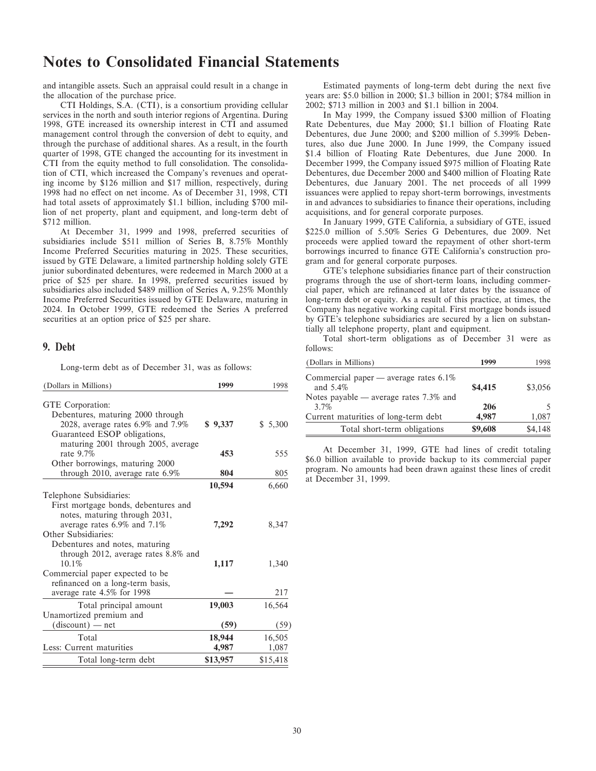# Notes to Consolidated Financial Statements

and intangible assets. Such an appraisal could result in a change in the allocation of the purchase price.

CTI Holdings, S.A. (CTI), is a consortium providing cellular services in the north and south interior regions of Argentina. During 1998, GTE increased its ownership interest in CTI and assumed management control through the conversion of debt to equity, and through the purchase of additional shares. As a result, in the fourth quarter of 1998, GTE changed the accounting for its investment in CTI from the equity method to full consolidation. The consolidation of CTI, which increased the Company's revenues and operating income by $126 million and $17 million, respectively, during 1998 had no effect on net income. As of December 31, 1998, CTI had total assets of approximately $1.1 billion, including $700 million of net property, plant and equipment, and long-term debt of $712 million.

At December 31, 1999 and 1998, preferred securities of subsidiaries include $511 million of Series B, 8.75% Monthly Income Preferred Securities maturing in 2025. These securities, issued by GTE Delaware, a limited partnership holding solely GTE junior subordinated debentures, were redeemed in March 2000 at a price of $25 per share. In 1998, preferred securities issued by subsidiaries also included $489 million of Series A, 9.25% Monthly Income Preferred Securities issued by GTE Delaware, maturing in 2024. In October 1999, GTE redeemed the Series A preferred securities at an option price of $25 per share.

## 9. Debt

Long-term debt as of December 31, was as follows:

| (Dollars in Millions) | 1999 | 1998 |
|---|---|---|
| GTE Corporation: | | |
| Debentures, maturing 2000 through 2028, average rates 6.9% and 7.9% | **$ 9,337** | $ 5,300 |
| Guaranteed ESOP obligations, maturing 2001 through 2005, average rate 9.7% | **453** | 555 |
| Other borrowings, maturing 2000 through 2010, average rate 6.9% | **804** | 805 |
| | **10,594** | 6,660 |
| Telephone Subsidiaries: | | |
| First mortgage bonds, debentures and notes, maturing through 2031, average rates 6.9% and 7.1% | **7,292** | 8,347 |
| Other Subsidiaries: | | |
| Debentures and notes, maturing through 2012, average rates 8.8% and 10.1% | **1,117** | 1,340 |
| Commercial paper expected to be refinanced on a long-term basis, average rate 4.5% for 1998 | **—** | 217 |
| Total principal amount | **19,003** | 16,564 |
| Unamortized premium and (discount) — net | **(59)** | (59) |
| Total | **18,944** | 16,505 |
| Less: Current maturities | **4,987** | 1,087 |
| Total long-term debt | **$13,957** | $15,418 |

Estimated payments of long-term debt during the next five years are: $5.0 billion in 2000; $1.3 billion in 2001; $784 million in 2002; $713 million in 2003 and $1.1 billion in 2004.

In May 1999, the Company issued $300 million of Floating Rate Debentures, due May 2000; $1.1 billion of Floating Rate Debentures, due June 2000; and $200 million of 5.399% Debentures, also due June 2000. In June 1999, the Company issued $1.4 billion of Floating Rate Debentures, due June 2000. In December 1999, the Company issued $975 million of Floating Rate Debentures, due December 2000 and $400 million of Floating Rate Debentures, due January 2001. The net proceeds of all 1999 issuances were applied to repay short-term borrowings, investments in and advances to subsidiaries to finance their operations, including acquisitions, and for general corporate purposes.

In January 1999, GTE California, a subsidiary of GTE, issued $225.0 million of 5.50% Series G Debentures, due 2009. Net proceeds were applied toward the repayment of other short-term borrowings incurred to finance GTE California's construction program and for general corporate purposes.

GTE's telephone subsidiaries finance part of their construction programs through the use of short-term loans, including commercial paper, which are refinanced at later dates by the issuance of long-term debt or equity. As a result of this practice, at times, the Company has negative working capital. First mortgage bonds issued by GTE's telephone subsidiaries are secured by a lien on substantially all telephone property, plant and equipment.

Total short-term obligations as of December 31 were as follows:

| (Dollars in Millions) | 1999 | 1998 |
|---|---|---|
| Commercial paper — average rates 6.1% and 5.4% | **$4,415** | $3,056 |
| Notes payable — average rates 7.3% and 3.7% | **206** | 5 |
| Current maturities of long-term debt | **4,987** | 1,087 |
| Total short-term obligations | **$9,608** | $4,148 |

At December 31, 1999, GTE had lines of credit totaling $6.0 billion available to provide backup to its commercial paper program. No amounts had been drawn against these lines of credit at December 31, 1999.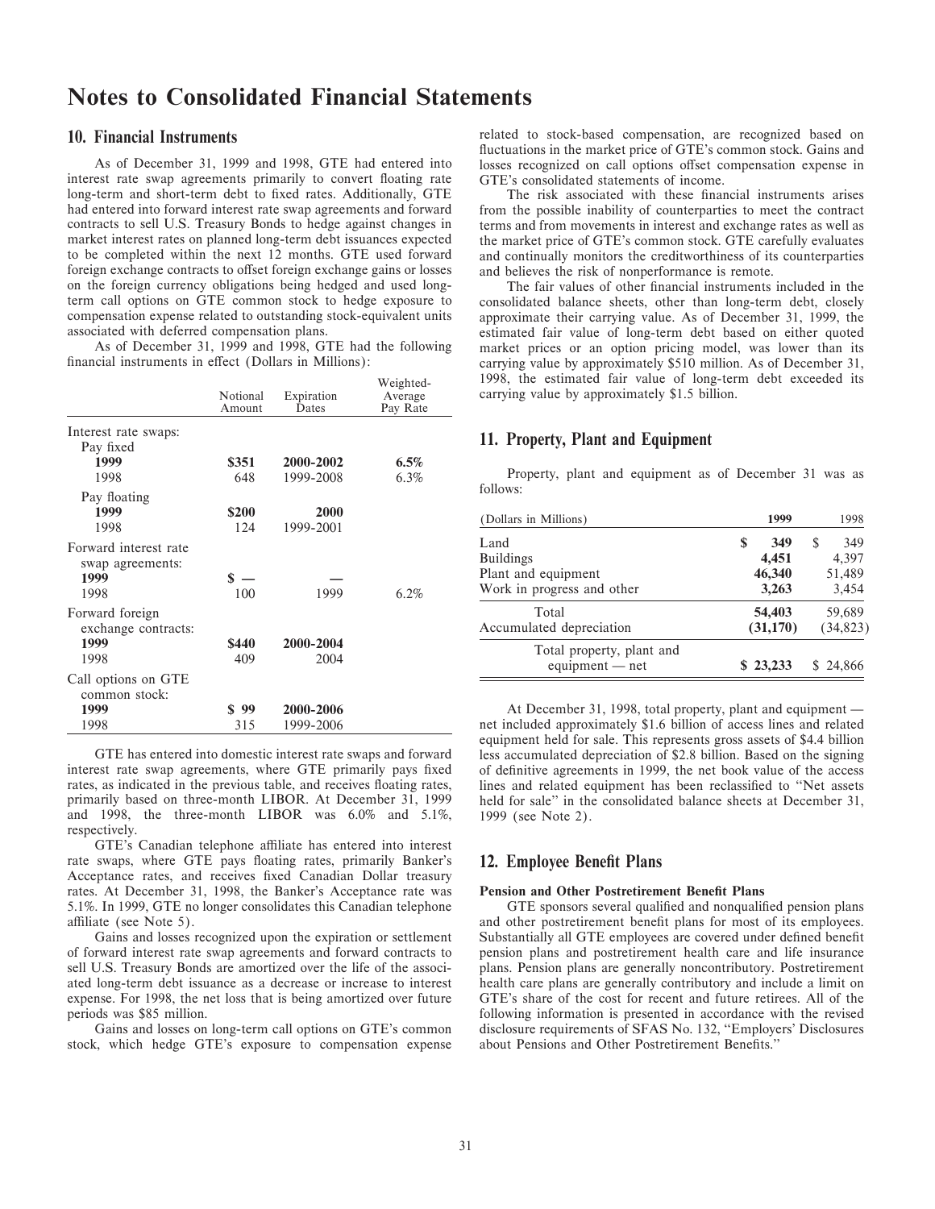# Notes to Consolidated Financial Statements

## 10. Financial Instruments

As of December 31, 1999 and 1998, GTE had entered into interest rate swap agreements primarily to convert floating rate long-term and short-term debt to fixed rates. Additionally, GTE had entered into forward interest rate swap agreements and forward contracts to sell U.S. Treasury Bonds to hedge against changes in market interest rates on planned long-term debt issuances expected to be completed within the next 12 months. GTE used forward foreign exchange contracts to offset foreign exchange gains or losses on the foreign currency obligations being hedged and used long-term call options on GTE common stock to hedge exposure to compensation expense related to outstanding stock-equivalent units associated with deferred compensation plans.

As of December 31, 1999 and 1998, GTE had the following financial instruments in effect (Dollars in Millions):

| | Notional Amount | Expiration Dates | Weighted-Average Pay Rate |
|---|---|---|---|
| Interest rate swaps: | | | |
| Pay fixed | | | |
| **1999** | **$351** | **2000-2002** | **6.5%** |
| 1998 | 648 | 1999-2008 | 6.3% |
| Pay floating | | | |
| **1999** | **$200** | **2000** | |
| 1998 | 124 | 1999-2001 | |
| Forward interest rate swap agreements: | | | |
| **1999** | **$ —** | **—** | |
| 1998 | 100 | 1999 | 6.2% |
| Forward foreign exchange contracts: | | | |
| **1999** | **$440** | **2000-2004** | |
| 1998 | 409 | 2004 | |
| Call options on GTE common stock: | | | |
| **1999** | **$ 99** | **2000-2006** | |
| 1998 | 315 | 1999-2006 | |

GTE has entered into domestic interest rate swaps and forward interest rate swap agreements, where GTE primarily pays fixed rates, as indicated in the previous table, and receives floating rates, primarily based on three-month LIBOR. At December 31, 1999 and 1998, the three-month LIBOR was 6.0% and 5.1%, respectively.

GTE's Canadian telephone affiliate has entered into interest rate swaps, where GTE pays floating rates, primarily Banker's Acceptance rates, and receives fixed Canadian Dollar treasury rates. At December 31, 1998, the Banker's Acceptance rate was 5.1%. In 1999, GTE no longer consolidates this Canadian telephone affiliate (see Note 5).

Gains and losses recognized upon the expiration or settlement of forward interest rate swap agreements and forward contracts to sell U.S. Treasury Bonds are amortized over the life of the associated long-term debt issuance as a decrease or increase to interest expense. For 1998, the net loss that is being amortized over future periods was $85 million.

Gains and losses on long-term call options on GTE's common stock, which hedge GTE's exposure to compensation expense related to stock-based compensation, are recognized based on fluctuations in the market price of GTE's common stock. Gains and losses recognized on call options offset compensation expense in GTE's consolidated statements of income.

The risk associated with these financial instruments arises from the possible inability of counterparties to meet the contract terms and from movements in interest and exchange rates as well as the market price of GTE's common stock. GTE carefully evaluates and continually monitors the creditworthiness of its counterparties and believes the risk of nonperformance is remote.

The fair values of other financial instruments included in the consolidated balance sheets, other than long-term debt, closely approximate their carrying value. As of December 31, 1999, the estimated fair value of long-term debt based on either quoted market prices or an option pricing model, was lower than its carrying value by approximately $510 million. As of December 31, 1998, the estimated fair value of long-term debt exceeded its carrying value by approximately $1.5 billion.

## 11. Property, Plant and Equipment

Property, plant and equipment as of December 31 was as follows:

| (Dollars in Millions) | 1999 | 1998 |
|---|---|---|
| Land | **$ 349** | $ 349 |
| Buildings | **4,451** | 4,397 |
| Plant and equipment | **46,340** | 51,489 |
| Work in progress and other | **3,263** | 3,454 |
| Total | **54,403** | 59,689 |
| Accumulated depreciation | **(31,170)** | (34,823) |
| Total property, plant and equipment — net | **$ 23,233** | $ 24,866 |

At December 31, 1998, total property, plant and equipment — net included approximately $1.6 billion of access lines and related equipment held for sale. This represents gross assets of $4.4 billion less accumulated depreciation of $2.8 billion. Based on the signing of definitive agreements in 1999, the net book value of the access lines and related equipment has been reclassified to "Net assets held for sale" in the consolidated balance sheets at December 31, 1999 (see Note 2).

## 12. Employee Benefit Plans

**Pension and Other Postretirement Benefit Plans**

GTE sponsors several qualified and nonqualified pension plans and other postretirement benefit plans for most of its employees. Substantially all GTE employees are covered under defined benefit pension plans and postretirement health care and life insurance plans. Pension plans are generally noncontributory. Postretirement health care plans are generally contributory and include a limit on GTE's share of the cost for recent and future retirees. All of the following information is presented in accordance with the revised disclosure requirements of SFAS No. 132, "Employers' Disclosures about Pensions and Other Postretirement Benefits."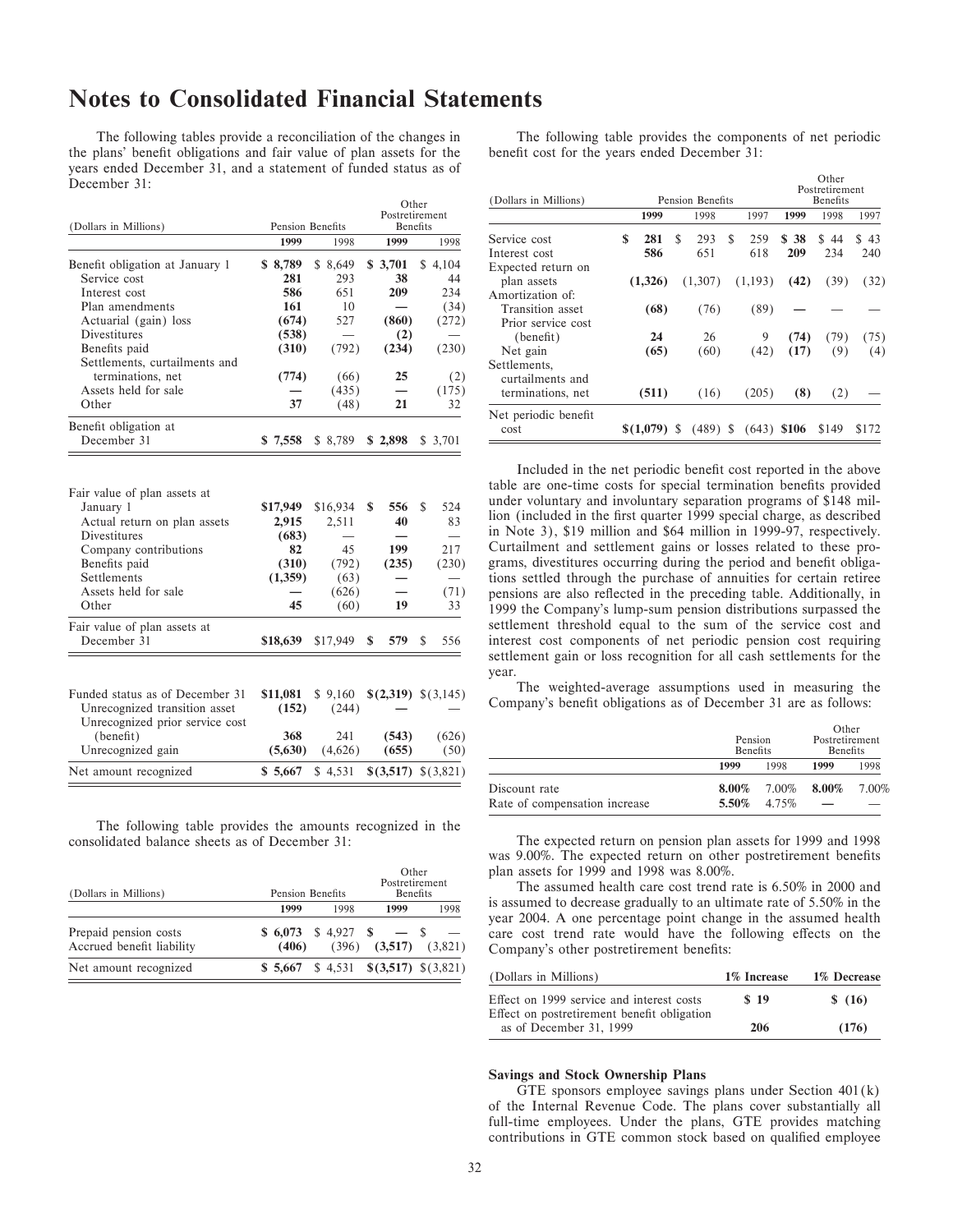# Notes to Consolidated Financial Statements

The following tables provide a reconciliation of the changes in the plans' benefit obligations and fair value of plan assets for the years ended December 31, and a statement of funded status as of December 31:

| (Dollars in Millions) | Pension Benefits | | Other Postretirement Benefits | |
|---|---|---|---|---|
| | **1999** | 1998 | **1999** | 1998 |
| Benefit obligation at January 1 | **$ 8,789** | $ 8,649 | **$ 3,701** | $ 4,104 |
| Service cost | **281** | 293 | **38** | 44 |
| Interest cost | **586** | 651 | **209** | 234 |
| Plan amendments | **161** | 10 | **—** | (34) |
| Actuarial (gain) loss | **(674)** | 527 | **(860)** | (272) |
| Divestitures | **(538)** | — | **(2)** | — |
| Benefits paid | **(310)** | (792) | **(234)** | (230) |
| Settlements, curtailments and terminations, net | **(774)** | (66) | **25** | (2) |
| Assets held for sale | **—** | (435) | **—** | (175) |
| Other | **37** | (48) | **21** | 32 |
| Benefit obligation at December 31 | **$ 7,558** | $ 8,789 | **$ 2,898** | $ 3,701 |
| | | | | |
| Fair value of plan assets at January 1 | **$17,949** | $16,934 | **$ 556** | $ 524 |
| Actual return on plan assets | **2,915** | 2,511 | **40** | 83 |
| Divestitures | **(683)** | — | **—** | — |
| Company contributions | **82** | 45 | **199** | 217 |
| Benefits paid | **(310)** | (792) | **(235)** | (230) |
| Settlements | **(1,359)** | (63) | **—** | — |
| Assets held for sale | **—** | (626) | **—** | (71) |
| Other | **45** | (60) | **19** | 33 |
| Fair value of plan assets at December 31 | **$18,639** | $17,949 | **$ 579** | $ 556 |
| | | | | |
| Funded status as of December 31 | **$11,081** | $ 9,160 | **$(2,319)** | $(3,145) |
| Unrecognized transition asset | **(152)** | (244) | **—** | — |
| Unrecognized prior service cost (benefit) | **368** | 241 | **(543)** | (626) |
| Unrecognized gain | **(5,630)** | (4,626) | **(655)** | (50) |
| Net amount recognized | **$ 5,667** | $ 4,531 | **$(3,517)** | $(3,821) |

The following table provides the amounts recognized in the consolidated balance sheets as of December 31:

| (Dollars in Millions) | Pension Benefits | | Other Postretirement Benefits | |
|---|---|---|---|---|
| | **1999** | 1998 | **1999** | 1998 |
| Prepaid pension costs | **$ 6,073** | $ 4,927 | **$ —** | $ — |
| Accrued benefit liability | **(406)** | (396) | **(3,517)** | (3,821) |
| Net amount recognized | **$ 5,667** | $ 4,531 | **$(3,517)** | $(3,821) |

The following table provides the components of net periodic benefit cost for the years ended December 31:

| (Dollars in Millions) | Pension Benefits | | | Other Postretirement Benefits | | |
|---|---|---|---|---|---|---|
| | **1999** | 1998 | 1997 | **1999** | 1998 | 1997 |
| Service cost | **$ 281** | $ 293 | $ 259 | **$ 38** | $ 44 | $ 43 |
| Interest cost | **586** | 651 | 618 | **209** | 234 | 240 |
| Expected return on plan assets | **(1,326)** | (1,307) | (1,193) | **(42)** | (39) | (32) |
| Amortization of: | | | | | | |
| Transition asset | **(68)** | (76) | (89) | **—** | — | — |
| Prior service cost (benefit) | **24** | 26 | 9 | **(74)** | (79) | (75) |
| Net gain | **(65)** | (60) | (42) | **(17)** | (9) | (4) |
| Settlements, curtailments and terminations, net | **(511)** | (16) | (205) | **(8)** | (2) | — |
| Net periodic benefit cost | **$(1,079)** | $ (489) | $ (643) | **$106** | $149 | $172 |

Included in the net periodic benefit cost reported in the above table are one-time costs for special termination benefits provided under voluntary and involuntary separation programs of $148 million (included in the first quarter 1999 special charge, as described in Note 3), $19 million and $64 million in 1999-97, respectively. Curtailment and settlement gains or losses related to these programs, divestitures occurring during the period and benefit obligations settled through the purchase of annuities for certain retiree pensions are also reflected in the preceding table. Additionally, in 1999 the Company's lump-sum pension distributions surpassed the settlement threshold equal to the sum of the service cost and interest cost components of net periodic pension cost requiring settlement gain or loss recognition for all cash settlements for the year.

The weighted-average assumptions used in measuring the Company's benefit obligations as of December 31 are as follows:

| | Pension Benefits | | Other Postretirement Benefits | |
|---|---|---|---|---|
| | **1999** | 1998 | **1999** | 1998 |
| Discount rate | **8.00%** | 7.00% | **8.00%** | 7.00% |
| Rate of compensation increase | **5.50%** | 4.75% | **—** | — |

The expected return on pension plan assets for 1999 and 1998 was 9.00%. The expected return on other postretirement benefits plan assets for 1999 and 1998 was 8.00%.

The assumed health care cost trend rate is 6.50% in 2000 and is assumed to decrease gradually to an ultimate rate of 5.50% in the year 2004. A one percentage point change in the assumed health care cost trend rate would have the following effects on the Company's other postretirement benefits:

| (Dollars in Millions) | 1% Increase | 1% Decrease |
|---|---|---|
| Effect on 1999 service and interest costs | $ 19 | $ (16) |
| Effect on postretirement benefit obligation as of December 31, 1999 | 206 | (176) |

**Savings and Stock Ownership Plans**

GTE sponsors employee savings plans under Section 401(k) of the Internal Revenue Code. The plans cover substantially all full-time employees. Under the plans, GTE provides matching contributions in GTE common stock based on qualified employee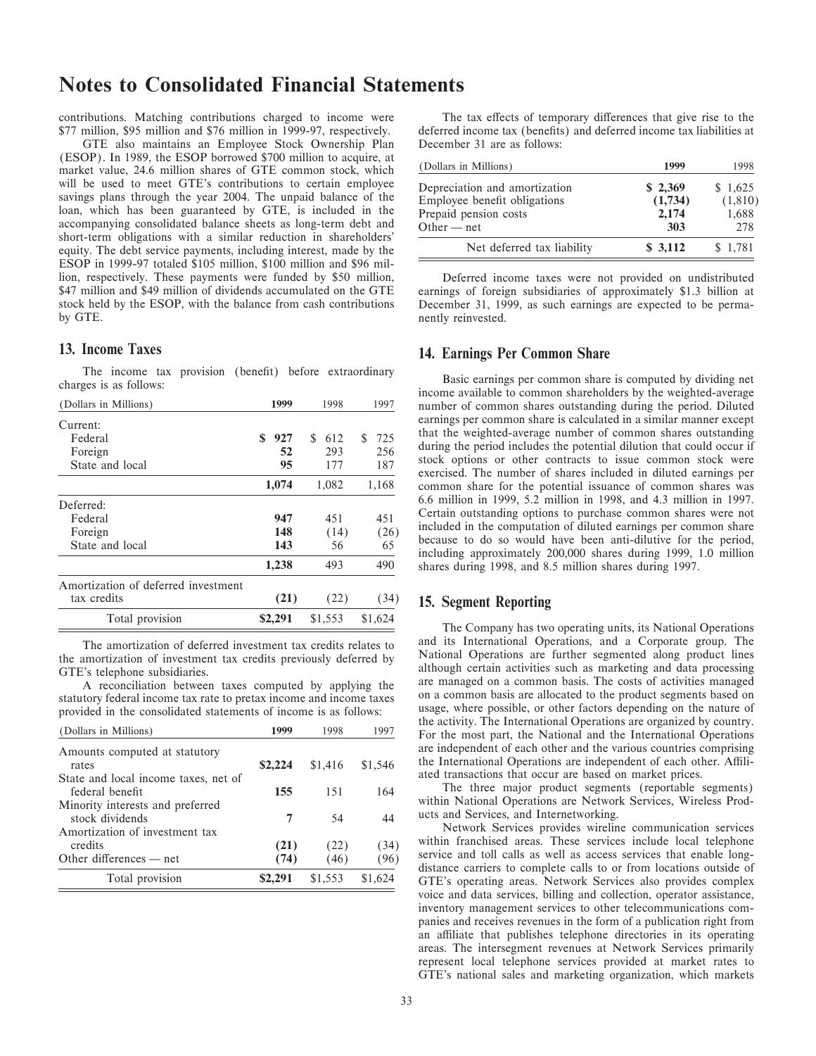# Notes to Consolidated Financial Statements

contributions. Matching contributions charged to income were $77 million, $95 million and $76 million in 1999-97, respectively.

GTE also maintains an Employee Stock Ownership Plan (ESOP). In 1989, the ESOP borrowed $700 million to acquire, at market value, 24.6 million shares of GTE common stock, which will be used to meet GTE's contributions to certain employee savings plans through the year 2004. The unpaid balance of the loan, which has been guaranteed by GTE, is included in the accompanying consolidated balance sheets as long-term debt and short-term obligations with a similar reduction in shareholders' equity. The debt service payments, including interest, made by the ESOP in 1999-97 totaled $105 million, $100 million and $96 million, respectively. These payments were funded by $50 million, $47 million and $49 million of dividends accumulated on the GTE stock held by the ESOP, with the balance from cash contributions by GTE.

## 13. Income Taxes

The income tax provision (benefit) before extraordinary charges is as follows:

| (Dollars in Millions) | 1999 | 1998 | 1997 |
|---|---|---|---|
| Current: | | | |
| Federal | **$ 927** | $ 612 | $ 725 |
| Foreign | **52** | 293 | 256 |
| State and local | **95** | 177 | 187 |
| | **1,074** | 1,082 | 1,168 |
| Deferred: | | | |
| Federal | **947** | 451 | 451 |
| Foreign | **148** | (14) | (26) |
| State and local | **143** | 56 | 65 |
| | **1,238** | 493 | 490 |
| Amortization of deferred investment tax credits | **(21)** | (22) | (34) |
| Total provision | **$2,291** | $1,553 | $1,624 |

The amortization of deferred investment tax credits relates to the amortization of investment tax credits previously deferred by GTE's telephone subsidiaries.

A reconciliation between taxes computed by applying the statutory federal income tax rate to pretax income and income taxes provided in the consolidated statements of income is as follows:

| (Dollars in Millions) | 1999 | 1998 | 1997 |
|---|---|---|---|
| Amounts computed at statutory rates | **$2,224** | $1,416 | $1,546 |
| State and local income taxes, net of federal benefit | **155** | 151 | 164 |
| Minority interests and preferred stock dividends | **7** | 54 | 44 |
| Amortization of investment tax credits | **(21)** | (22) | (34) |
| Other differences — net | **(74)** | (46) | (96) |
| Total provision | **$2,291** | $1,553 | $1,624 |

The tax effects of temporary differences that give rise to the deferred income tax (benefits) and deferred income tax liabilities at December 31 are as follows:

| (Dollars in Millions) | 1999 | 1998 |
|---|---|---|
| Depreciation and amortization | **$ 2,369** | $ 1,625 |
| Employee benefit obligations | **(1,734)** | (1,810) |
| Prepaid pension costs | **2,174** | 1,688 |
| Other — net | **303** | 278 |
| Net deferred tax liability | **$ 3,112** | $ 1,781 |

Deferred income taxes were not provided on undistributed earnings of foreign subsidiaries of approximately $1.3 billion at December 31, 1999, as such earnings are expected to be permanently reinvested.

## 14. Earnings Per Common Share

Basic earnings per common share is computed by dividing net income available to common shareholders by the weighted-average number of common shares outstanding during the period. Diluted earnings per common share is calculated in a similar manner except that the weighted-average number of common shares outstanding during the period includes the potential dilution that could occur if stock options or other contracts to issue common stock were exercised. The number of shares included in diluted earnings per common share for the potential issuance of common shares was 6.6 million in 1999, 5.2 million in 1998, and 4.3 million in 1997. Certain outstanding options to purchase common shares were not included in the computation of diluted earnings per common share because to do so would have been anti-dilutive for the period, including approximately 200,000 shares during 1999, 1.0 million shares during 1998, and 8.5 million shares during 1997.

## 15. Segment Reporting

The Company has two operating units, its National Operations and its International Operations, and a Corporate group. The National Operations are further segmented along product lines although certain activities such as marketing and data processing are managed on a common basis. The costs of activities managed on a common basis are allocated to the product segments based on usage, where possible, or other factors depending on the nature of the activity. The International Operations are organized by country. For the most part, the National and the International Operations are independent of each other and the various countries comprising the International Operations are independent of each other. Affiliated transactions that occur are based on market prices.

The three major product segments (reportable segments) within National Operations are Network Services, Wireless Products and Services, and Internetworking.

Network Services provides wireline communication services within franchised areas. These services include local telephone service and toll calls as well as access services that enable long-distance carriers to complete calls to or from locations outside of GTE's operating areas. Network Services also provides complex voice and data services, billing and collection, operator assistance, inventory management services to other telecommunications companies and receives revenues in the form of a publication right from an affiliate that publishes telephone directories in its operating areas. The intersegment revenues at Network Services primarily represent local telephone services provided at market rates to GTE's national sales and marketing organization, which markets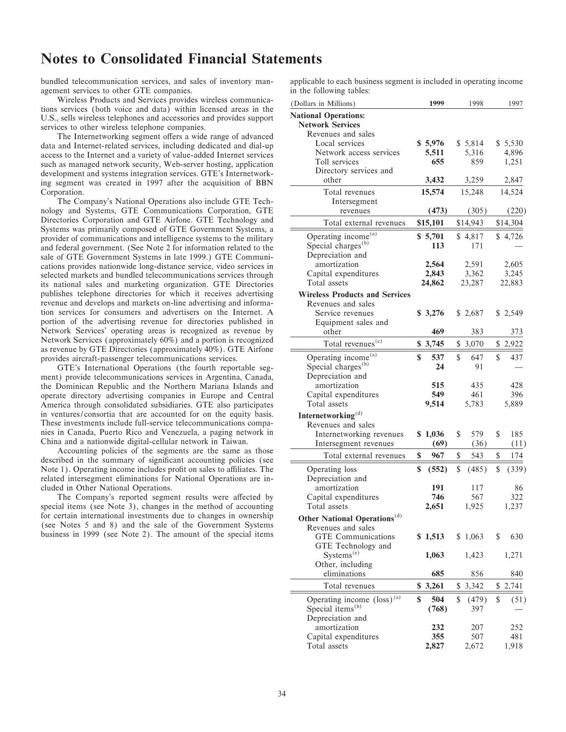# Notes to Consolidated Financial Statements

bundled telecommunication services, and sales of inventory management services to other GTE companies.

Wireless Products and Services provides wireless communications services (both voice and data) within licensed areas in the U.S., sells wireless telephones and accessories and provides support services to other wireless telephone companies.

The Internetworking segment offers a wide range of advanced data and Internet-related services, including dedicated and dial-up access to the Internet and a variety of value-added Internet services such as managed network security, Web-server hosting, application development and systems integration services. GTE's Internetworking segment was created in 1997 after the acquisition of BBN Corporation.

The Company's National Operations also include GTE Technology and Systems, GTE Communications Corporation, GTE Directories Corporation and GTE Airfone. GTE Technology and Systems was primarily composed of GTE Government Systems, a provider of communications and intelligence systems to the military and federal government. (See Note 2 for information related to the sale of GTE Government Systems in late 1999.) GTE Communications provides nationwide long-distance service, video services in selected markets and bundled telecommunications services through its national sales and marketing organization. GTE Directories publishes telephone directories for which it receives advertising revenue and develops and markets on-line advertising and information services for consumers and advertisers on the Internet. A portion of the advertising revenue for directories published in Network Services' operating areas is recognized as revenue by Network Services (approximately 60%) and a portion is recognized as revenue by GTE Directories (approximately 40%). GTE Airfone provides aircraft-passenger telecommunications services.

GTE's International Operations (the fourth reportable segment) provide telecommunications services in Argentina, Canada, the Dominican Republic and the Northern Mariana Islands and operate directory advertising companies in Europe and Central America through consolidated subsidiaries. GTE also participates in ventures/consortia that are accounted for on the equity basis. These investments include full-service telecommunications companies in Canada, Puerto Rico and Venezuela, a paging network in China and a nationwide digital-cellular network in Taiwan.

Accounting policies of the segments are the same as those described in the summary of significant accounting policies (see Note 1). Operating income includes profit on sales to affiliates. The related intersegment eliminations for National Operations are included in Other National Operations.

The Company's reported segment results were affected by special items (see Note 3), changes in the method of accounting for certain international investments due to changes in ownership (see Notes 5 and 8) and the sale of the Government Systems business in 1999 (see Note 2). The amount of the special items applicable to each business segment is included in operating income in the following tables:

| (Dollars in Millions) | 1999 | 1998 | 1997 |
|---|---|---|---|
| **National Operations:** | | | |
| **Network Services** | | | |
| Revenues and sales | | | |
| Local services | **$ 5,976** | $ 5,814 | $ 5,530 |
| Network access services | **5,511** | 5,316 | 4,896 |
| Toll services | **655** | 859 | 1,251 |
| Directory services and other | **3,432** | 3,259 | 2,847 |
| Total revenues | **15,574** | 15,248 | 14,524 |
| Intersegment revenues | **(473)** | (305) | (220) |
| Total external revenues | **$15,101** | $14,943 | $14,304 |
| Operating income[(a)] | **$ 5,701** | $ 4,817 | $ 4,726 |
| Special charges[(b)] | **113** | 171 | — |
| Depreciation and amortization | **2,564** | 2,591 | 2,605 |
| Capital expenditures | **2,843** | 3,362 | 3,245 |
| Total assets | **24,862** | 23,287 | 22,883 |
| **Wireless Products and Services** | | | |
| Revenues and sales | | | |
| Service revenues | **$ 3,276** | $ 2,687 | $ 2,549 |
| Equipment sales and other | **469** | 383 | 373 |
| Total revenues[(c)] | **$ 3,745** | $ 3,070 | $ 2,922 |
| Operating income[(a)] | **$ 537** | $ 647 | $ 437 |
| Special charges[(b)] | **24** | 91 | — |
| Depreciation and amortization | **515** | 435 | 428 |
| Capital expenditures | **549** | 461 | 396 |
| Total assets | **9,514** | 5,783 | 5,889 |
| **Internetworking[(d)]** | | | |
| Revenues and sales | | | |
| Internetworking revenues | **$ 1,036** | $ 579 | $ 185 |
| Intersegment revenues | **(69)** | (36) | (11) |
| Total external revenues | **$ 967** | $ 543 | $ 174 |
| Operating loss | **$ (552)** | $ (485) | $ (339) |
| Depreciation and amortization | **191** | 117 | 86 |
| Capital expenditures | **746** | 567 | 322 |
| Total assets | **2,651** | 1,925 | 1,237 |
| **Other National Operations[(d)]** | | | |
| Revenues and sales | | | |
| GTE Communications | **$ 1,513** | $ 1,063 | $ 630 |
| GTE Technology and Systems[(e)] | **1,063** | 1,423 | 1,271 |
| Other, including eliminations | **685** | 856 | 840 |
| Total revenues | **$ 3,261** | $ 3,342 | $ 2,741 |
| Operating income (loss)[(a)] | **$ 504** | $ (479) | $ (51) |
| Special items[(b)] | **(768)** | 397 | — |
| Depreciation and amortization | **232** | 207 | 252 |
| Capital expenditures | **355** | 507 | 481 |
| Total assets | **2,827** | 2,672 | 1,918 |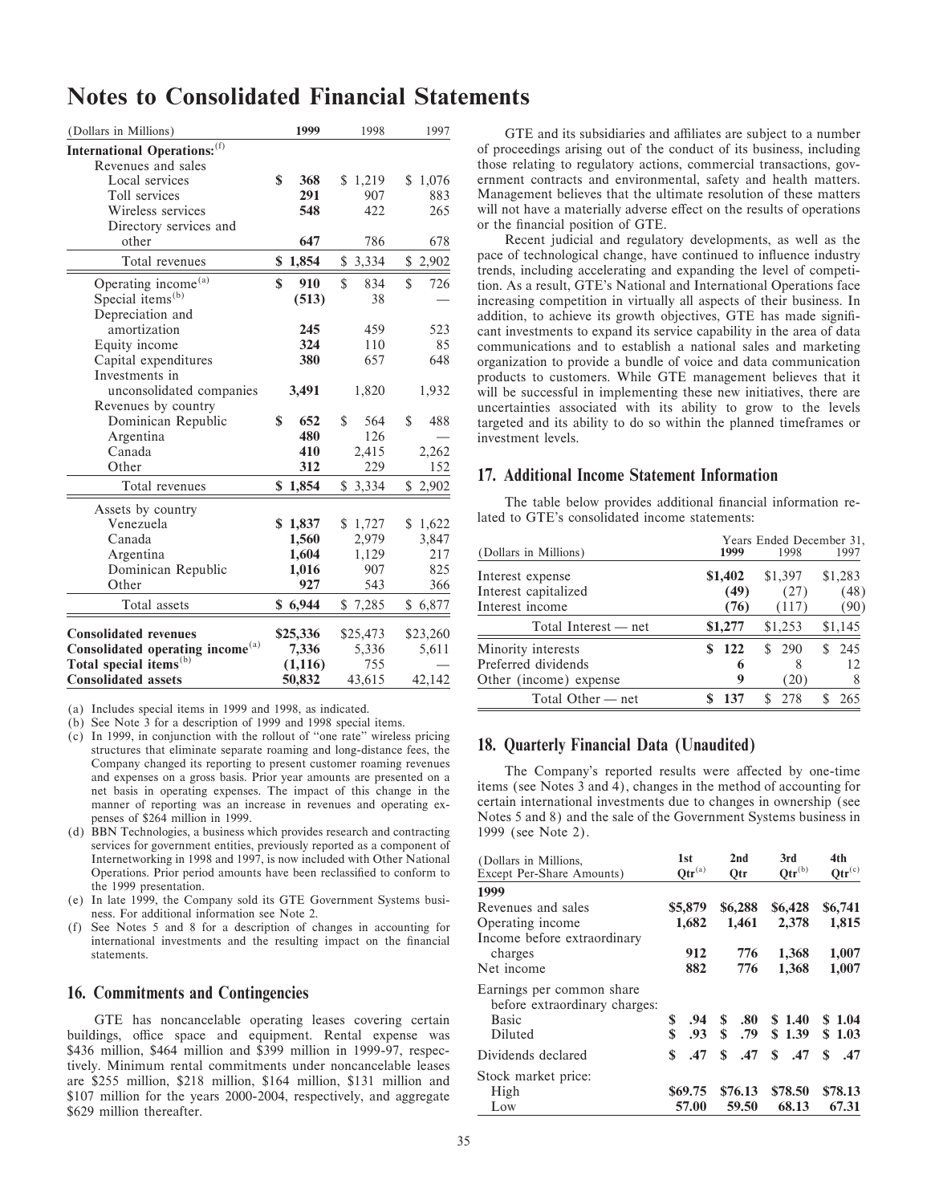# Notes to Consolidated Financial Statements

| (Dollars in Millions) | 1999 | 1998 | 1997 |
|---|---|---|---|
| **International Operations:**[f] | | | |
| Revenues and sales | | | |
| Local services | **$ 368** | $ 1,219 | $ 1,076 |
| Toll services | **291** | 907 | 883 |
| Wireless services | **548** | 422 | 265 |
| Directory services and other | **647** | 786 | 678 |
| Total revenues | **$ 1,854** | $ 3,334 | $ 2,902 |
| Operating income[a] | **$ 910** | $ 834 | $ 726 |
| Special items[b] | **(513)** | 38 | — |
| Depreciation and amortization | **245** | 459 | 523 |
| Equity income | **324** | 110 | 85 |
| Capital expenditures | **380** | 657 | 648 |
| Investments in unconsolidated companies | **3,491** | 1,820 | 1,932 |
| Revenues by country | | | |
| Dominican Republic | **$ 652** | $ 564 | $ 488 |
| Argentina | **480** | 126 | — |
| Canada | **410** | 2,415 | 2,262 |
| Other | **312** | 229 | 152 |
| Total revenues | **$ 1,854** | $ 3,334 | $ 2,902 |
| Assets by country | | | |
| Venezuela | **$ 1,837** | $ 1,727 | $ 1,622 |
| Canada | **1,560** | 2,979 | 3,847 |
| Argentina | **1,604** | 1,129 | 217 |
| Dominican Republic | **1,016** | 907 | 825 |
| Other | **927** | 543 | 366 |
| Total assets | **$ 6,944** | $ 7,285 | $ 6,877 |
| **Consolidated revenues** | **$25,336** | $25,473 | $23,260 |
| **Consolidated operating income**[a] | **7,336** | 5,336 | 5,611 |
| **Total special items**[b] | **(1,116)** | 755 | — |
| **Consolidated assets** | **50,832** | 43,615 | 42,142 |

(a) Includes special items in 1999 and 1998, as indicated.

(b) See Note 3 for a description of 1999 and 1998 special items.

(c) In 1999, in conjunction with the rollout of "one rate" wireless pricing structures that eliminate separate roaming and long-distance fees, the Company changed its reporting to present customer roaming revenues and expenses on a gross basis. Prior year amounts are presented on a net basis in operating expenses. The impact of this change in the manner of reporting was an increase in revenues and operating expenses of $264 million in 1999.

(d) BBN Technologies, a business which provides research and contracting services for government entities, previously reported as a component of Internetworking in 1998 and 1997, is now included with Other National Operations. Prior period amounts have been reclassified to conform to the 1999 presentation.

(e) In late 1999, the Company sold its GTE Government Systems business. For additional information see Note 2.

(f) See Notes 5 and 8 for a description of changes in accounting for international investments and the resulting impact on the financial statements.

## 16. Commitments and Contingencies

GTE has noncancelable operating leases covering certain buildings, office space and equipment. Rental expense was $436 million, $464 million and $399 million in 1999-97, respectively. Minimum rental commitments under noncancelable leases are $255 million, $218 million, $164 million, $131 million and $107 million for the years 2000-2004, respectively, and aggregate $629 million thereafter.

GTE and its subsidiaries and affiliates are subject to a number of proceedings arising out of the conduct of its business, including those relating to regulatory actions, commercial transactions, government contracts and environmental, safety and health matters. Management believes that the ultimate resolution of these matters will not have a materially adverse effect on the results of operations or the financial position of GTE.

Recent judicial and regulatory developments, as well as the pace of technological change, have continued to influence industry trends, including accelerating and expanding the level of competition. As a result, GTE's National and International Operations face increasing competition in virtually all aspects of their business. In addition, to achieve its growth objectives, GTE has made significant investments to expand its service capability in the area of data communications and to establish a national sales and marketing organization to provide a bundle of voice and data communication products to customers. While GTE management believes that it will be successful in implementing these new initiatives, there are uncertainties associated with its ability to grow to the levels targeted and its ability to do so within the planned timeframes or investment levels.

## 17. Additional Income Statement Information

The table below provides additional financial information related to GTE's consolidated income statements:

| (Dollars in Millions) | Years Ended December 31, 1999 | 1998 | 1997 |
|---|---|---|---|
| Interest expense | **$1,402** | $1,397 | $1,283 |
| Interest capitalized | **(49)** | (27) | (48) |
| Interest income | **(76)** | (117) | (90) |
| Total Interest — net | **$1,277** | $1,253 | $1,145 |
| Minority interests | **$ 122** | $ 290 | $ 245 |
| Preferred dividends | **6** | 8 | 12 |
| Other (income) expense | **9** | (20) | 8 |
| Total Other — net | **$ 137** | $ 278 | $ 265 |

## 18. Quarterly Financial Data (Unaudited)

The Company's reported results were affected by one-time items (see Notes 3 and 4), changes in the method of accounting for certain international investments due to changes in ownership (see Notes 5 and 8) and the sale of the Government Systems business in 1999 (see Note 2).

| (Dollars in Millions, Except Per-Share Amounts) | 1st Qtr[a] | 2nd Qtr | 3rd Qtr[b] | 4th Qtr[c] |
|---|---|---|---|---|
| **1999** | | | | |
| Revenues and sales | **$5,879** | **$6,288** | **$6,428** | **$6,741** |
| Operating income | **1,682** | **1,461** | **2,378** | **1,815** |
| Income before extraordinary charges | **912** | **776** | **1,368** | **1,007** |
| Net income | **882** | **776** | **1,368** | **1,007** |
| Earnings per common share before extraordinary charges: | | | | |
| Basic | **$ .94** | **$ .80** | **$ 1.40** | **$ 1.04** |
| Diluted | **$ .93** | **$ .79** | **$ 1.39** | **$ 1.03** |
| Dividends declared | **$ .47** | **$ .47** | **$ .47** | **$ .47** |
| Stock market price: | | | | |
| High | **$69.75** | **$76.13** | **$78.50** | **$78.13** |
| Low | **57.00** | **59.50** | **68.13** | **67.31** |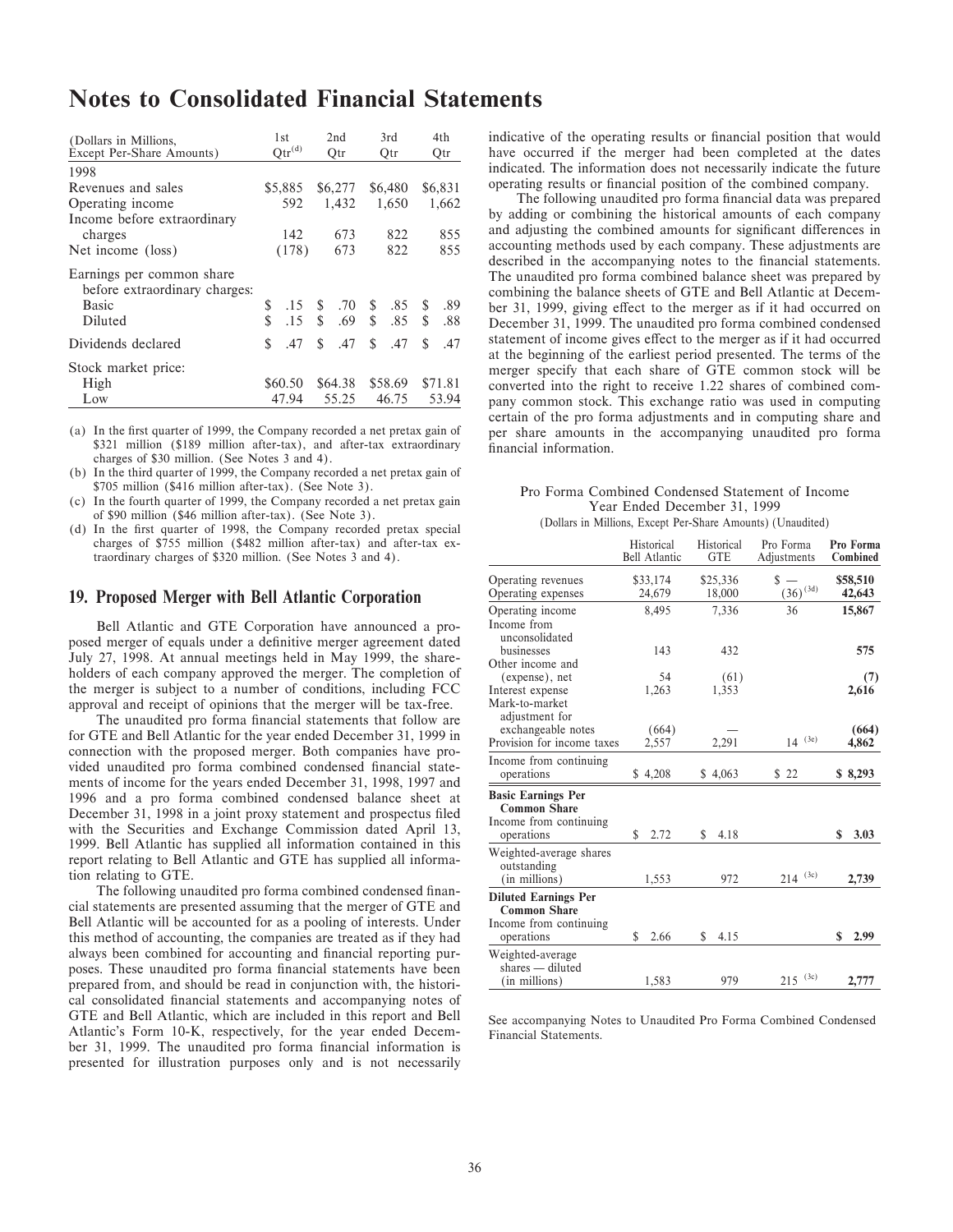# Notes to Consolidated Financial Statements

| (Dollars in Millions, Except Per-Share Amounts) | 1st Qtr[(d)] | 2nd Qtr | 3rd Qtr | 4th Qtr |
|---|---|---|---|---|
| 1998 | | | | |
| Revenues and sales | $5,885 | $6,277 | $6,480 | $6,831 |
| Operating income | 592 | 1,432 | 1,650 | 1,662 |
| Income before extraordinary charges | 142 | 673 | 822 | 855 |
| Net income (loss) | (178) | 673 | 822 | 855 |
| Earnings per common share before extraordinary charges: | | | | |
| Basic | $ .15 | $ .70 | $ .85 | $ .89 |
| Diluted | $ .15 | $ .69 | $ .85 | $ .88 |
| Dividends declared | $ .47 | $ .47 | $ .47 | $ .47 |
| Stock market price: | | | | |
| High | $60.50 | $64.38 | $58.69 | $71.81 |
| Low | 47.94 | 55.25 | 46.75 | 53.94 |

(a) In the first quarter of 1999, the Company recorded a net pretax gain of $321 million ($189 million after-tax), and after-tax extraordinary charges of $30 million. (See Notes 3 and 4).

(b) In the third quarter of 1999, the Company recorded a net pretax gain of $705 million ($416 million after-tax). (See Note 3).

(c) In the fourth quarter of 1999, the Company recorded a net pretax gain of $90 million ($46 million after-tax). (See Note 3).

(d) In the first quarter of 1998, the Company recorded pretax special charges of $755 million ($482 million after-tax) and after-tax extraordinary charges of $320 million. (See Notes 3 and 4).

## 19. Proposed Merger with Bell Atlantic Corporation

Bell Atlantic and GTE Corporation have announced a proposed merger of equals under a definitive merger agreement dated July 27, 1998. At annual meetings held in May 1999, the shareholders of each company approved the merger. The completion of the merger is subject to a number of conditions, including FCC approval and receipt of opinions that the merger will be tax-free.

The unaudited pro forma financial statements that follow are for GTE and Bell Atlantic for the year ended December 31, 1999 in connection with the proposed merger. Both companies have provided unaudited pro forma combined condensed financial statements of income for the years ended December 31, 1998, 1997 and 1996 and a pro forma combined condensed balance sheet at December 31, 1998 in a joint proxy statement and prospectus filed with the Securities and Exchange Commission dated April 13, 1999. Bell Atlantic has supplied all information contained in this report relating to Bell Atlantic and GTE has supplied all information relating to GTE.

The following unaudited pro forma combined condensed financial statements are presented assuming that the merger of GTE and Bell Atlantic will be accounted for as a pooling of interests. Under this method of accounting, the companies are treated as if they had always been combined for accounting and financial reporting purposes. These unaudited pro forma financial statements have been prepared from, and should be read in conjunction with, the historical consolidated financial statements and accompanying notes of GTE and Bell Atlantic, which are included in this report and Bell Atlantic's Form 10-K, respectively, for the year ended December 31, 1999. The unaudited pro forma financial information is presented for illustration purposes only and is not necessarily indicative of the operating results or financial position that would have occurred if the merger had been completed at the dates indicated. The information does not necessarily indicate the future operating results or financial position of the combined company.

The following unaudited pro forma financial data was prepared by adding or combining the historical amounts of each company and adjusting the combined amounts for significant differences in accounting methods used by each company. These adjustments are described in the accompanying notes to the financial statements. The unaudited pro forma combined balance sheet was prepared by combining the balance sheets of GTE and Bell Atlantic at December 31, 1999, giving effect to the merger as if it had occurred on December 31, 1999. The unaudited pro forma combined condensed statement of income gives effect to the merger as if it had occurred at the beginning of the earliest period presented. The terms of the merger specify that each share of GTE common stock will be converted into the right to receive 1.22 shares of combined company common stock. This exchange ratio was used in computing certain of the pro forma adjustments and in computing share and per share amounts in the accompanying unaudited pro forma financial information.

Pro Forma Combined Condensed Statement of Income
Year Ended December 31, 1999
(Dollars in Millions, Except Per-Share Amounts) (Unaudited)

| | Historical Bell Atlantic | Historical GTE | Pro Forma Adjustments | **Pro Forma Combined** |
|---|---|---|---|---|
| Operating revenues | $33,174 | $25,336 | $ — | **$58,510** |
| Operating expenses | 24,679 | 18,000 | (36)[(3d)] | **42,643** |
| Operating income | 8,495 | 7,336 | 36 | **15,867** |
| Income from unconsolidated businesses | 143 | 432 | | **575** |
| Other income and (expense), net | 54 | (61) | | **(7)** |
| Interest expense | 1,263 | 1,353 | | **2,616** |
| Mark-to-market adjustment for exchangeable notes | (664) | — | | **(664)** |
| Provision for income taxes | 2,557 | 2,291 | 14 [(3e)] | **4,862** |
| Income from continuing operations | $ 4,208 | $ 4,063 | $ 22 | **$ 8,293** |
| **Basic Earnings Per Common Share** | | | | |
| Income from continuing operations | $ 2.72 | $ 4.18 | | **$ 3.03** |
| Weighted-average shares outstanding (in millions) | 1,553 | 972 | 214 [(3e)] | **2,739** |
| **Diluted Earnings Per Common Share** | | | | |
| Income from continuing operations | $ 2.66 | $ 4.15 | | **$ 2.99** |
| Weighted-average shares — diluted (in millions) | 1,583 | 979 | 215 [(3e)] | **2,777** |

See accompanying Notes to Unaudited Pro Forma Combined Condensed Financial Statements.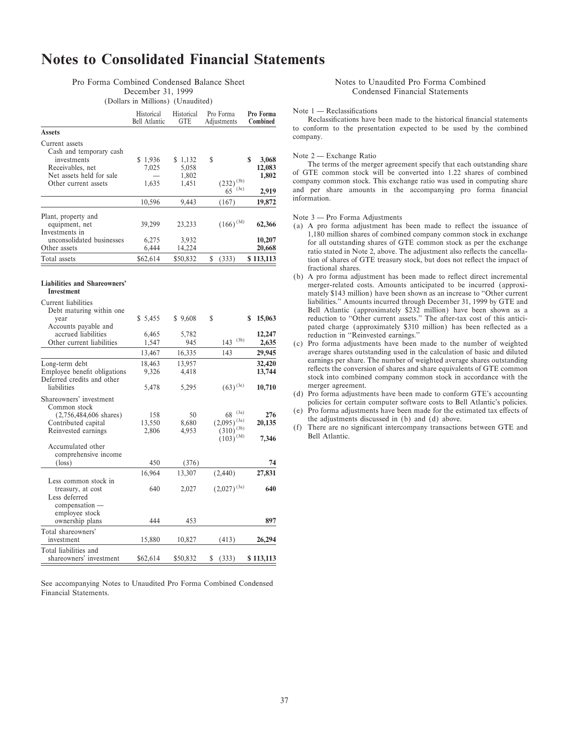# Notes to Consolidated Financial Statements

Pro Forma Combined Condensed Balance Sheet
December 31, 1999
(Dollars in Millions) (Unaudited)

| | Historical Bell Atlantic | Historical GTE | Pro Forma Adjustments | **Pro Forma Combined** |
|---|---|---|---|---|
| **Assets** | | | | |
| Current assets | | | | |
| Cash and temporary cash investments | $ 1,936 | $ 1,132 | $ | **$ 3,068** |
| Receivables, net | 7,025 | 5,058 | | **12,083** |
| Net assets held for sale | — | 1,802 | | **1,802** |
| Other current assets | 1,635 | 1,451 | (232) (3b) 65 (3e) | **2,919** |
| | 10,596 | 9,443 | (167) | **19,872** |
| Plant, property and equipment, net | 39,299 | 23,233 | (166) (3d) | **62,366** |
| Investments in unconsolidated businesses | 6,275 | 3,932 | | **10,207** |
| Other assets | 6,444 | 14,224 | | **20,668** |
| Total assets | $62,614 | $50,832 | $ (333) | **$ 113,113** |
| **Liabilities and Shareowners' Investment** | | | | |
| Current liabilities | | | | |
| Debt maturing within one year | $ 5,455 | $ 9,608 | $ | **$ 15,063** |
| Accounts payable and accrued liabilities | 6,465 | 5,782 | | **12,247** |
| Other current liabilities | 1,547 | 945 | 143 (3b) | **2,635** |
| | 13,467 | 16,335 | 143 | **29,945** |
| Long-term debt | 18,463 | 13,957 | | **32,420** |
| Employee benefit obligations | 9,326 | 4,418 | | **13,744** |
| Deferred credits and other liabilities | 5,478 | 5,295 | (63) (3e) | **10,710** |
| Shareowners' investment | | | | |
| Common stock (2,756,484,606 shares) | 158 | 50 | 68 (3a) | **276** |
| Contributed capital | 13,550 | 8,680 | (2,095) (3a) | **20,135** |
| Reinvested earnings | 2,806 | 4,953 | (310) (3b) (103) (3d) | **7,346** |
| Accumulated other comprehensive income (loss) | 450 | (376) | | **74** |
| | 16,964 | 13,307 | (2,440) | **27,831** |
| Less common stock in treasury, at cost | 640 | 2,027 | (2,027) (3a) | **640** |
| Less deferred compensation — employee stock ownership plans | 444 | 453 | | **897** |
| Total shareowners' investment | 15,880 | 10,827 | (413) | **26,294** |
| Total liabilities and shareowners' investment | $62,614 | $50,832 | $ (333) | **$ 113,113** |

See accompanying Notes to Unaudited Pro Forma Combined Condensed Financial Statements.

Notes to Unaudited Pro Forma Combined Condensed Financial Statements

Note 1 — Reclassifications

Reclassifications have been made to the historical financial statements to conform to the presentation expected to be used by the combined company.

Note 2 — Exchange Ratio

The terms of the merger agreement specify that each outstanding share of GTE common stock will be converted into 1.22 shares of combined company common stock. This exchange ratio was used in computing share and per share amounts in the accompanying pro forma financial information.

Note 3 — Pro Forma Adjustments

(a) A pro forma adjustment has been made to reflect the issuance of 1,180 million shares of combined company common stock in exchange for all outstanding shares of GTE common stock as per the exchange ratio stated in Note 2, above. The adjustment also reflects the cancellation of shares of GTE treasury stock, but does not reflect the impact of fractional shares.

(b) A pro forma adjustment has been made to reflect direct incremental merger-related costs. Amounts anticipated to be incurred (approximately $143 million) have been shown as an increase to "Other current liabilities." Amounts incurred through December 31, 1999 by GTE and Bell Atlantic (approximately $232 million) have been shown as a reduction to "Other current assets." The after-tax cost of this anticipated charge (approximately $310 million) has been reflected as a reduction in "Reinvested earnings."

(c) Pro forma adjustments have been made to the number of weighted average shares outstanding used in the calculation of basic and diluted earnings per share. The number of weighted average shares outstanding reflects the conversion of shares and share equivalents of GTE common stock into combined company common stock in accordance with the merger agreement.

(d) Pro forma adjustments have been made to conform GTE's accounting policies for certain computer software costs to Bell Atlantic's policies.

(e) Pro forma adjustments have been made for the estimated tax effects of the adjustments discussed in (b) and (d) above.

(f) There are no significant intercompany transactions between GTE and Bell Atlantic.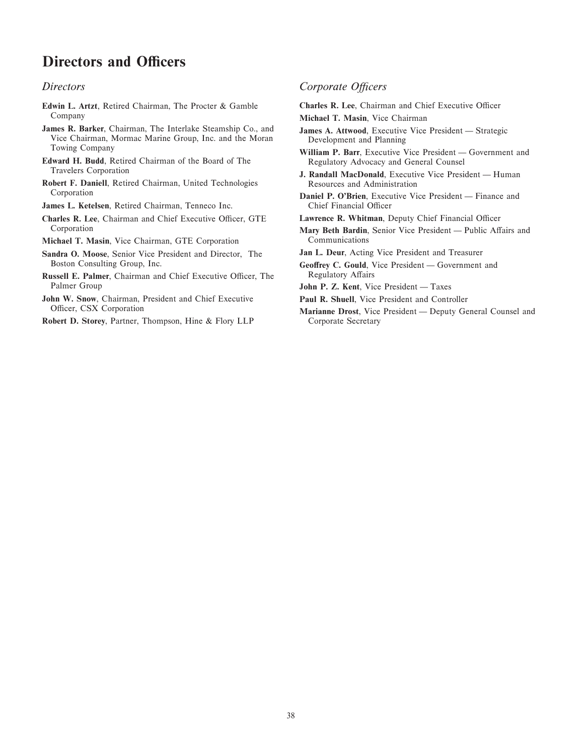# Directors and Officers

## *Directors*

**Edwin L. Artzt**, Retired Chairman, The Procter & Gamble Company

**James R. Barker**, Chairman, The Interlake Steamship Co., and Vice Chairman, Mormac Marine Group, Inc. and the Moran Towing Company

**Edward H. Budd**, Retired Chairman of the Board of The Travelers Corporation

**Robert F. Daniell**, Retired Chairman, United Technologies Corporation

**James L. Ketelsen**, Retired Chairman, Tenneco Inc.

**Charles R. Lee**, Chairman and Chief Executive Officer, GTE Corporation

**Michael T. Masin**, Vice Chairman, GTE Corporation

**Sandra O. Moose**, Senior Vice President and Director, The Boston Consulting Group, Inc.

**Russell E. Palmer**, Chairman and Chief Executive Officer, The Palmer Group

**John W. Snow**, Chairman, President and Chief Executive Officer, CSX Corporation

**Robert D. Storey**, Partner, Thompson, Hine & Flory LLP

## *Corporate Officers*

**Charles R. Lee**, Chairman and Chief Executive Officer

**Michael T. Masin**, Vice Chairman

**James A. Attwood**, Executive Vice President — Strategic Development and Planning

**William P. Barr**, Executive Vice President — Government and Regulatory Advocacy and General Counsel

**J. Randall MacDonald**, Executive Vice President — Human Resources and Administration

**Daniel P. O'Brien**, Executive Vice President — Finance and Chief Financial Officer

**Lawrence R. Whitman**, Deputy Chief Financial Officer

**Mary Beth Bardin**, Senior Vice President — Public Affairs and Communications

**Jan L. Deur**, Acting Vice President and Treasurer

**Geoffrey C. Gould**, Vice President — Government and Regulatory Affairs

**John P. Z. Kent**, Vice President — Taxes

**Paul R. Shuell**, Vice President and Controller

**Marianne Drost**, Vice President — Deputy General Counsel and Corporate Secretary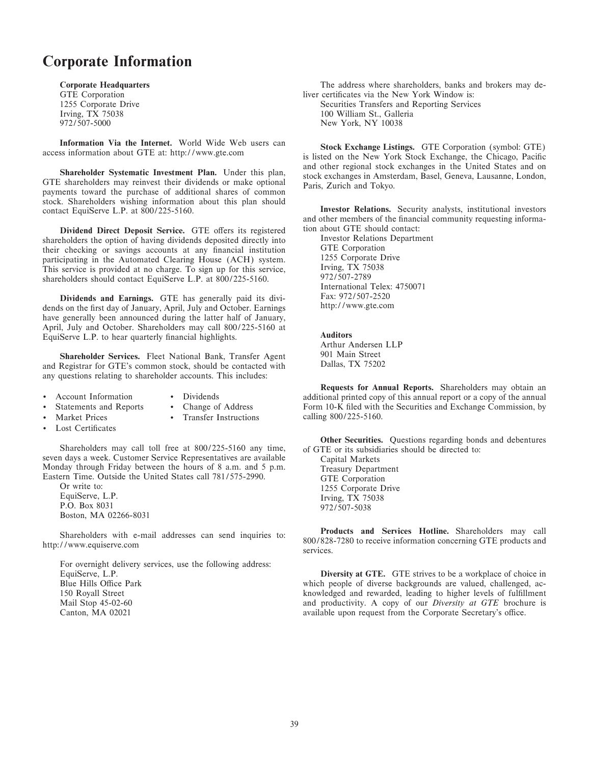# Corporate Information

**Corporate Headquarters**
GTE Corporation
1255 Corporate Drive
Irving, TX 75038
972/507-5000

**Information Via the Internet.** World Wide Web users can access information about GTE at: http://www.gte.com

**Shareholder Systematic Investment Plan.** Under this plan, GTE shareholders may reinvest their dividends or make optional payments toward the purchase of additional shares of common stock. Shareholders wishing information about this plan should contact EquiServe L.P. at 800/225-5160.

**Dividend Direct Deposit Service.** GTE offers its registered shareholders the option of having dividends deposited directly into their checking or savings accounts at any financial institution participating in the Automated Clearing House (ACH) system. This service is provided at no charge. To sign up for this service, shareholders should contact EquiServe L.P. at 800/225-5160.

**Dividends and Earnings.** GTE has generally paid its dividends on the first day of January, April, July and October. Earnings have generally been announced during the latter half of January, April, July and October. Shareholders may call 800/225-5160 at EquiServe L.P. to hear quarterly financial highlights.

**Shareholder Services.** Fleet National Bank, Transfer Agent and Registrar for GTE's common stock, should be contacted with any questions relating to shareholder accounts. This includes:

- Account Information
- Statements and Reports
- Market Prices
- Lost Certificates
- Dividends
- Change of Address
- Transfer Instructions

Shareholders may call toll free at 800/225-5160 any time, seven days a week. Customer Service Representatives are available Monday through Friday between the hours of 8 a.m. and 5 p.m. Eastern Time. Outside the United States call 781/575-2990.

Or write to:
EquiServe, L.P.
P.O. Box 8031
Boston, MA 02266-8031

Shareholders with e-mail addresses can send inquiries to: http://www.equiserve.com

For overnight delivery services, use the following address:
EquiServe, L.P.
Blue Hills Office Park
150 Royall Street
Mail Stop 45-02-60
Canton, MA 02021

The address where shareholders, banks and brokers may deliver certificates via the New York Window is:
Securities Transfers and Reporting Services
100 William St., Galleria
New York, NY 10038

**Stock Exchange Listings.** GTE Corporation (symbol: GTE) is listed on the New York Stock Exchange, the Chicago, Pacific and other regional stock exchanges in the United States and on stock exchanges in Amsterdam, Basel, Geneva, Lausanne, London, Paris, Zurich and Tokyo.

**Investor Relations.** Security analysts, institutional investors and other members of the financial community requesting information about GTE should contact:
Investor Relations Department
GTE Corporation
1255 Corporate Drive
Irving, TX 75038
972/507-2789
International Telex: 4750071
Fax: 972/507-2520
http://www.gte.com

**Auditors**
Arthur Andersen LLP
901 Main Street
Dallas, TX 75202

**Requests for Annual Reports.** Shareholders may obtain an additional printed copy of this annual report or a copy of the annual Form 10-K filed with the Securities and Exchange Commission, by calling 800/225-5160.

**Other Securities.** Questions regarding bonds and debentures of GTE or its subsidiaries should be directed to:
Capital Markets
Treasury Department
GTE Corporation
1255 Corporate Drive
Irving, TX 75038
972/507-5038

**Products and Services Hotline.** Shareholders may call 800/828-7280 to receive information concerning GTE products and services.

**Diversity at GTE.** GTE strives to be a workplace of choice in which people of diverse backgrounds are valued, challenged, acknowledged and rewarded, leading to higher levels of fulfillment and productivity. A copy of our *Diversity at GTE* brochure is available upon request from the Corporate Secretary's office.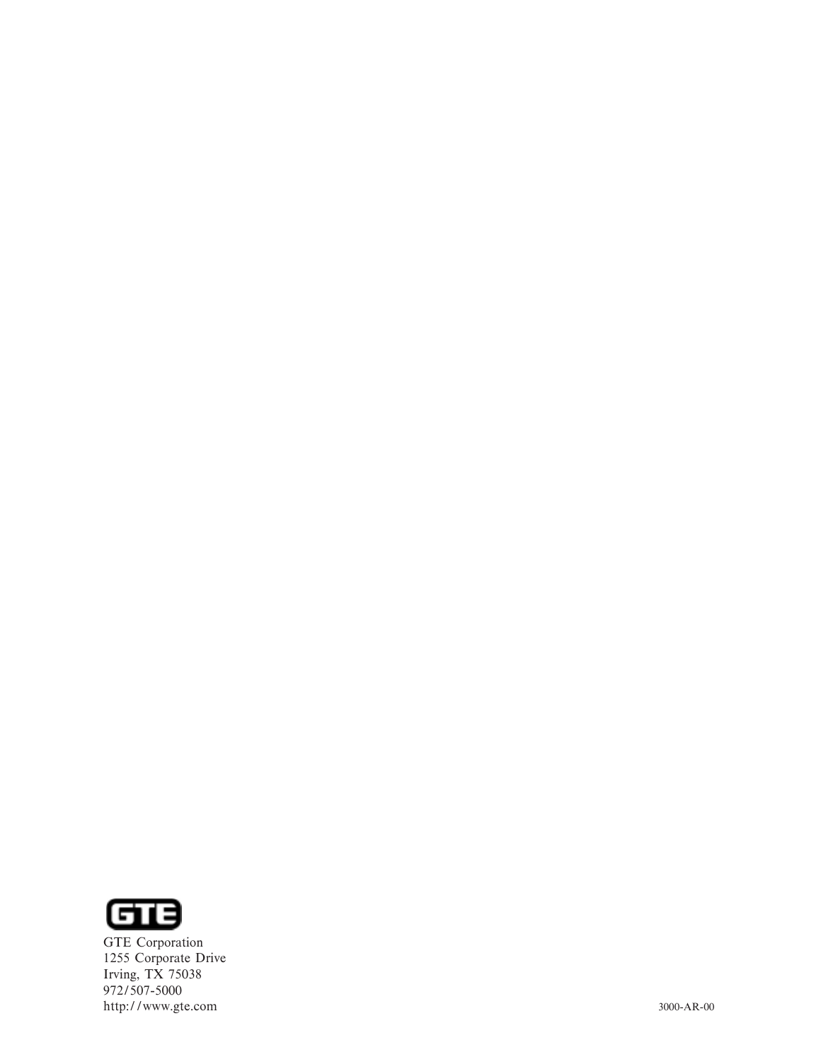GTE

GTE Corporation
1255 Corporate Drive
Irving, TX 75038
972/507-5000
http://www.gte.com

3000-AR-00